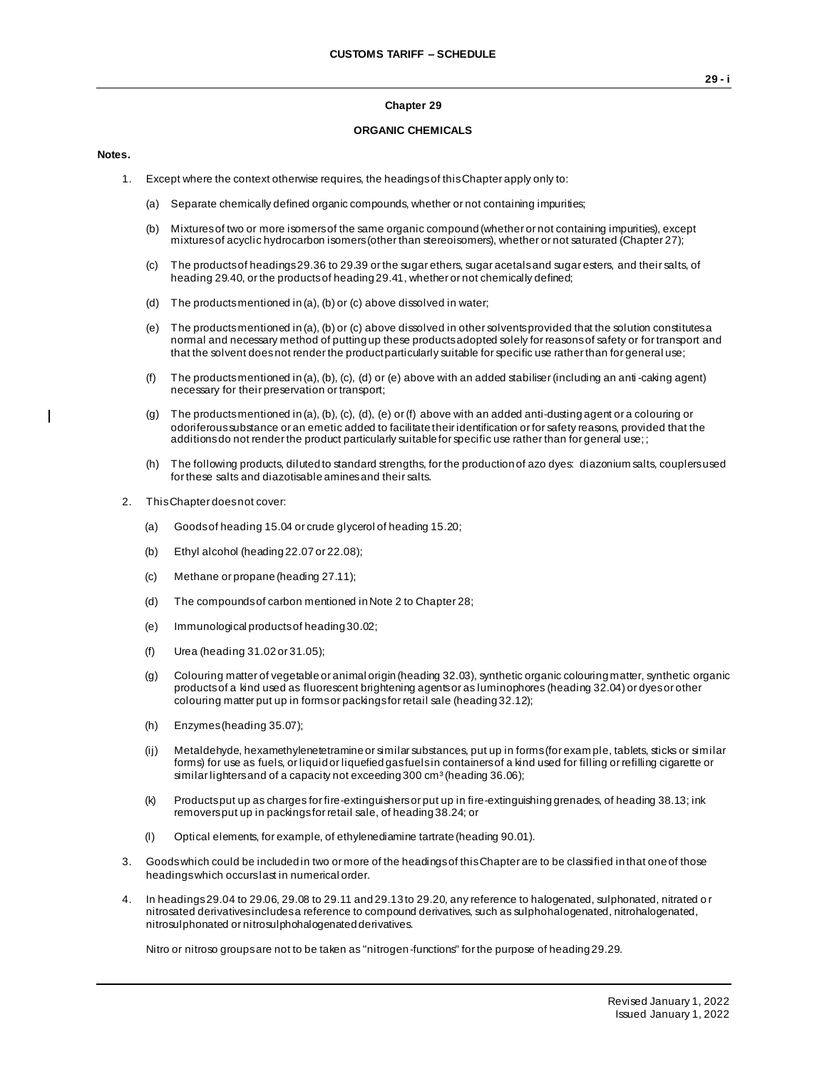# Chapter 29

## ORGANIC CHEMICALS

**Notes.**

1. Except where the context otherwise requires, the headings of this Chapter apply only to:

   (a) Separate chemically defined organic compounds, whether or not containing impurities;

   (b) Mixtures of two or more isomers of the same organic compound (whether or not containing impurities), except mixtures of acyclic hydrocarbon isomers (other than stereoisomers), whether or not saturated (Chapter 27);

   (c) The products of headings 29.36 to 29.39 or the sugar ethers, sugar acetals and sugar esters, and their salts, of heading 29.40, or the products of heading 29.41, whether or not chemically defined;

   (d) The products mentioned in (a), (b) or (c) above dissolved in water;

   (e) The products mentioned in (a), (b) or (c) above dissolved in other solvents provided that the solution constitutes a normal and necessary method of putting up these products adopted solely for reasons of safety or for transport and that the solvent does not render the product particularly suitable for specific use rather than for general use;

   (f) The products mentioned in (a), (b), (c), (d) or (e) above with an added stabiliser (including an anti-caking agent) necessary for their preservation or transport;

   (g) The products mentioned in (a), (b), (c), (d), (e) or (f) above with an added anti-dusting agent or a colouring or odoriferous substance or an emetic added to facilitate their identification or for safety reasons, provided that the additions do not render the product particularly suitable for specific use rather than for general use; ;

   (h) The following products, diluted to standard strengths, for the production of azo dyes: diazonium salts, couplers used for these salts and diazotisable amines and their salts.

2. This Chapter does not cover:

   (a) Goods of heading 15.04 or crude glycerol of heading 15.20;

   (b) Ethyl alcohol (heading 22.07 or 22.08);

   (c) Methane or propane (heading 27.11);

   (d) The compounds of carbon mentioned in Note 2 to Chapter 28;

   (e) Immunological products of heading 30.02;

   (f) Urea (heading 31.02 or 31.05);

   (g) Colouring matter of vegetable or animal origin (heading 32.03), synthetic organic colouring matter, synthetic organic products of a kind used as fluorescent brightening agents or as luminophores (heading 32.04) or dyes or other colouring matter put up in forms or packings for retail sale (heading 32.12);

   (h) Enzymes (heading 35.07);

   (ij) Metaldehyde, hexamethylenetetramine or similar substances, put up in forms (for example, tablets, sticks or similar forms) for use as fuels, or liquid or liquefied gas fuels in containers of a kind used for filling or refilling cigarette or similar lighters and of a capacity not exceeding 300 $cm^3$ (heading 36.06);

   (k) Products put up as charges for fire-extinguishers or put up in fire-extinguishing grenades, of heading 38.13; ink removers put up in packings for retail sale, of heading 38.24; or

   (l) Optical elements, for example, of ethylenediamine tartrate (heading 90.01).

3. Goods which could be included in two or more of the headings of this Chapter are to be classified in that one of those headings which occurs last in numerical order.

4. In headings 29.04 to 29.06, 29.08 to 29.11 and 29.13 to 29.20, any reference to halogenated, sulphonated, nitrated or nitrosated derivatives includes a reference to compound derivatives, such as sulphohalogenated, nitrohalogenated, nitrosulphonated or nitrosulphohalogenated derivatives.

   Nitro or nitroso groups are not to be taken as "nitrogen-functions" for the purpose of heading 29.29.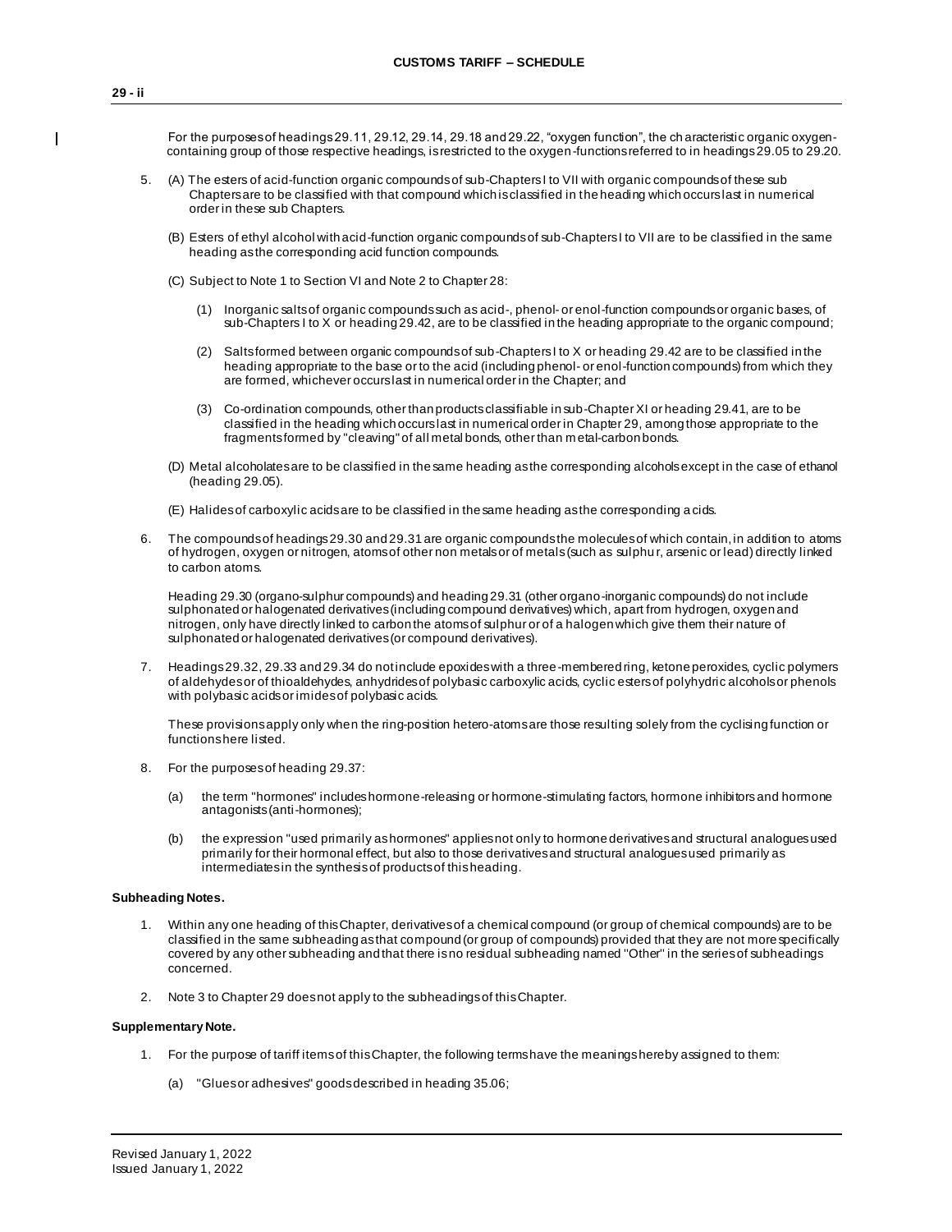For the purposes of headings 29.11, 29.12, 29.14, 29.18 and 29.22, "oxygen function", the characteristic organic oxygen-containing group of those respective headings, is restricted to the oxygen-functions referred to in headings 29.05 to 29.20.

5. (A) The esters of acid-function organic compounds of sub-Chapters I to VII with organic compounds of these sub Chapters are to be classified with that compound which is classified in the heading which occurs last in numerical order in these sub Chapters.

   (B) Esters of ethyl alcohol with acid-function organic compounds of sub-Chapters I to VII are to be classified in the same heading as the corresponding acid function compounds.

   (C) Subject to Note 1 to Section VI and Note 2 to Chapter 28:

      (1) Inorganic salts of organic compounds such as acid-, phenol- or enol-function compounds or organic bases, of sub-Chapters I to X or heading 29.42, are to be classified in the heading appropriate to the organic compound;

      (2) Salts formed between organic compounds of sub-Chapters I to X or heading 29.42 are to be classified in the heading appropriate to the base or to the acid (including phenol- or enol-function compounds) from which they are formed, whichever occurs last in numerical order in the Chapter; and

      (3) Co-ordination compounds, other than products classifiable in sub-Chapter XI or heading 29.41, are to be classified in the heading which occurs last in numerical order in Chapter 29, among those appropriate to the fragments formed by "cleaving" of all metal bonds, other than metal-carbon bonds.

   (D) Metal alcoholates are to be classified in the same heading as the corresponding alcohols except in the case of ethanol (heading 29.05).

   (E) Halides of carboxylic acids are to be classified in the same heading as the corresponding acids.

6. The compounds of headings 29.30 and 29.31 are organic compounds the molecules of which contain, in addition to atoms of hydrogen, oxygen or nitrogen, atoms of other non metals or of metals (such as sulphur, arsenic or lead) directly linked to carbon atoms.

   Heading 29.30 (organo-sulphur compounds) and heading 29.31 (other organo-inorganic compounds) do not include sulphonated or halogenated derivatives (including compound derivatives) which, apart from hydrogen, oxygen and nitrogen, only have directly linked to carbon the atoms of sulphur or of a halogen which give them their nature of sulphonated or halogenated derivatives (or compound derivatives).

7. Headings 29.32, 29.33 and 29.34 do not include epoxides with a three-membered ring, ketone peroxides, cyclic polymers of aldehydes or of thioaldehydes, anhydrides of polybasic carboxylic acids, cyclic esters of polyhydric alcohols or phenols with polybasic acids or imides of polybasic acids.

   These provisions apply only when the ring-position hetero-atoms are those resulting solely from the cyclising function or functions here listed.

8. For the purposes of heading 29.37:

   (a) the term "hormones" includes hormone-releasing or hormone-stimulating factors, hormone inhibitors and hormone antagonists (anti-hormones);

   (b) the expression "used primarily as hormones" applies not only to hormone derivatives and structural analogues used primarily for their hormonal effect, but also to those derivatives and structural analogues used primarily as intermediates in the synthesis of products of this heading.

**Subheading Notes.**

1. Within any one heading of this Chapter, derivatives of a chemical compound (or group of chemical compounds) are to be classified in the same subheading as that compound (or group of compounds) provided that they are not more specifically covered by any other subheading and that there is no residual subheading named "Other" in the series of subheadings concerned.

2. Note 3 to Chapter 29 does not apply to the subheadings of this Chapter.

**Supplementary Note.**

1. For the purpose of tariff items of this Chapter, the following terms have the meanings hereby assigned to them:

   (a) "Glues or adhesives" goods described in heading 35.06;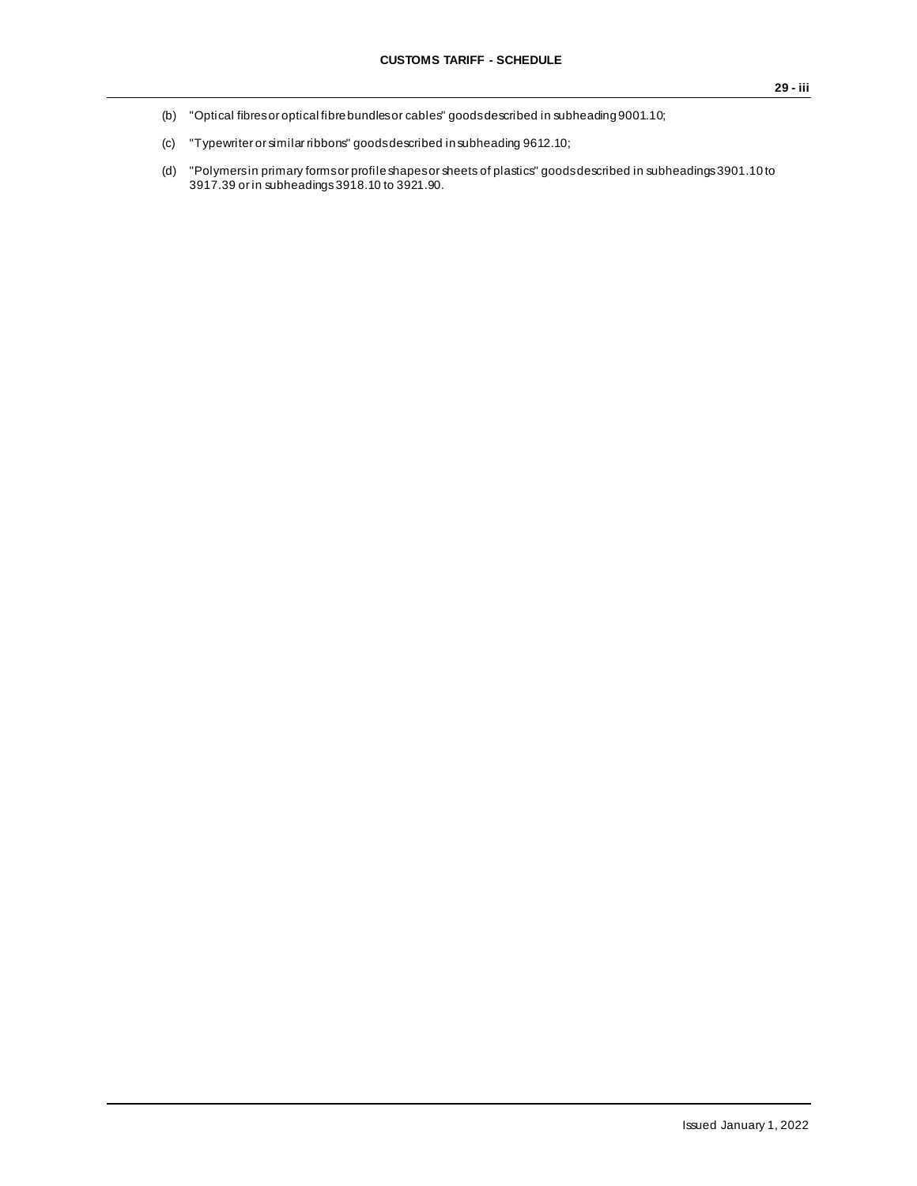(b) "Optical fibres or optical fibre bundles or cables" goods described in subheading 9001.10;

(c) "Typewriter or similar ribbons" goods described in subheading 9612.10;

(d) "Polymers in primary forms or profile shapes or sheets of plastics" goods described in subheadings 3901.10 to 3917.39 or in subheadings 3918.10 to 3921.90.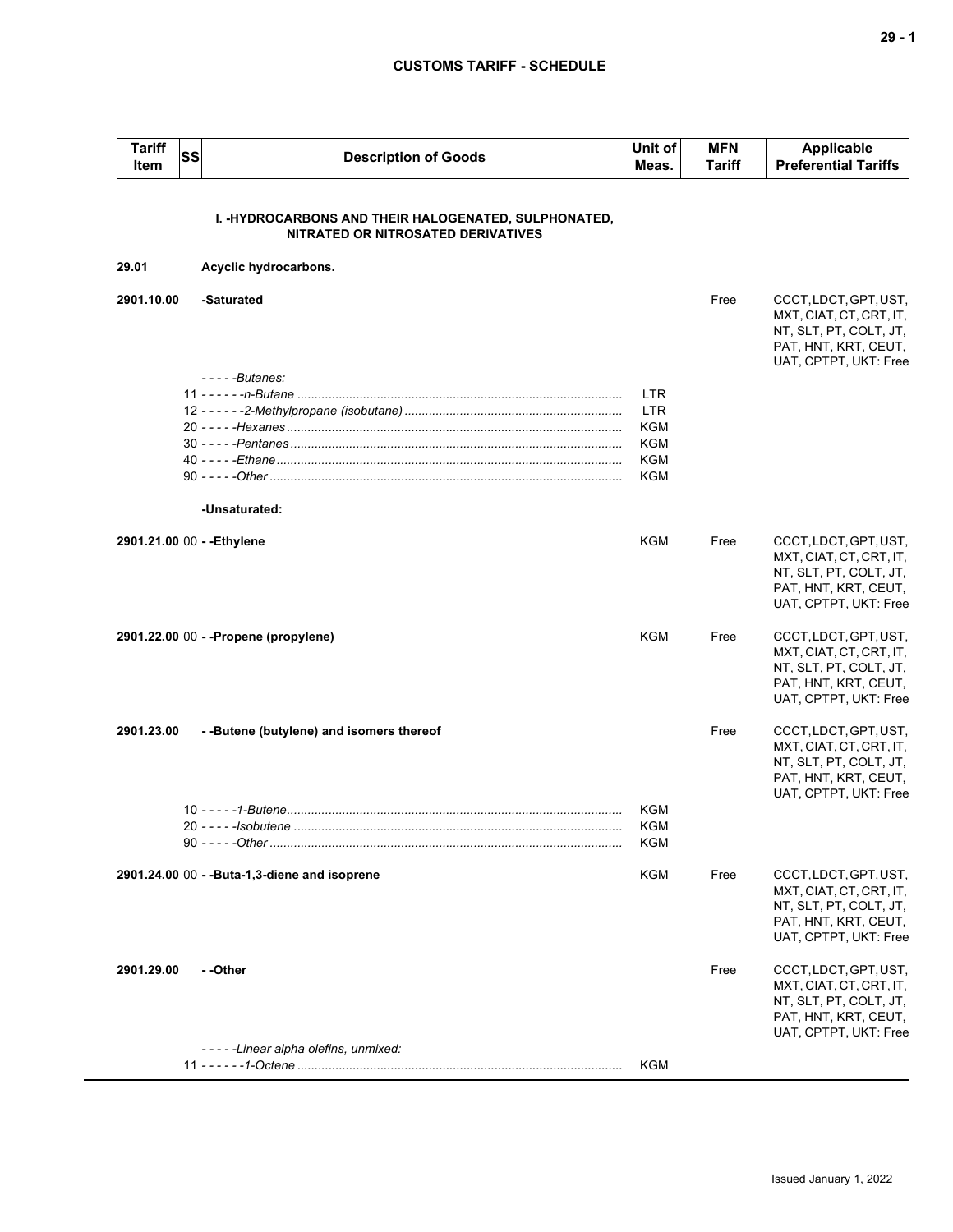| Tariff Item | SS | Description of Goods | Unit of Meas. | MFN Tariff | Applicable Preferential Tariffs |
|---|---|---|---|---|---|
| | | **I. -HYDROCARBONS AND THEIR HALOGENATED, SULPHONATED, NITRATED OR NITROSATED DERIVATIVES** | | | |
| **29.01** | | **Acyclic hydrocarbons.** | | | |
| **2901.10.00** | | **-Saturated** | | Free | CCCT, LDCT, GPT, UST, MXT, CIAT, CT, CRT, IT, NT, SLT, PT, COLT, JT, PAT, HNT, KRT, CEUT, UAT, CPTPT, UKT: Free |
| | | *-----Butanes:* | | | |
| | 11 | *------n-Butane* | LTR | | |
| | 12 | *------2-Methylpropane (isobutane)* | LTR | | |
| | 20 | *-----Hexanes* | KGM | | |
| | 30 | *-----Pentanes* | KGM | | |
| | 40 | *-----Ethane* | KGM | | |
| | 90 | *-----Other* | KGM | | |
| | | **-Unsaturated:** | | | |
| **2901.21.00** | 00 | **--Ethylene** | KGM | Free | CCCT, LDCT, GPT, UST, MXT, CIAT, CT, CRT, IT, NT, SLT, PT, COLT, JT, PAT, HNT, KRT, CEUT, UAT, CPTPT, UKT: Free |
| **2901.22.00** | 00 | **--Propene (propylene)** | KGM | Free | CCCT, LDCT, GPT, UST, MXT, CIAT, CT, CRT, IT, NT, SLT, PT, COLT, JT, PAT, HNT, KRT, CEUT, UAT, CPTPT, UKT: Free |
| **2901.23.00** | | **--Butene (butylene) and isomers thereof** | | Free | CCCT, LDCT, GPT, UST, MXT, CIAT, CT, CRT, IT, NT, SLT, PT, COLT, JT, PAT, HNT, KRT, CEUT, UAT, CPTPT, UKT: Free |
| | 10 | *-----1-Butene* | KGM | | |
| | 20 | *-----Isobutene* | KGM | | |
| | 90 | *-----Other* | KGM | | |
| **2901.24.00** | 00 | **--Buta-1,3-diene and isoprene** | KGM | Free | CCCT, LDCT, GPT, UST, MXT, CIAT, CT, CRT, IT, NT, SLT, PT, COLT, JT, PAT, HNT, KRT, CEUT, UAT, CPTPT, UKT: Free |
| **2901.29.00** | | **--Other** | | Free | CCCT, LDCT, GPT, UST, MXT, CIAT, CT, CRT, IT, NT, SLT, PT, COLT, JT, PAT, HNT, KRT, CEUT, UAT, CPTPT, UKT: Free |
| | | *-----Linear alpha olefins, unmixed:* | | | |
| | 11 | *------1-Octene* | KGM | | |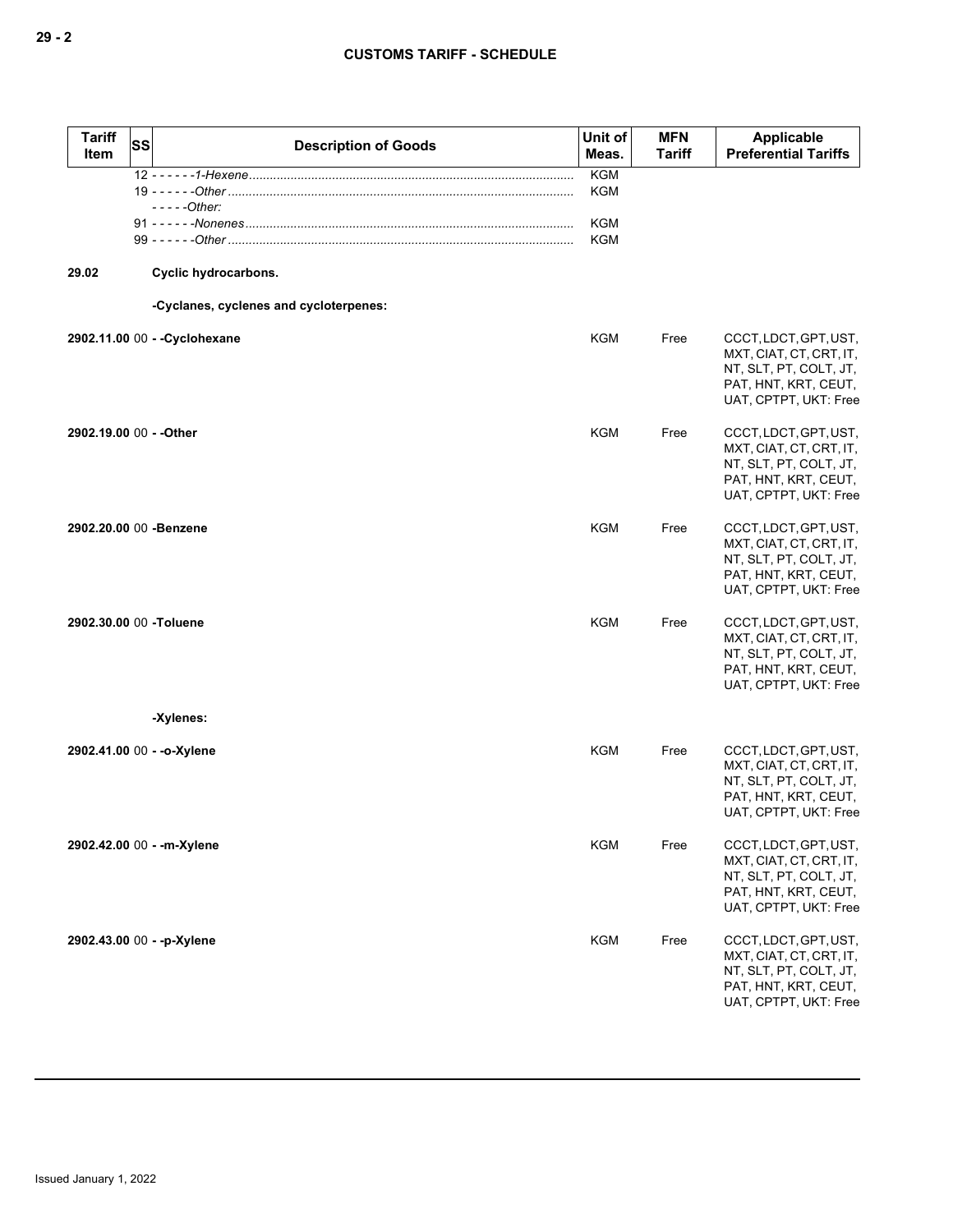| Tariff Item | SS | Description of Goods | Unit of Meas. | MFN Tariff | Applicable Preferential Tariffs |
|---|---|---|---|---|---|
| | 12 | - - - - - - *1-Hexene* | KGM | | |
| | 19 | - - - - - - *Other* | KGM | | |
| | | - - - - - *Other:* | | | |
| | 91 | - - - - - - *Nonenes* | KGM | | |
| | 99 | - - - - - - *Other* | KGM | | |
| **29.02** | | **Cyclic hydrocarbons.** | | | |
| | | **-Cyclanes, cyclenes and cycloterpenes:** | | | |
| **2902.11.00** | 00 | **- -Cyclohexane** | KGM | Free | CCCT, LDCT, GPT, UST, MXT, CIAT, CT, CRT, IT, NT, SLT, PT, COLT, JT, PAT, HNT, KRT, CEUT, UAT, CPTPT, UKT: Free |
| **2902.19.00** | 00 | **- -Other** | KGM | Free | CCCT, LDCT, GPT, UST, MXT, CIAT, CT, CRT, IT, NT, SLT, PT, COLT, JT, PAT, HNT, KRT, CEUT, UAT, CPTPT, UKT: Free |
| **2902.20.00** | 00 | **-Benzene** | KGM | Free | CCCT, LDCT, GPT, UST, MXT, CIAT, CT, CRT, IT, NT, SLT, PT, COLT, JT, PAT, HNT, KRT, CEUT, UAT, CPTPT, UKT: Free |
| **2902.30.00** | 00 | **-Toluene** | KGM | Free | CCCT, LDCT, GPT, UST, MXT, CIAT, CT, CRT, IT, NT, SLT, PT, COLT, JT, PAT, HNT, KRT, CEUT, UAT, CPTPT, UKT: Free |
| | | **-Xylenes:** | | | |
| **2902.41.00** | 00 | **- -o-Xylene** | KGM | Free | CCCT, LDCT, GPT, UST, MXT, CIAT, CT, CRT, IT, NT, SLT, PT, COLT, JT, PAT, HNT, KRT, CEUT, UAT, CPTPT, UKT: Free |
| **2902.42.00** | 00 | **- -m-Xylene** | KGM | Free | CCCT, LDCT, GPT, UST, MXT, CIAT, CT, CRT, IT, NT, SLT, PT, COLT, JT, PAT, HNT, KRT, CEUT, UAT, CPTPT, UKT: Free |
| **2902.43.00** | 00 | **- -p-Xylene** | KGM | Free | CCCT, LDCT, GPT, UST, MXT, CIAT, CT, CRT, IT, NT, SLT, PT, COLT, JT, PAT, HNT, KRT, CEUT, UAT, CPTPT, UKT: Free |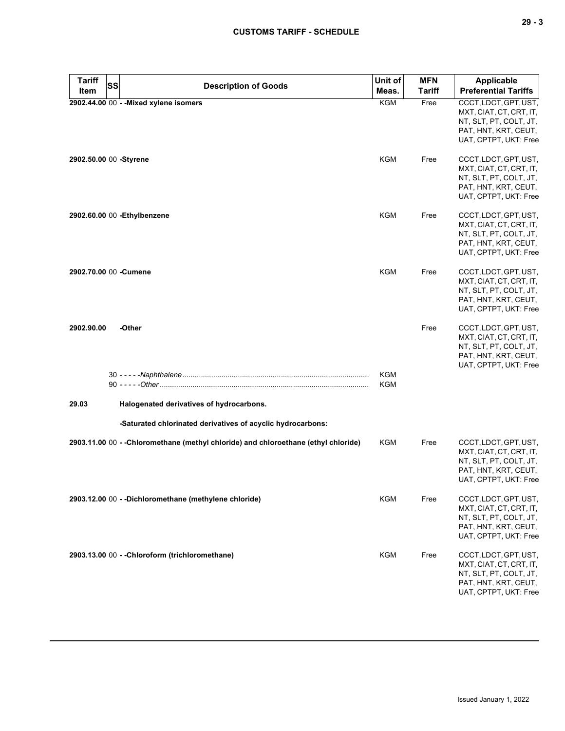| Tariff Item | SS | Description of Goods | Unit of Meas. | MFN Tariff | Applicable Preferential Tariffs |
|---|---|---|---|---|---|
| **2902.44.00** | 00 | **- -Mixed xylene isomers** | KGM | Free | CCCT, LDCT, GPT, UST, MXT, CIAT, CT, CRT, IT, NT, SLT, PT, COLT, JT, PAT, HNT, KRT, CEUT, UAT, CPTPT, UKT: Free |
| **2902.50.00** | 00 | **-Styrene** | KGM | Free | CCCT, LDCT, GPT, UST, MXT, CIAT, CT, CRT, IT, NT, SLT, PT, COLT, JT, PAT, HNT, KRT, CEUT, UAT, CPTPT, UKT: Free |
| **2902.60.00** | 00 | **-Ethylbenzene** | KGM | Free | CCCT, LDCT, GPT, UST, MXT, CIAT, CT, CRT, IT, NT, SLT, PT, COLT, JT, PAT, HNT, KRT, CEUT, UAT, CPTPT, UKT: Free |
| **2902.70.00** | 00 | **-Cumene** | KGM | Free | CCCT, LDCT, GPT, UST, MXT, CIAT, CT, CRT, IT, NT, SLT, PT, COLT, JT, PAT, HNT, KRT, CEUT, UAT, CPTPT, UKT: Free |
| **2902.90.00** | | **-Other** | | Free | CCCT, LDCT, GPT, UST, MXT, CIAT, CT, CRT, IT, NT, SLT, PT, COLT, JT, PAT, HNT, KRT, CEUT, UAT, CPTPT, UKT: Free |
| | 30 | - - - - -*Naphthalene* | KGM | | |
| | 90 | - - - - -*Other* | KGM | | |
| **29.03** | | **Halogenated derivatives of hydrocarbons.** | | | |
| | | **-Saturated chlorinated derivatives of acyclic hydrocarbons:** | | | |
| **2903.11.00** | 00 | **- -Chloromethane (methyl chloride) and chloroethane (ethyl chloride)** | KGM | Free | CCCT, LDCT, GPT, UST, MXT, CIAT, CT, CRT, IT, NT, SLT, PT, COLT, JT, PAT, HNT, KRT, CEUT, UAT, CPTPT, UKT: Free |
| **2903.12.00** | 00 | **- -Dichloromethane (methylene chloride)** | KGM | Free | CCCT, LDCT, GPT, UST, MXT, CIAT, CT, CRT, IT, NT, SLT, PT, COLT, JT, PAT, HNT, KRT, CEUT, UAT, CPTPT, UKT: Free |
| **2903.13.00** | 00 | **- -Chloroform (trichloromethane)** | KGM | Free | CCCT, LDCT, GPT, UST, MXT, CIAT, CT, CRT, IT, NT, SLT, PT, COLT, JT, PAT, HNT, KRT, CEUT, UAT, CPTPT, UKT: Free |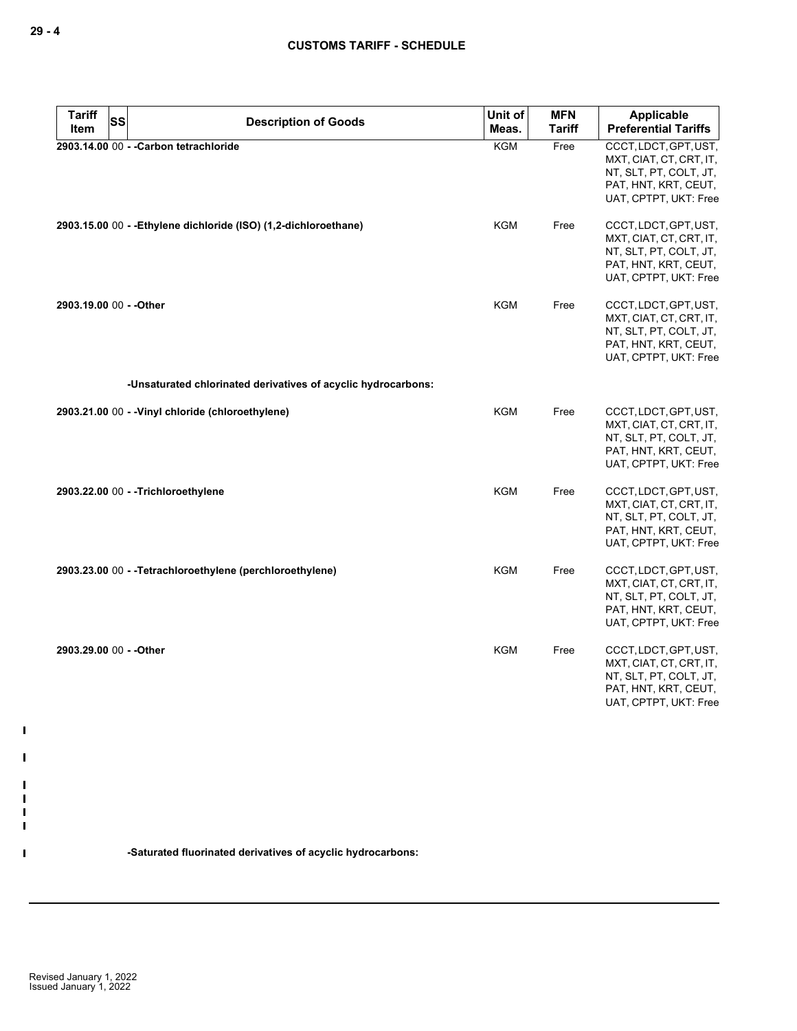| Tariff Item | SS | Description of Goods | Unit of Meas. | MFN Tariff | Applicable Preferential Tariffs |
|---|---|---|---|---|---|
| 2903.14.00 | 00 | - -Carbon tetrachloride | KGM | Free | CCCT, LDCT, GPT, UST, MXT, CIAT, CT, CRT, IT, NT, SLT, PT, COLT, JT, PAT, HNT, KRT, CEUT, UAT, CPTPT, UKT: Free |
| 2903.15.00 | 00 | - -Ethylene dichloride (ISO) (1,2-dichloroethane) | KGM | Free | CCCT, LDCT, GPT, UST, MXT, CIAT, CT, CRT, IT, NT, SLT, PT, COLT, JT, PAT, HNT, KRT, CEUT, UAT, CPTPT, UKT: Free |
| 2903.19.00 | 00 | - -Other | KGM | Free | CCCT, LDCT, GPT, UST, MXT, CIAT, CT, CRT, IT, NT, SLT, PT, COLT, JT, PAT, HNT, KRT, CEUT, UAT, CPTPT, UKT: Free |
| | | -Unsaturated chlorinated derivatives of acyclic hydrocarbons: | | | |
| 2903.21.00 | 00 | - -Vinyl chloride (chloroethylene) | KGM | Free | CCCT, LDCT, GPT, UST, MXT, CIAT, CT, CRT, IT, NT, SLT, PT, COLT, JT, PAT, HNT, KRT, CEUT, UAT, CPTPT, UKT: Free |
| 2903.22.00 | 00 | - -Trichloroethylene | KGM | Free | CCCT, LDCT, GPT, UST, MXT, CIAT, CT, CRT, IT, NT, SLT, PT, COLT, JT, PAT, HNT, KRT, CEUT, UAT, CPTPT, UKT: Free |
| 2903.23.00 | 00 | - -Tetrachloroethylene (perchloroethylene) | KGM | Free | CCCT, LDCT, GPT, UST, MXT, CIAT, CT, CRT, IT, NT, SLT, PT, COLT, JT, PAT, HNT, KRT, CEUT, UAT, CPTPT, UKT: Free |
| 2903.29.00 | 00 | - -Other | KGM | Free | CCCT, LDCT, GPT, UST, MXT, CIAT, CT, CRT, IT, NT, SLT, PT, COLT, JT, PAT, HNT, KRT, CEUT, UAT, CPTPT, UKT: Free |
| | | -Saturated fluorinated derivatives of acyclic hydrocarbons: | | | |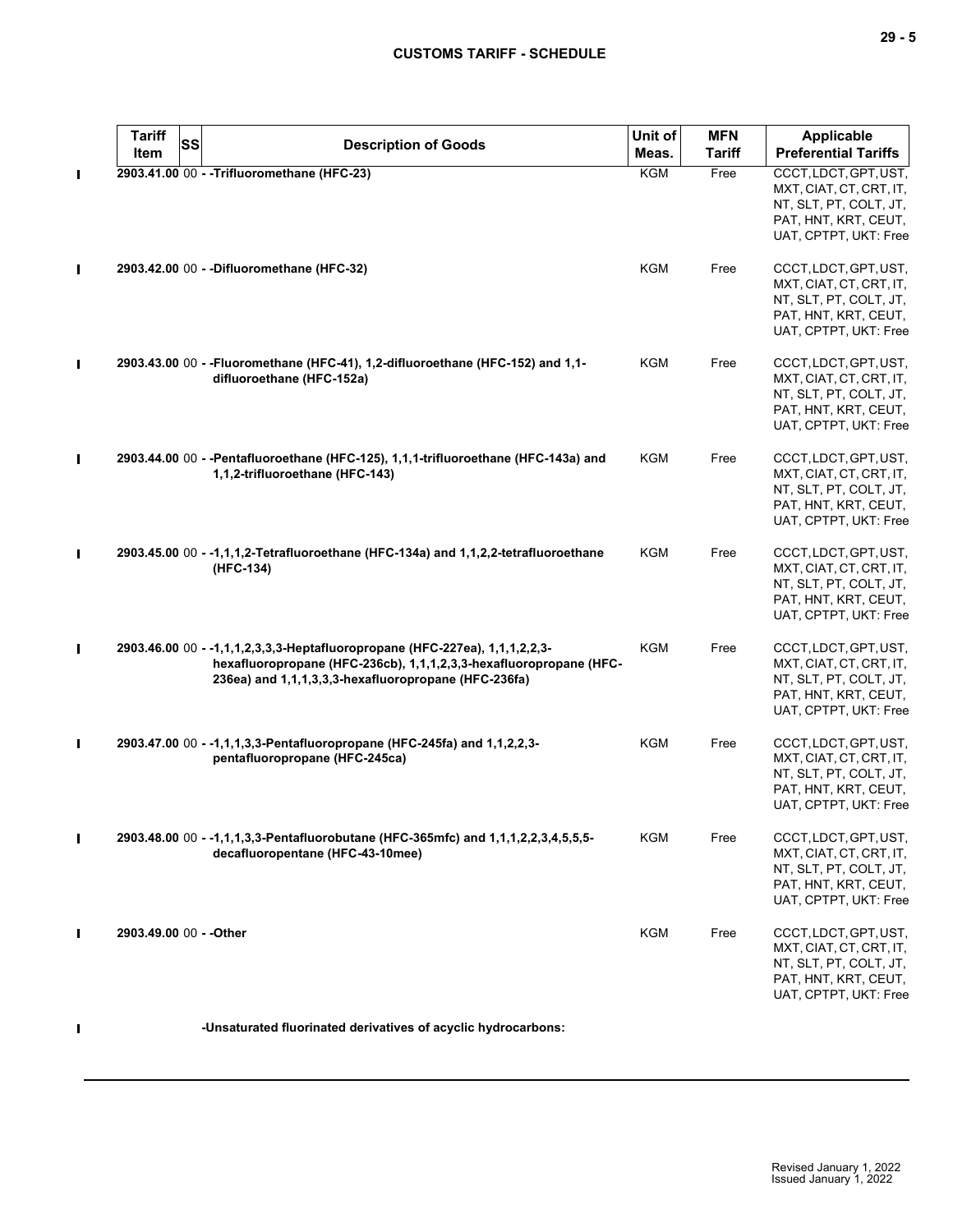| Tariff Item | SS | Description of Goods | Unit of Meas. | MFN Tariff | Applicable Preferential Tariffs |
|---|---|---|---|---|---|
| 2903.41.00 | 00 | - -Trifluoromethane (HFC-23) | KGM | Free | CCCT, LDCT, GPT, UST, MXT, CIAT, CT, CRT, IT, NT, SLT, PT, COLT, JT, PAT, HNT, KRT, CEUT, UAT, CPTPT, UKT: Free |
| 2903.42.00 | 00 | - -Difluoromethane (HFC-32) | KGM | Free | CCCT, LDCT, GPT, UST, MXT, CIAT, CT, CRT, IT, NT, SLT, PT, COLT, JT, PAT, HNT, KRT, CEUT, UAT, CPTPT, UKT: Free |
| 2903.43.00 | 00 | - -Fluoromethane (HFC-41), 1,2-difluoroethane (HFC-152) and 1,1-difluoroethane (HFC-152a) | KGM | Free | CCCT, LDCT, GPT, UST, MXT, CIAT, CT, CRT, IT, NT, SLT, PT, COLT, JT, PAT, HNT, KRT, CEUT, UAT, CPTPT, UKT: Free |
| 2903.44.00 | 00 | - -Pentafluoroethane (HFC-125), 1,1,1-trifluoroethane (HFC-143a) and 1,1,2-trifluoroethane (HFC-143) | KGM | Free | CCCT, LDCT, GPT, UST, MXT, CIAT, CT, CRT, IT, NT, SLT, PT, COLT, JT, PAT, HNT, KRT, CEUT, UAT, CPTPT, UKT: Free |
| 2903.45.00 | 00 | - -1,1,1,2-Tetrafluoroethane (HFC-134a) and 1,1,2,2-tetrafluoroethane (HFC-134) | KGM | Free | CCCT, LDCT, GPT, UST, MXT, CIAT, CT, CRT, IT, NT, SLT, PT, COLT, JT, PAT, HNT, KRT, CEUT, UAT, CPTPT, UKT: Free |
| 2903.46.00 | 00 | - -1,1,1,2,3,3,3-Heptafluoropropane (HFC-227ea), 1,1,1,2,2,3-hexafluoropropane (HFC-236cb), 1,1,1,2,3,3-hexafluoropropane (HFC-236ea) and 1,1,1,3,3,3-hexafluoropropane (HFC-236fa) | KGM | Free | CCCT, LDCT, GPT, UST, MXT, CIAT, CT, CRT, IT, NT, SLT, PT, COLT, JT, PAT, HNT, KRT, CEUT, UAT, CPTPT, UKT: Free |
| 2903.47.00 | 00 | - -1,1,1,3,3-Pentafluoropropane (HFC-245fa) and 1,1,2,2,3-pentafluoropropane (HFC-245ca) | KGM | Free | CCCT, LDCT, GPT, UST, MXT, CIAT, CT, CRT, IT, NT, SLT, PT, COLT, JT, PAT, HNT, KRT, CEUT, UAT, CPTPT, UKT: Free |
| 2903.48.00 | 00 | - -1,1,1,3,3-Pentafluorobutane (HFC-365mfc) and 1,1,1,2,2,3,4,5,5,5-decafluoropentane (HFC-43-10mee) | KGM | Free | CCCT, LDCT, GPT, UST, MXT, CIAT, CT, CRT, IT, NT, SLT, PT, COLT, JT, PAT, HNT, KRT, CEUT, UAT, CPTPT, UKT: Free |
| 2903.49.00 | 00 | - -Other | KGM | Free | CCCT, LDCT, GPT, UST, MXT, CIAT, CT, CRT, IT, NT, SLT, PT, COLT, JT, PAT, HNT, KRT, CEUT, UAT, CPTPT, UKT: Free |
| | | -Unsaturated fluorinated derivatives of acyclic hydrocarbons: | | | |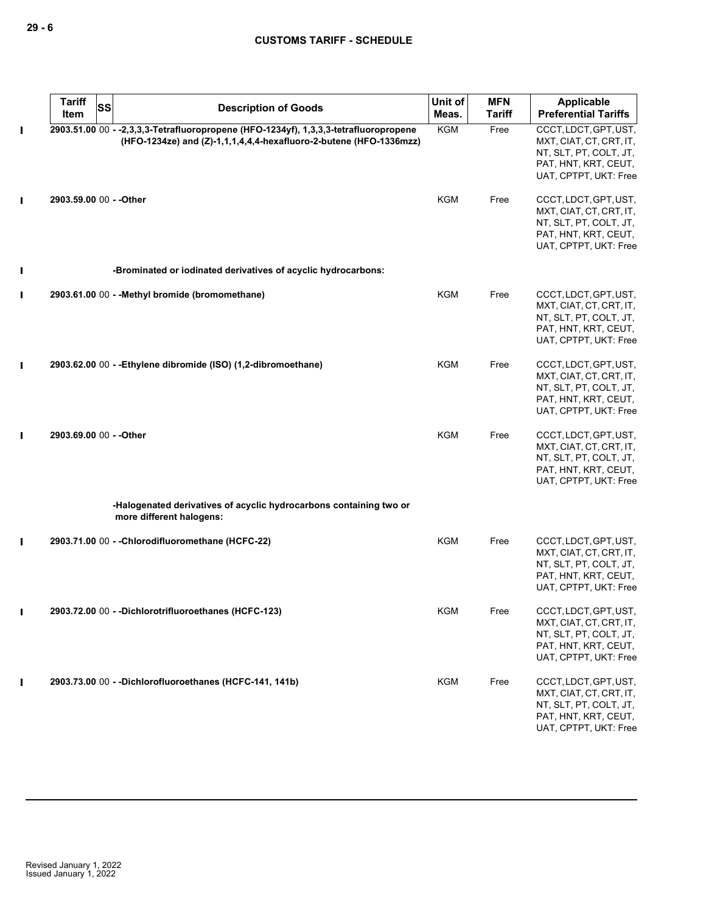| Tariff Item | SS | Description of Goods | Unit of Meas. | MFN Tariff | Applicable Preferential Tariffs |
|---|---|---|---|---|---|
| 2903.51.00 | 00 | - -2,3,3,3-Tetrafluoropropene (HFO-1234yf), 1,3,3,3-tetrafluoropropene (HFO-1234ze) and (Z)-1,1,1,4,4,4-hexafluoro-2-butene (HFO-1336mzz) | KGM | Free | CCCT, LDCT, GPT, UST, MXT, CIAT, CT, CRT, IT, NT, SLT, PT, COLT, JT, PAT, HNT, KRT, CEUT, UAT, CPTPT, UKT: Free |
| 2903.59.00 | 00 | - -Other | KGM | Free | CCCT, LDCT, GPT, UST, MXT, CIAT, CT, CRT, IT, NT, SLT, PT, COLT, JT, PAT, HNT, KRT, CEUT, UAT, CPTPT, UKT: Free |
| | | -Brominated or iodinated derivatives of acyclic hydrocarbons: | | | |
| 2903.61.00 | 00 | - -Methyl bromide (bromomethane) | KGM | Free | CCCT, LDCT, GPT, UST, MXT, CIAT, CT, CRT, IT, NT, SLT, PT, COLT, JT, PAT, HNT, KRT, CEUT, UAT, CPTPT, UKT: Free |
| 2903.62.00 | 00 | - -Ethylene dibromide (ISO) (1,2-dibromoethane) | KGM | Free | CCCT, LDCT, GPT, UST, MXT, CIAT, CT, CRT, IT, NT, SLT, PT, COLT, JT, PAT, HNT, KRT, CEUT, UAT, CPTPT, UKT: Free |
| 2903.69.00 | 00 | - -Other | KGM | Free | CCCT, LDCT, GPT, UST, MXT, CIAT, CT, CRT, IT, NT, SLT, PT, COLT, JT, PAT, HNT, KRT, CEUT, UAT, CPTPT, UKT: Free |
| | | -Halogenated derivatives of acyclic hydrocarbons containing two or more different halogens: | | | |
| 2903.71.00 | 00 | - -Chlorodifluoromethane (HCFC-22) | KGM | Free | CCCT, LDCT, GPT, UST, MXT, CIAT, CT, CRT, IT, NT, SLT, PT, COLT, JT, PAT, HNT, KRT, CEUT, UAT, CPTPT, UKT: Free |
| 2903.72.00 | 00 | - -Dichlorotrifluoroethanes (HCFC-123) | KGM | Free | CCCT, LDCT, GPT, UST, MXT, CIAT, CT, CRT, IT, NT, SLT, PT, COLT, JT, PAT, HNT, KRT, CEUT, UAT, CPTPT, UKT: Free |
| 2903.73.00 | 00 | - -Dichlorofluoroethanes (HCFC-141, 141b) | KGM | Free | CCCT, LDCT, GPT, UST, MXT, CIAT, CT, CRT, IT, NT, SLT, PT, COLT, JT, PAT, HNT, KRT, CEUT, UAT, CPTPT, UKT: Free |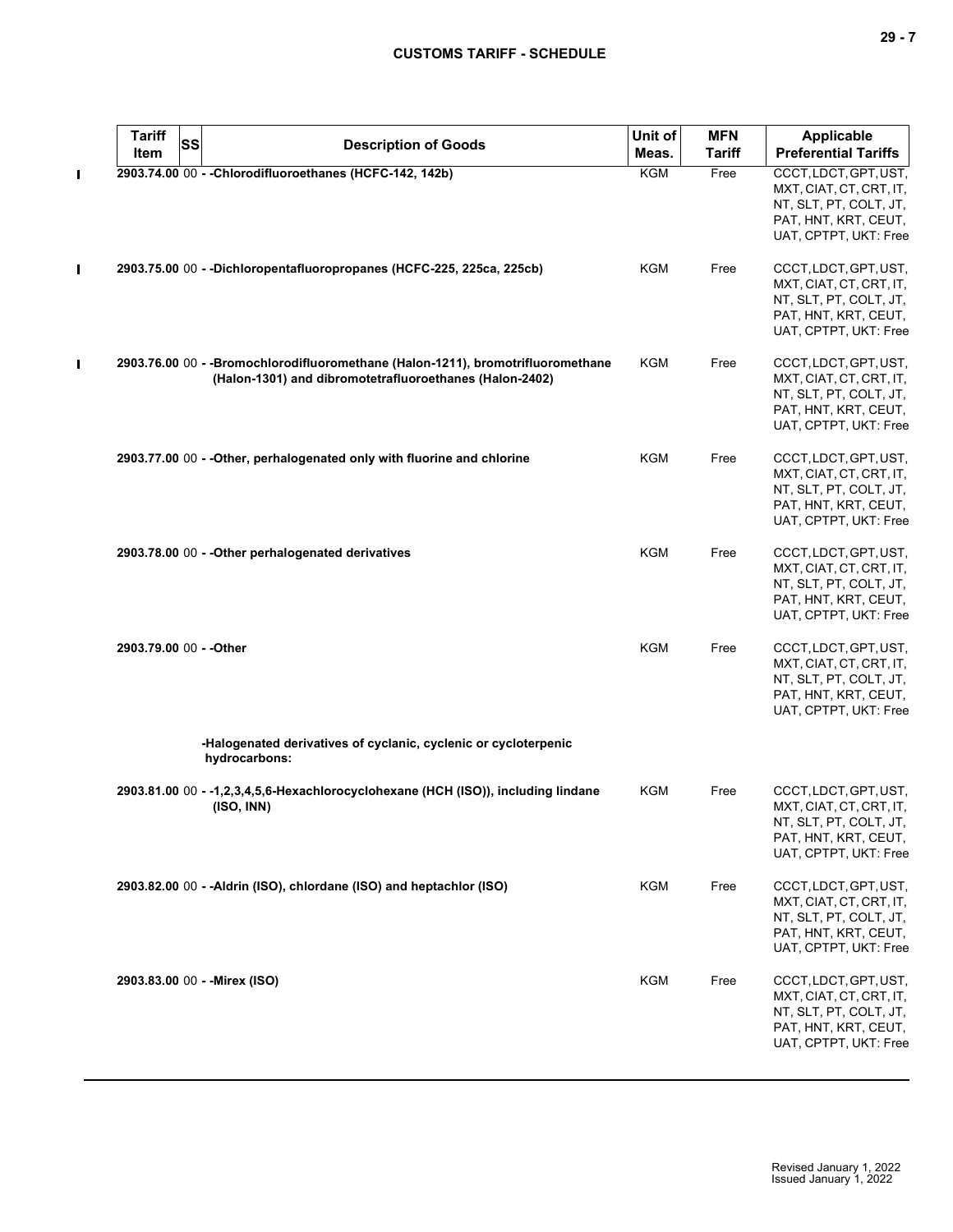| Tariff Item | SS | Description of Goods | Unit of Meas. | MFN Tariff | Applicable Preferential Tariffs |
|---|---|---|---|---|---|
| 2903.74.00 | 00 | - -Chlorodifluoroethanes (HCFC-142, 142b) | KGM | Free | CCCT, LDCT, GPT, UST, MXT, CIAT, CT, CRT, IT, NT, SLT, PT, COLT, JT, PAT, HNT, KRT, CEUT, UAT, CPTPT, UKT: Free |
| 2903.75.00 | 00 | - -Dichloropentafluoropropanes (HCFC-225, 225ca, 225cb) | KGM | Free | CCCT, LDCT, GPT, UST, MXT, CIAT, CT, CRT, IT, NT, SLT, PT, COLT, JT, PAT, HNT, KRT, CEUT, UAT, CPTPT, UKT: Free |
| 2903.76.00 | 00 | - -Bromochlorodifluoromethane (Halon-1211), bromotrifluoromethane (Halon-1301) and dibromotetrafluoroethanes (Halon-2402) | KGM | Free | CCCT, LDCT, GPT, UST, MXT, CIAT, CT, CRT, IT, NT, SLT, PT, COLT, JT, PAT, HNT, KRT, CEUT, UAT, CPTPT, UKT: Free |
| 2903.77.00 | 00 | - -Other, perhalogenated only with fluorine and chlorine | KGM | Free | CCCT, LDCT, GPT, UST, MXT, CIAT, CT, CRT, IT, NT, SLT, PT, COLT, JT, PAT, HNT, KRT, CEUT, UAT, CPTPT, UKT: Free |
| 2903.78.00 | 00 | - -Other perhalogenated derivatives | KGM | Free | CCCT, LDCT, GPT, UST, MXT, CIAT, CT, CRT, IT, NT, SLT, PT, COLT, JT, PAT, HNT, KRT, CEUT, UAT, CPTPT, UKT: Free |
| 2903.79.00 | 00 | - -Other | KGM | Free | CCCT, LDCT, GPT, UST, MXT, CIAT, CT, CRT, IT, NT, SLT, PT, COLT, JT, PAT, HNT, KRT, CEUT, UAT, CPTPT, UKT: Free |
| | | -Halogenated derivatives of cyclanic, cyclenic or cycloterpenic hydrocarbons: | | | |
| 2903.81.00 | 00 | - -1,2,3,4,5,6-Hexachlorocyclohexane (HCH (ISO)), including lindane (ISO, INN) | KGM | Free | CCCT, LDCT, GPT, UST, MXT, CIAT, CT, CRT, IT, NT, SLT, PT, COLT, JT, PAT, HNT, KRT, CEUT, UAT, CPTPT, UKT: Free |
| 2903.82.00 | 00 | - -Aldrin (ISO), chlordane (ISO) and heptachlor (ISO) | KGM | Free | CCCT, LDCT, GPT, UST, MXT, CIAT, CT, CRT, IT, NT, SLT, PT, COLT, JT, PAT, HNT, KRT, CEUT, UAT, CPTPT, UKT: Free |
| 2903.83.00 | 00 | - -Mirex (ISO) | KGM | Free | CCCT, LDCT, GPT, UST, MXT, CIAT, CT, CRT, IT, NT, SLT, PT, COLT, JT, PAT, HNT, KRT, CEUT, UAT, CPTPT, UKT: Free |

Revised January 1, 2022
Issued January 1, 2022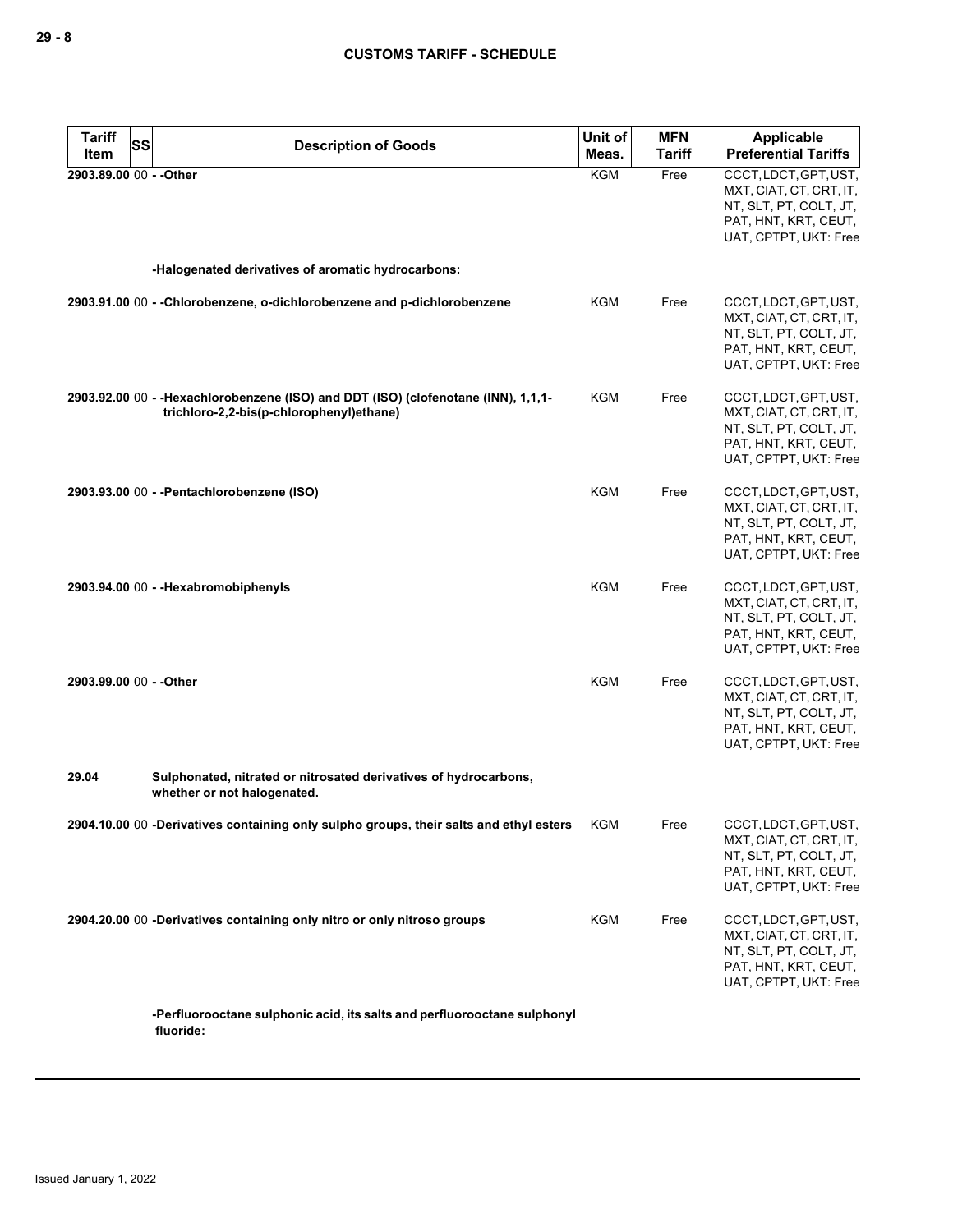| Tariff Item | SS | Description of Goods | Unit of Meas. | MFN Tariff | Applicable Preferential Tariffs |
|---|---|---|---|---|---|
| 2903.89.00 | 00 | - -Other | KGM | Free | CCCT, LDCT, GPT, UST, MXT, CIAT, CT, CRT, IT, NT, SLT, PT, COLT, JT, PAT, HNT, KRT, CEUT, UAT, CPTPT, UKT: Free |
| | | -Halogenated derivatives of aromatic hydrocarbons: | | | |
| 2903.91.00 | 00 | - -Chlorobenzene, o-dichlorobenzene and p-dichlorobenzene | KGM | Free | CCCT, LDCT, GPT, UST, MXT, CIAT, CT, CRT, IT, NT, SLT, PT, COLT, JT, PAT, HNT, KRT, CEUT, UAT, CPTPT, UKT: Free |
| 2903.92.00 | 00 | - -Hexachlorobenzene (ISO) and DDT (ISO) (clofenotane (INN), 1,1,1-trichloro-2,2-bis(p-chlorophenyl)ethane) | KGM | Free | CCCT, LDCT, GPT, UST, MXT, CIAT, CT, CRT, IT, NT, SLT, PT, COLT, JT, PAT, HNT, KRT, CEUT, UAT, CPTPT, UKT: Free |
| 2903.93.00 | 00 | - -Pentachlorobenzene (ISO) | KGM | Free | CCCT, LDCT, GPT, UST, MXT, CIAT, CT, CRT, IT, NT, SLT, PT, COLT, JT, PAT, HNT, KRT, CEUT, UAT, CPTPT, UKT: Free |
| 2903.94.00 | 00 | - -Hexabromobiphenyls | KGM | Free | CCCT, LDCT, GPT, UST, MXT, CIAT, CT, CRT, IT, NT, SLT, PT, COLT, JT, PAT, HNT, KRT, CEUT, UAT, CPTPT, UKT: Free |
| 2903.99.00 | 00 | - -Other | KGM | Free | CCCT, LDCT, GPT, UST, MXT, CIAT, CT, CRT, IT, NT, SLT, PT, COLT, JT, PAT, HNT, KRT, CEUT, UAT, CPTPT, UKT: Free |
| 29.04 | | Sulphonated, nitrated or nitrosated derivatives of hydrocarbons, whether or not halogenated. | | | |
| 2904.10.00 | 00 | -Derivatives containing only sulpho groups, their salts and ethyl esters | KGM | Free | CCCT, LDCT, GPT, UST, MXT, CIAT, CT, CRT, IT, NT, SLT, PT, COLT, JT, PAT, HNT, KRT, CEUT, UAT, CPTPT, UKT: Free |
| 2904.20.00 | 00 | -Derivatives containing only nitro or only nitroso groups | KGM | Free | CCCT, LDCT, GPT, UST, MXT, CIAT, CT, CRT, IT, NT, SLT, PT, COLT, JT, PAT, HNT, KRT, CEUT, UAT, CPTPT, UKT: Free |
| | | -Perfluorooctane sulphonic acid, its salts and perfluorooctane sulphonyl fluoride: | | | |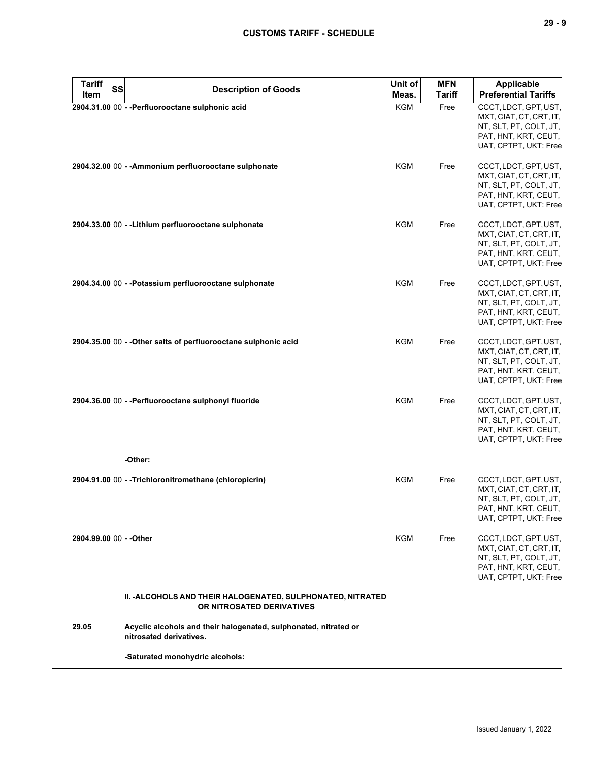| Tariff Item | SS | Description of Goods | Unit of Meas. | MFN Tariff | Applicable Preferential Tariffs |
|---|---|---|---|---|---|
| 2904.31.00 | 00 | - -Perfluorooctane sulphonic acid | KGM | Free | CCCT, LDCT, GPT, UST, MXT, CIAT, CT, CRT, IT, NT, SLT, PT, COLT, JT, PAT, HNT, KRT, CEUT, UAT, CPTPT, UKT: Free |
| 2904.32.00 | 00 | - -Ammonium perfluorooctane sulphonate | KGM | Free | CCCT, LDCT, GPT, UST, MXT, CIAT, CT, CRT, IT, NT, SLT, PT, COLT, JT, PAT, HNT, KRT, CEUT, UAT, CPTPT, UKT: Free |
| 2904.33.00 | 00 | - -Lithium perfluorooctane sulphonate | KGM | Free | CCCT, LDCT, GPT, UST, MXT, CIAT, CT, CRT, IT, NT, SLT, PT, COLT, JT, PAT, HNT, KRT, CEUT, UAT, CPTPT, UKT: Free |
| 2904.34.00 | 00 | - -Potassium perfluorooctane sulphonate | KGM | Free | CCCT, LDCT, GPT, UST, MXT, CIAT, CT, CRT, IT, NT, SLT, PT, COLT, JT, PAT, HNT, KRT, CEUT, UAT, CPTPT, UKT: Free |
| 2904.35.00 | 00 | - -Other salts of perfluorooctane sulphonic acid | KGM | Free | CCCT, LDCT, GPT, UST, MXT, CIAT, CT, CRT, IT, NT, SLT, PT, COLT, JT, PAT, HNT, KRT, CEUT, UAT, CPTPT, UKT: Free |
| 2904.36.00 | 00 | - -Perfluorooctane sulphonyl fluoride | KGM | Free | CCCT, LDCT, GPT, UST, MXT, CIAT, CT, CRT, IT, NT, SLT, PT, COLT, JT, PAT, HNT, KRT, CEUT, UAT, CPTPT, UKT: Free |
| | | -Other: | | | |
| 2904.91.00 | 00 | - -Trichloronitromethane (chloropicrin) | KGM | Free | CCCT, LDCT, GPT, UST, MXT, CIAT, CT, CRT, IT, NT, SLT, PT, COLT, JT, PAT, HNT, KRT, CEUT, UAT, CPTPT, UKT: Free |
| 2904.99.00 | 00 | - -Other | KGM | Free | CCCT, LDCT, GPT, UST, MXT, CIAT, CT, CRT, IT, NT, SLT, PT, COLT, JT, PAT, HNT, KRT, CEUT, UAT, CPTPT, UKT: Free |
| | | II. -ALCOHOLS AND THEIR HALOGENATED, SULPHONATED, NITRATED OR NITROSATED DERIVATIVES | | | |
| 29.05 | | Acyclic alcohols and their halogenated, sulphonated, nitrated or nitrosated derivatives. | | | |
| | | -Saturated monohydric alcohols: | | | |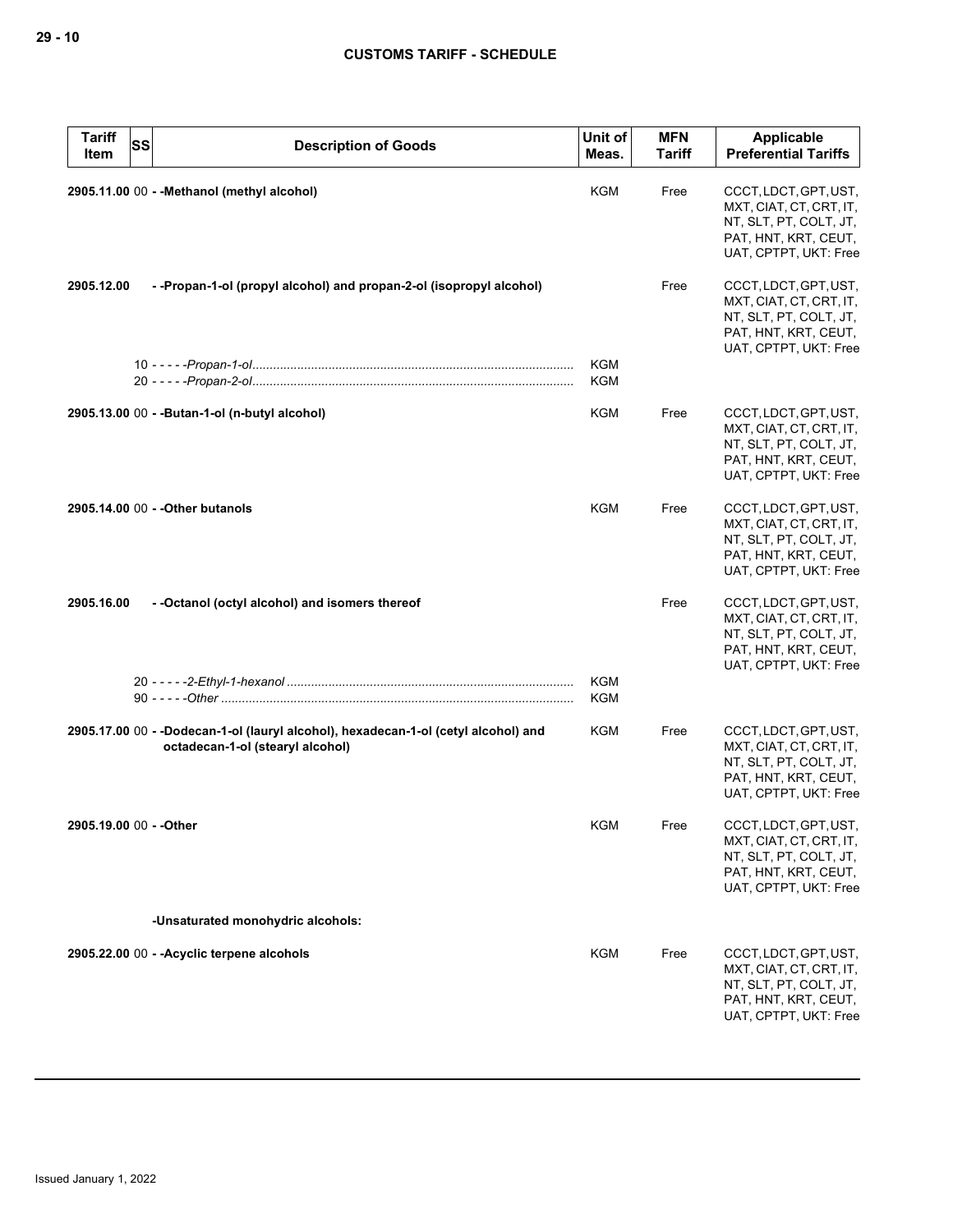| Tariff Item | SS | Description of Goods | Unit of Meas. | MFN Tariff | Applicable Preferential Tariffs |
|---|---|---|---|---|---|
| 2905.11.00 | 00 | **- -Methanol (methyl alcohol)** | KGM | Free | CCCT, LDCT, GPT, UST, MXT, CIAT, CT, CRT, IT, NT, SLT, PT, COLT, JT, PAT, HNT, KRT, CEUT, UAT, CPTPT, UKT: Free |
| 2905.12.00 | | **- -Propan-1-ol (propyl alcohol) and propan-2-ol (isopropyl alcohol)** | | Free | CCCT, LDCT, GPT, UST, MXT, CIAT, CT, CRT, IT, NT, SLT, PT, COLT, JT, PAT, HNT, KRT, CEUT, UAT, CPTPT, UKT: Free |
| | 10 | - - - - -*Propan-1-ol* | KGM | | |
| | 20 | - - - - -*Propan-2-ol* | KGM | | |
| 2905.13.00 | 00 | **- -Butan-1-ol (n-butyl alcohol)** | KGM | Free | CCCT, LDCT, GPT, UST, MXT, CIAT, CT, CRT, IT, NT, SLT, PT, COLT, JT, PAT, HNT, KRT, CEUT, UAT, CPTPT, UKT: Free |
| 2905.14.00 | 00 | **- -Other butanols** | KGM | Free | CCCT, LDCT, GPT, UST, MXT, CIAT, CT, CRT, IT, NT, SLT, PT, COLT, JT, PAT, HNT, KRT, CEUT, UAT, CPTPT, UKT: Free |
| 2905.16.00 | | **- -Octanol (octyl alcohol) and isomers thereof** | | Free | CCCT, LDCT, GPT, UST, MXT, CIAT, CT, CRT, IT, NT, SLT, PT, COLT, JT, PAT, HNT, KRT, CEUT, UAT, CPTPT, UKT: Free |
| | 20 | - - - - -*2-Ethyl-1-hexanol* | KGM | | |
| | 90 | - - - - -*Other* | KGM | | |
| 2905.17.00 | 00 | **- -Dodecan-1-ol (lauryl alcohol), hexadecan-1-ol (cetyl alcohol) and octadecan-1-ol (stearyl alcohol)** | KGM | Free | CCCT, LDCT, GPT, UST, MXT, CIAT, CT, CRT, IT, NT, SLT, PT, COLT, JT, PAT, HNT, KRT, CEUT, UAT, CPTPT, UKT: Free |
| 2905.19.00 | 00 | **- -Other** | KGM | Free | CCCT, LDCT, GPT, UST, MXT, CIAT, CT, CRT, IT, NT, SLT, PT, COLT, JT, PAT, HNT, KRT, CEUT, UAT, CPTPT, UKT: Free |
| | | **-Unsaturated monohydric alcohols:** | | | |
| 2905.22.00 | 00 | **- -Acyclic terpene alcohols** | KGM | Free | CCCT, LDCT, GPT, UST, MXT, CIAT, CT, CRT, IT, NT, SLT, PT, COLT, JT, PAT, HNT, KRT, CEUT, UAT, CPTPT, UKT: Free |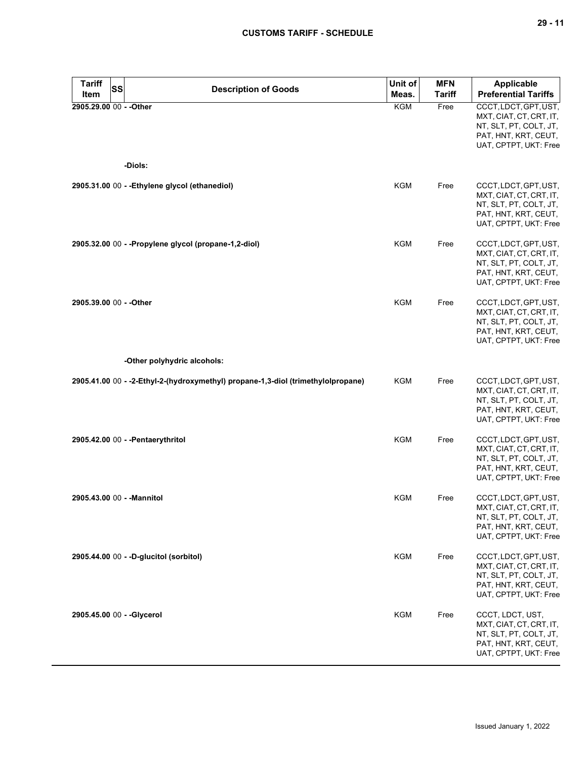| Tariff Item | SS | Description of Goods | Unit of Meas. | MFN Tariff | Applicable Preferential Tariffs |
|---|---|---|---|---|---|
| 2905.29.00 | 00 | - -Other | KGM | Free | CCCT, LDCT, GPT, UST, MXT, CIAT, CT, CRT, IT, NT, SLT, PT, COLT, JT, PAT, HNT, KRT, CEUT, UAT, CPTPT, UKT: Free |
| | | -Diols: | | | |
| 2905.31.00 | 00 | - -Ethylene glycol (ethanediol) | KGM | Free | CCCT, LDCT, GPT, UST, MXT, CIAT, CT, CRT, IT, NT, SLT, PT, COLT, JT, PAT, HNT, KRT, CEUT, UAT, CPTPT, UKT: Free |
| 2905.32.00 | 00 | - -Propylene glycol (propane-1,2-diol) | KGM | Free | CCCT, LDCT, GPT, UST, MXT, CIAT, CT, CRT, IT, NT, SLT, PT, COLT, JT, PAT, HNT, KRT, CEUT, UAT, CPTPT, UKT: Free |
| 2905.39.00 | 00 | - -Other | KGM | Free | CCCT, LDCT, GPT, UST, MXT, CIAT, CT, CRT, IT, NT, SLT, PT, COLT, JT, PAT, HNT, KRT, CEUT, UAT, CPTPT, UKT: Free |
| | | -Other polyhydric alcohols: | | | |
| 2905.41.00 | 00 | - -2-Ethyl-2-(hydroxymethyl) propane-1,3-diol (trimethylolpropane) | KGM | Free | CCCT, LDCT, GPT, UST, MXT, CIAT, CT, CRT, IT, NT, SLT, PT, COLT, JT, PAT, HNT, KRT, CEUT, UAT, CPTPT, UKT: Free |
| 2905.42.00 | 00 | - -Pentaerythritol | KGM | Free | CCCT, LDCT, GPT, UST, MXT, CIAT, CT, CRT, IT, NT, SLT, PT, COLT, JT, PAT, HNT, KRT, CEUT, UAT, CPTPT, UKT: Free |
| 2905.43.00 | 00 | - -Mannitol | KGM | Free | CCCT, LDCT, GPT, UST, MXT, CIAT, CT, CRT, IT, NT, SLT, PT, COLT, JT, PAT, HNT, KRT, CEUT, UAT, CPTPT, UKT: Free |
| 2905.44.00 | 00 | - -D-glucitol (sorbitol) | KGM | Free | CCCT, LDCT, GPT, UST, MXT, CIAT, CT, CRT, IT, NT, SLT, PT, COLT, JT, PAT, HNT, KRT, CEUT, UAT, CPTPT, UKT: Free |
| 2905.45.00 | 00 | - -Glycerol | KGM | Free | CCCT, LDCT, UST, MXT, CIAT, CT, CRT, IT, NT, SLT, PT, COLT, JT, PAT, HNT, KRT, CEUT, UAT, CPTPT, UKT: Free |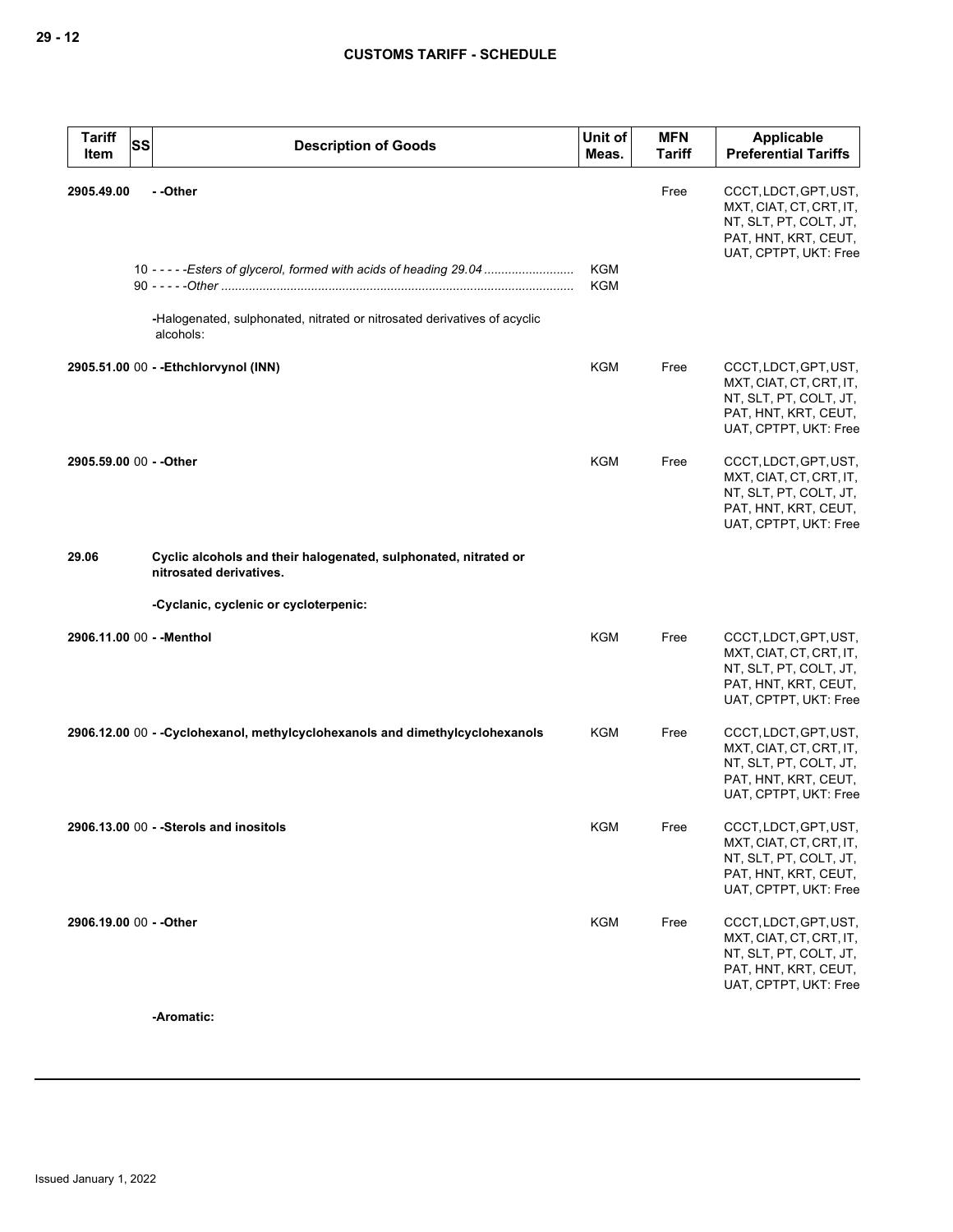| Tariff Item | SS | Description of Goods | Unit of Meas. | MFN Tariff | Applicable Preferential Tariffs |
|---|---|---|---|---|---|
| 2905.49.00 | | - -Other | | Free | CCCT, LDCT, GPT, UST, MXT, CIAT, CT, CRT, IT, NT, SLT, PT, COLT, JT, PAT, HNT, KRT, CEUT, UAT, CPTPT, UKT: Free |
| | 10 | - - - - -*Esters of glycerol, formed with acids of heading 29.04* | KGM | | |
| | 90 | - - - - -*Other* | KGM | | |
| | | -Halogenated, sulphonated, nitrated or nitrosated derivatives of acyclic alcohols: | | | |
| 2905.51.00 | 00 | - -Ethchlorvynol (INN) | KGM | Free | CCCT, LDCT, GPT, UST, MXT, CIAT, CT, CRT, IT, NT, SLT, PT, COLT, JT, PAT, HNT, KRT, CEUT, UAT, CPTPT, UKT: Free |
| 2905.59.00 | 00 | - -Other | KGM | Free | CCCT, LDCT, GPT, UST, MXT, CIAT, CT, CRT, IT, NT, SLT, PT, COLT, JT, PAT, HNT, KRT, CEUT, UAT, CPTPT, UKT: Free |
| 29.06 | | **Cyclic alcohols and their halogenated, sulphonated, nitrated or nitrosated derivatives.** | | | |
| | | -Cyclanic, cyclenic or cycloterpenic: | | | |
| 2906.11.00 | 00 | - -Menthol | KGM | Free | CCCT, LDCT, GPT, UST, MXT, CIAT, CT, CRT, IT, NT, SLT, PT, COLT, JT, PAT, HNT, KRT, CEUT, UAT, CPTPT, UKT: Free |
| 2906.12.00 | 00 | - -Cyclohexanol, methylcyclohexanols and dimethylcyclohexanols | KGM | Free | CCCT, LDCT, GPT, UST, MXT, CIAT, CT, CRT, IT, NT, SLT, PT, COLT, JT, PAT, HNT, KRT, CEUT, UAT, CPTPT, UKT: Free |
| 2906.13.00 | 00 | - -Sterols and inositols | KGM | Free | CCCT, LDCT, GPT, UST, MXT, CIAT, CT, CRT, IT, NT, SLT, PT, COLT, JT, PAT, HNT, KRT, CEUT, UAT, CPTPT, UKT: Free |
| 2906.19.00 | 00 | - -Other | KGM | Free | CCCT, LDCT, GPT, UST, MXT, CIAT, CT, CRT, IT, NT, SLT, PT, COLT, JT, PAT, HNT, KRT, CEUT, UAT, CPTPT, UKT: Free |
| | | -Aromatic: | | | |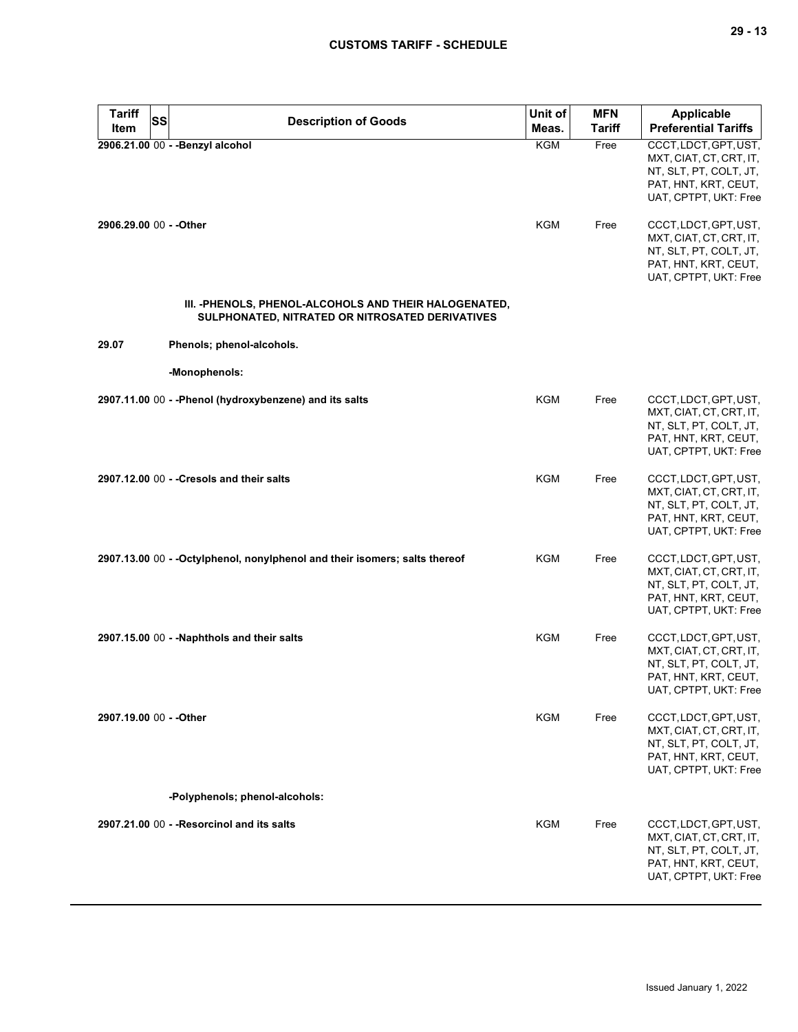| Tariff Item | SS | Description of Goods | Unit of Meas. | MFN Tariff | Applicable Preferential Tariffs |
|---|---|---|---|---|---|
| 2906.21.00 | 00 | - -Benzyl alcohol | KGM | Free | CCCT, LDCT, GPT, UST, MXT, CIAT, CT, CRT, IT, NT, SLT, PT, COLT, JT, PAT, HNT, KRT, CEUT, UAT, CPTPT, UKT: Free |
| 2906.29.00 | 00 | - -Other | KGM | Free | CCCT, LDCT, GPT, UST, MXT, CIAT, CT, CRT, IT, NT, SLT, PT, COLT, JT, PAT, HNT, KRT, CEUT, UAT, CPTPT, UKT: Free |
| | | III. -PHENOLS, PHENOL-ALCOHOLS AND THEIR HALOGENATED, SULPHONATED, NITRATED OR NITROSATED DERIVATIVES | | | |
| 29.07 | | Phenols; phenol-alcohols. | | | |
| | | -Monophenols: | | | |
| 2907.11.00 | 00 | - -Phenol (hydroxybenzene) and its salts | KGM | Free | CCCT, LDCT, GPT, UST, MXT, CIAT, CT, CRT, IT, NT, SLT, PT, COLT, JT, PAT, HNT, KRT, CEUT, UAT, CPTPT, UKT: Free |
| 2907.12.00 | 00 | - -Cresols and their salts | KGM | Free | CCCT, LDCT, GPT, UST, MXT, CIAT, CT, CRT, IT, NT, SLT, PT, COLT, JT, PAT, HNT, KRT, CEUT, UAT, CPTPT, UKT: Free |
| 2907.13.00 | 00 | - -Octylphenol, nonylphenol and their isomers; salts thereof | KGM | Free | CCCT, LDCT, GPT, UST, MXT, CIAT, CT, CRT, IT, NT, SLT, PT, COLT, JT, PAT, HNT, KRT, CEUT, UAT, CPTPT, UKT: Free |
| 2907.15.00 | 00 | - -Naphthols and their salts | KGM | Free | CCCT, LDCT, GPT, UST, MXT, CIAT, CT, CRT, IT, NT, SLT, PT, COLT, JT, PAT, HNT, KRT, CEUT, UAT, CPTPT, UKT: Free |
| 2907.19.00 | 00 | - -Other | KGM | Free | CCCT, LDCT, GPT, UST, MXT, CIAT, CT, CRT, IT, NT, SLT, PT, COLT, JT, PAT, HNT, KRT, CEUT, UAT, CPTPT, UKT: Free |
| | | -Polyphenols; phenol-alcohols: | | | |
| 2907.21.00 | 00 | - -Resorcinol and its salts | KGM | Free | CCCT, LDCT, GPT, UST, MXT, CIAT, CT, CRT, IT, NT, SLT, PT, COLT, JT, PAT, HNT, KRT, CEUT, UAT, CPTPT, UKT: Free |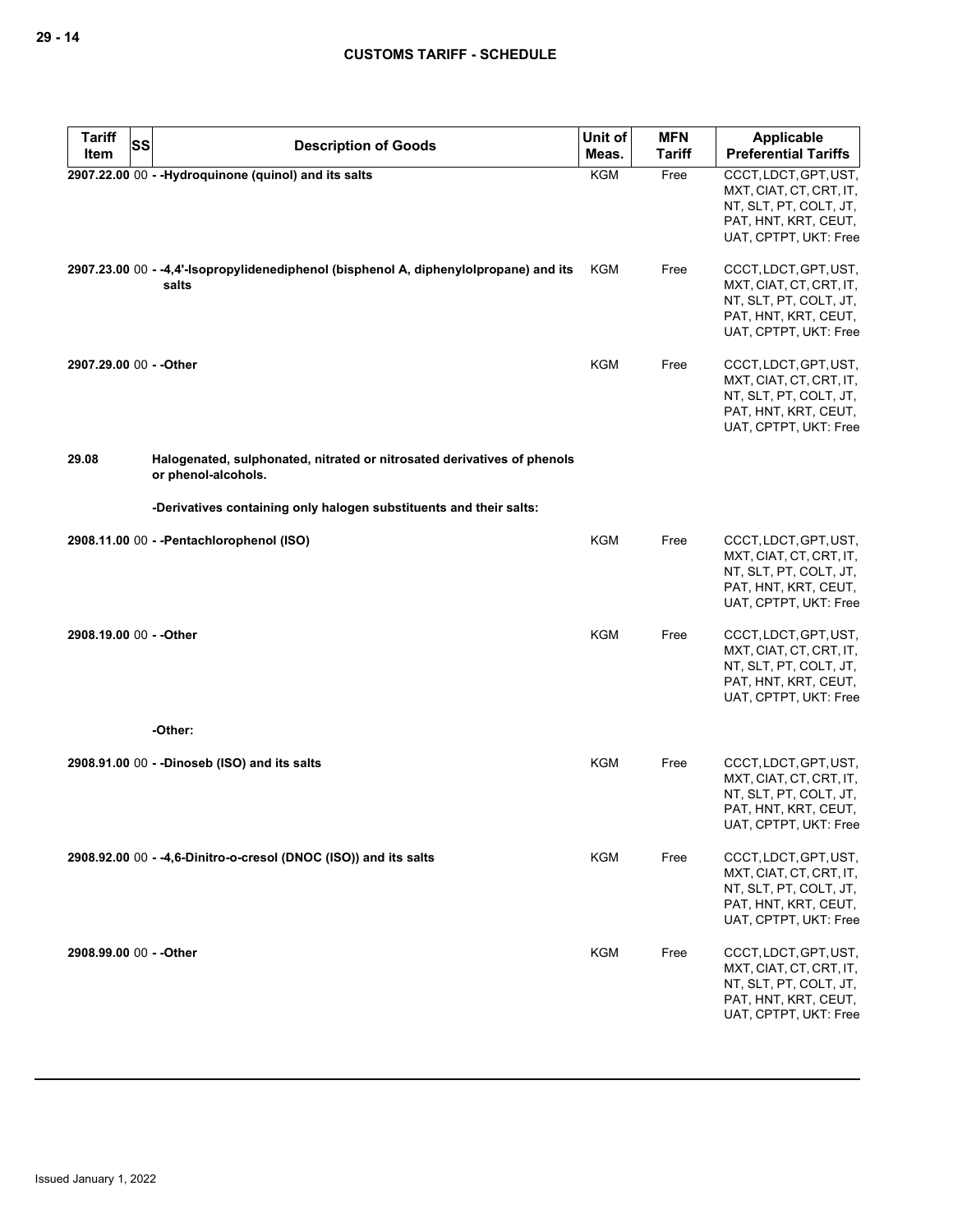| Tariff Item | SS | Description of Goods | Unit of Meas. | MFN Tariff | Applicable Preferential Tariffs |
|---|---|---|---|---|---|
| 2907.22.00 | 00 | - -Hydroquinone (quinol) and its salts | KGM | Free | CCCT, LDCT, GPT, UST, MXT, CIAT, CT, CRT, IT, NT, SLT, PT, COLT, JT, PAT, HNT, KRT, CEUT, UAT, CPTPT, UKT: Free |
| 2907.23.00 | 00 | - -4,4'-Isopropylidenediphenol (bisphenol A, diphenylolpropane) and its salts | KGM | Free | CCCT, LDCT, GPT, UST, MXT, CIAT, CT, CRT, IT, NT, SLT, PT, COLT, JT, PAT, HNT, KRT, CEUT, UAT, CPTPT, UKT: Free |
| 2907.29.00 | 00 | - -Other | KGM | Free | CCCT, LDCT, GPT, UST, MXT, CIAT, CT, CRT, IT, NT, SLT, PT, COLT, JT, PAT, HNT, KRT, CEUT, UAT, CPTPT, UKT: Free |
| 29.08 | | Halogenated, sulphonated, nitrated or nitrosated derivatives of phenols or phenol-alcohols. | | | |
| | | -Derivatives containing only halogen substituents and their salts: | | | |
| 2908.11.00 | 00 | - -Pentachlorophenol (ISO) | KGM | Free | CCCT, LDCT, GPT, UST, MXT, CIAT, CT, CRT, IT, NT, SLT, PT, COLT, JT, PAT, HNT, KRT, CEUT, UAT, CPTPT, UKT: Free |
| 2908.19.00 | 00 | - -Other | KGM | Free | CCCT, LDCT, GPT, UST, MXT, CIAT, CT, CRT, IT, NT, SLT, PT, COLT, JT, PAT, HNT, KRT, CEUT, UAT, CPTPT, UKT: Free |
| | | -Other: | | | |
| 2908.91.00 | 00 | - -Dinoseb (ISO) and its salts | KGM | Free | CCCT, LDCT, GPT, UST, MXT, CIAT, CT, CRT, IT, NT, SLT, PT, COLT, JT, PAT, HNT, KRT, CEUT, UAT, CPTPT, UKT: Free |
| 2908.92.00 | 00 | - -4,6-Dinitro-o-cresol (DNOC (ISO)) and its salts | KGM | Free | CCCT, LDCT, GPT, UST, MXT, CIAT, CT, CRT, IT, NT, SLT, PT, COLT, JT, PAT, HNT, KRT, CEUT, UAT, CPTPT, UKT: Free |
| 2908.99.00 | 00 | - -Other | KGM | Free | CCCT, LDCT, GPT, UST, MXT, CIAT, CT, CRT, IT, NT, SLT, PT, COLT, JT, PAT, HNT, KRT, CEUT, UAT, CPTPT, UKT: Free |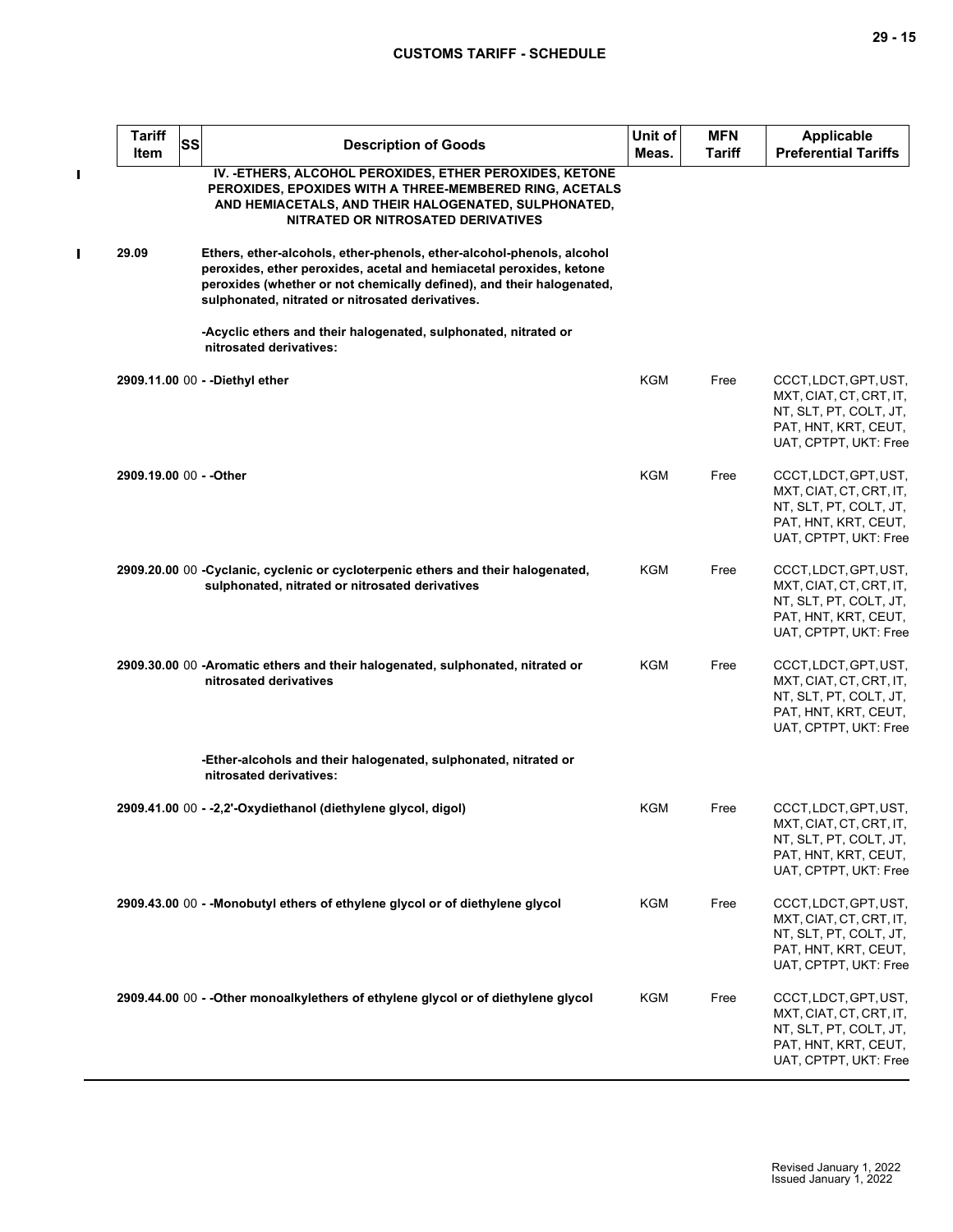| Tariff Item | SS | Description of Goods | Unit of Meas. | MFN Tariff | Applicable Preferential Tariffs |
|---|---|---|---|---|---|
| | | **IV. -ETHERS, ALCOHOL PEROXIDES, ETHER PEROXIDES, KETONE PEROXIDES, EPOXIDES WITH A THREE-MEMBERED RING, ACETALS AND HEMIACETALS, AND THEIR HALOGENATED, SULPHONATED, NITRATED OR NITROSATED DERIVATIVES** | | | |
| **29.09** | | **Ethers, ether-alcohols, ether-phenols, ether-alcohol-phenols, alcohol peroxides, ether peroxides, acetal and hemiacetal peroxides, ketone peroxides (whether or not chemically defined), and their halogenated, sulphonated, nitrated or nitrosated derivatives.** | | | |
| | | **-Acyclic ethers and their halogenated, sulphonated, nitrated or nitrosated derivatives:** | | | |
| **2909.11.00** | 00 | **- -Diethyl ether** | KGM | Free | CCCT, LDCT, GPT, UST, MXT, CIAT, CT, CRT, IT, NT, SLT, PT, COLT, JT, PAT, HNT, KRT, CEUT, UAT, CPTPT, UKT: Free |
| **2909.19.00** | 00 | **- -Other** | KGM | Free | CCCT, LDCT, GPT, UST, MXT, CIAT, CT, CRT, IT, NT, SLT, PT, COLT, JT, PAT, HNT, KRT, CEUT, UAT, CPTPT, UKT: Free |
| **2909.20.00** | 00 | **-Cyclanic, cyclenic or cycloterpenic ethers and their halogenated, sulphonated, nitrated or nitrosated derivatives** | KGM | Free | CCCT, LDCT, GPT, UST, MXT, CIAT, CT, CRT, IT, NT, SLT, PT, COLT, JT, PAT, HNT, KRT, CEUT, UAT, CPTPT, UKT: Free |
| **2909.30.00** | 00 | **-Aromatic ethers and their halogenated, sulphonated, nitrated or nitrosated derivatives** | KGM | Free | CCCT, LDCT, GPT, UST, MXT, CIAT, CT, CRT, IT, NT, SLT, PT, COLT, JT, PAT, HNT, KRT, CEUT, UAT, CPTPT, UKT: Free |
| | | **-Ether-alcohols and their halogenated, sulphonated, nitrated or nitrosated derivatives:** | | | |
| **2909.41.00** | 00 | **- -2,2'-Oxydiethanol (diethylene glycol, digol)** | KGM | Free | CCCT, LDCT, GPT, UST, MXT, CIAT, CT, CRT, IT, NT, SLT, PT, COLT, JT, PAT, HNT, KRT, CEUT, UAT, CPTPT, UKT: Free |
| **2909.43.00** | 00 | **- -Monobutyl ethers of ethylene glycol or of diethylene glycol** | KGM | Free | CCCT, LDCT, GPT, UST, MXT, CIAT, CT, CRT, IT, NT, SLT, PT, COLT, JT, PAT, HNT, KRT, CEUT, UAT, CPTPT, UKT: Free |
| **2909.44.00** | 00 | **- -Other monoalkylethers of ethylene glycol or of diethylene glycol** | KGM | Free | CCCT, LDCT, GPT, UST, MXT, CIAT, CT, CRT, IT, NT, SLT, PT, COLT, JT, PAT, HNT, KRT, CEUT, UAT, CPTPT, UKT: Free |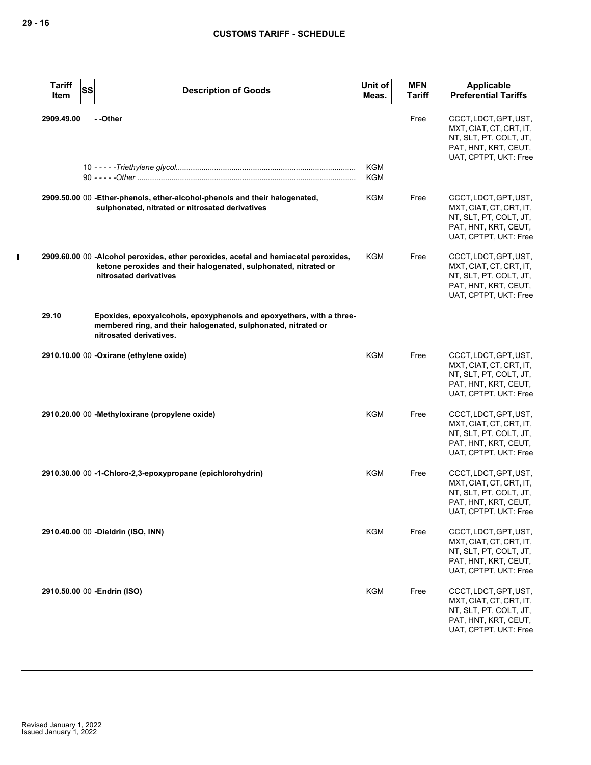| Tariff Item | SS | Description of Goods | Unit of Meas. | MFN Tariff | Applicable Preferential Tariffs |
|---|---|---|---|---|---|
| 2909.49.00 | | - -Other | | Free | CCCT, LDCT, GPT, UST, MXT, CIAT, CT, CRT, IT, NT, SLT, PT, COLT, JT, PAT, HNT, KRT, CEUT, UAT, CPTPT, UKT: Free |
| | 10 | - - - - -*Triethylene glycol* | KGM | | |
| | 90 | - - - - -*Other* | KGM | | |
| 2909.50.00 | 00 | -Ether-phenols, ether-alcohol-phenols and their halogenated, sulphonated, nitrated or nitrosated derivatives | KGM | Free | CCCT, LDCT, GPT, UST, MXT, CIAT, CT, CRT, IT, NT, SLT, PT, COLT, JT, PAT, HNT, KRT, CEUT, UAT, CPTPT, UKT: Free |
| 2909.60.00 | 00 | -Alcohol peroxides, ether peroxides, acetal and hemiacetal peroxides, ketone peroxides and their halogenated, sulphonated, nitrated or nitrosated derivatives | KGM | Free | CCCT, LDCT, GPT, UST, MXT, CIAT, CT, CRT, IT, NT, SLT, PT, COLT, JT, PAT, HNT, KRT, CEUT, UAT, CPTPT, UKT: Free |
| 29.10 | | **Epoxides, epoxyalcohols, epoxyphenols and epoxyethers, with a three-membered ring, and their halogenated, sulphonated, nitrated or nitrosated derivatives.** | | | |
| 2910.10.00 | 00 | -Oxirane (ethylene oxide) | KGM | Free | CCCT, LDCT, GPT, UST, MXT, CIAT, CT, CRT, IT, NT, SLT, PT, COLT, JT, PAT, HNT, KRT, CEUT, UAT, CPTPT, UKT: Free |
| 2910.20.00 | 00 | -Methyloxirane (propylene oxide) | KGM | Free | CCCT, LDCT, GPT, UST, MXT, CIAT, CT, CRT, IT, NT, SLT, PT, COLT, JT, PAT, HNT, KRT, CEUT, UAT, CPTPT, UKT: Free |
| 2910.30.00 | 00 | -1-Chloro-2,3-epoxypropane (epichlorohydrin) | KGM | Free | CCCT, LDCT, GPT, UST, MXT, CIAT, CT, CRT, IT, NT, SLT, PT, COLT, JT, PAT, HNT, KRT, CEUT, UAT, CPTPT, UKT: Free |
| 2910.40.00 | 00 | -Dieldrin (ISO, INN) | KGM | Free | CCCT, LDCT, GPT, UST, MXT, CIAT, CT, CRT, IT, NT, SLT, PT, COLT, JT, PAT, HNT, KRT, CEUT, UAT, CPTPT, UKT: Free |
| 2910.50.00 | 00 | -Endrin (ISO) | KGM | Free | CCCT, LDCT, GPT, UST, MXT, CIAT, CT, CRT, IT, NT, SLT, PT, COLT, JT, PAT, HNT, KRT, CEUT, UAT, CPTPT, UKT: Free |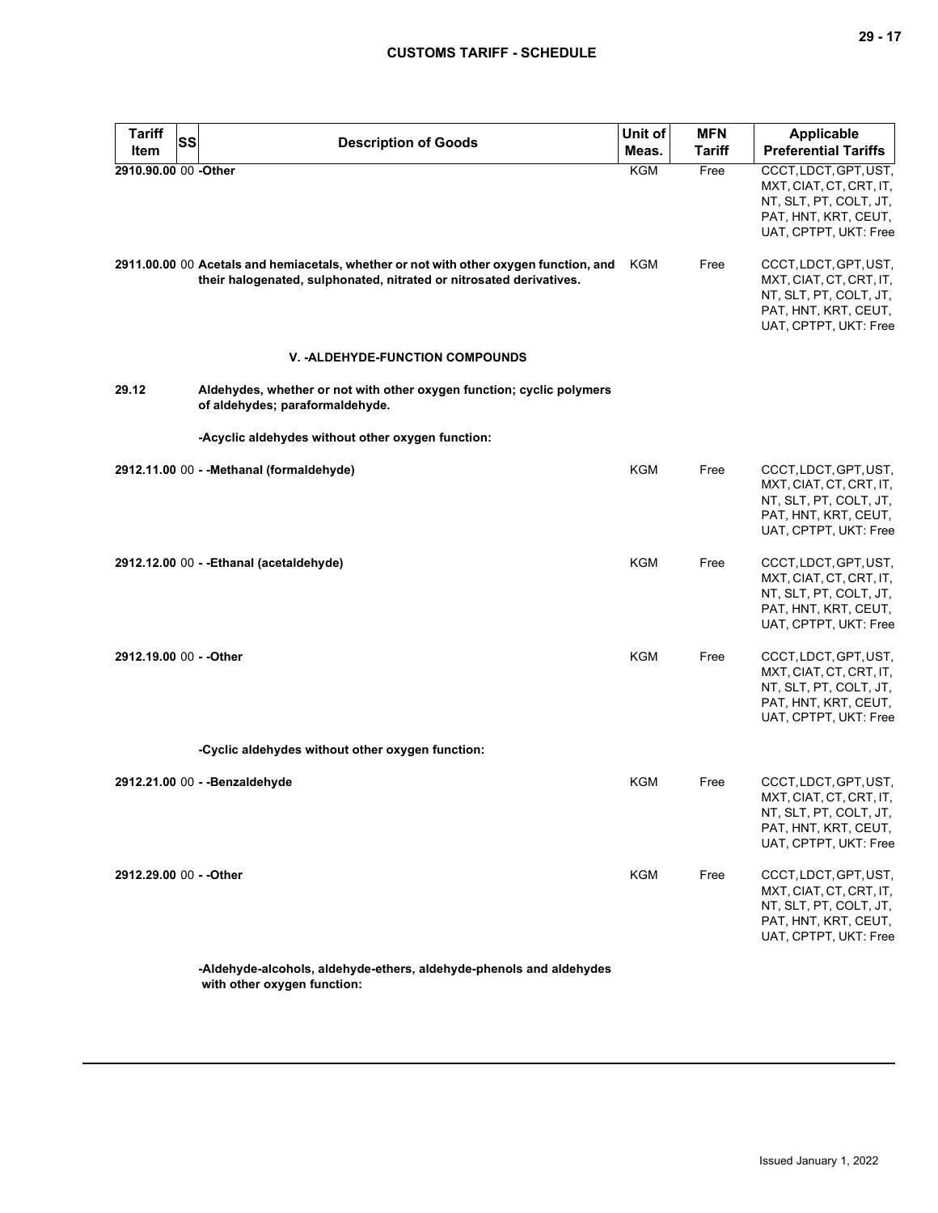| Tariff Item | SS | Description of Goods | Unit of Meas. | MFN Tariff | Applicable Preferential Tariffs |
|---|---|---|---|---|---|
| 2910.90.00 | 00 | -Other | KGM | Free | CCCT, LDCT, GPT, UST, MXT, CIAT, CT, CRT, IT, NT, SLT, PT, COLT, JT, PAT, HNT, KRT, CEUT, UAT, CPTPT, UKT: Free |
| 2911.00.00 | 00 | **Acetals and hemiacetals, whether or not with other oxygen function, and their halogenated, sulphonated, nitrated or nitrosated derivatives.** | KGM | Free | CCCT, LDCT, GPT, UST, MXT, CIAT, CT, CRT, IT, NT, SLT, PT, COLT, JT, PAT, HNT, KRT, CEUT, UAT, CPTPT, UKT: Free |
| | | **V. -ALDEHYDE-FUNCTION COMPOUNDS** | | | |
| 29.12 | | **Aldehydes, whether or not with other oxygen function; cyclic polymers of aldehydes; paraformaldehyde.** | | | |
| | | -Acyclic aldehydes without other oxygen function: | | | |
| 2912.11.00 | 00 | - -Methanal (formaldehyde) | KGM | Free | CCCT, LDCT, GPT, UST, MXT, CIAT, CT, CRT, IT, NT, SLT, PT, COLT, JT, PAT, HNT, KRT, CEUT, UAT, CPTPT, UKT: Free |
| 2912.12.00 | 00 | - -Ethanal (acetaldehyde) | KGM | Free | CCCT, LDCT, GPT, UST, MXT, CIAT, CT, CRT, IT, NT, SLT, PT, COLT, JT, PAT, HNT, KRT, CEUT, UAT, CPTPT, UKT: Free |
| 2912.19.00 | 00 | - -Other | KGM | Free | CCCT, LDCT, GPT, UST, MXT, CIAT, CT, CRT, IT, NT, SLT, PT, COLT, JT, PAT, HNT, KRT, CEUT, UAT, CPTPT, UKT: Free |
| | | -Cyclic aldehydes without other oxygen function: | | | |
| 2912.21.00 | 00 | - -Benzaldehyde | KGM | Free | CCCT, LDCT, GPT, UST, MXT, CIAT, CT, CRT, IT, NT, SLT, PT, COLT, JT, PAT, HNT, KRT, CEUT, UAT, CPTPT, UKT: Free |
| 2912.29.00 | 00 | - -Other | KGM | Free | CCCT, LDCT, GPT, UST, MXT, CIAT, CT, CRT, IT, NT, SLT, PT, COLT, JT, PAT, HNT, KRT, CEUT, UAT, CPTPT, UKT: Free |
| | | -Aldehyde-alcohols, aldehyde-ethers, aldehyde-phenols and aldehydes with other oxygen function: | | | |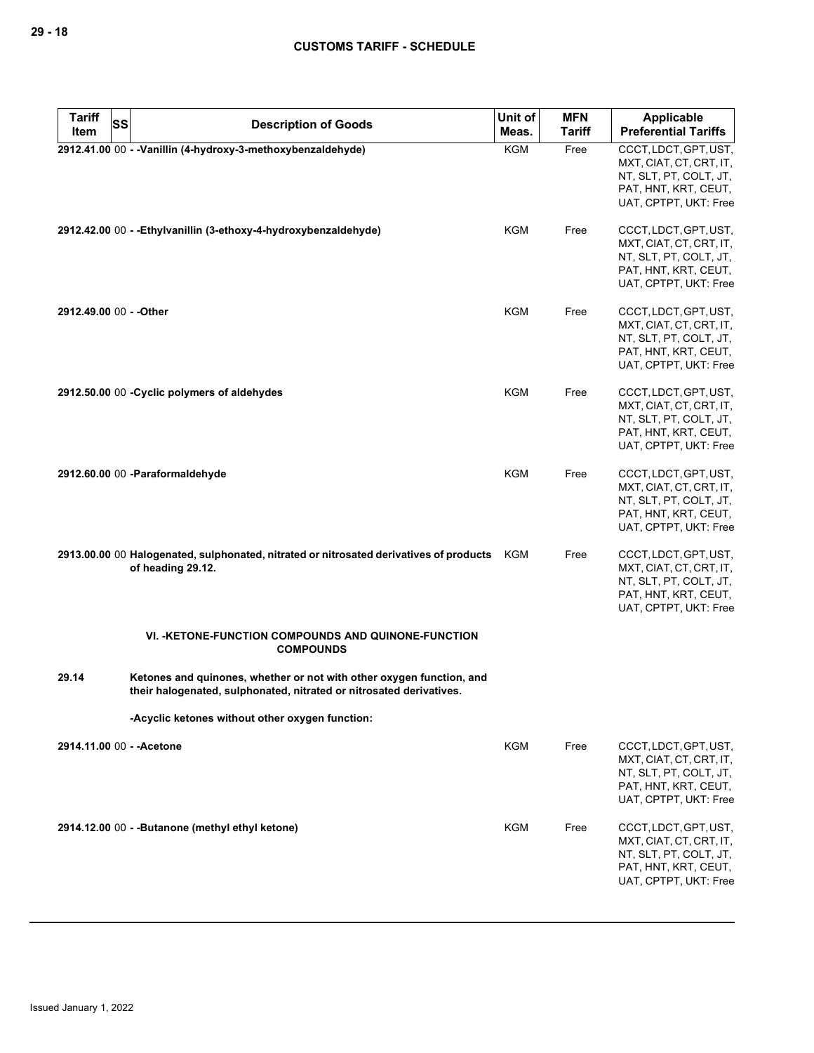| Tariff Item | SS | Description of Goods | Unit of Meas. | MFN Tariff | Applicable Preferential Tariffs |
|---|---|---|---|---|---|
| 2912.41.00 | 00 | - -Vanillin (4-hydroxy-3-methoxybenzaldehyde) | KGM | Free | CCCT, LDCT, GPT, UST, MXT, CIAT, CT, CRT, IT, NT, SLT, PT, COLT, JT, PAT, HNT, KRT, CEUT, UAT, CPTPT, UKT: Free |
| 2912.42.00 | 00 | - -Ethylvanillin (3-ethoxy-4-hydroxybenzaldehyde) | KGM | Free | CCCT, LDCT, GPT, UST, MXT, CIAT, CT, CRT, IT, NT, SLT, PT, COLT, JT, PAT, HNT, KRT, CEUT, UAT, CPTPT, UKT: Free |
| 2912.49.00 | 00 | - -Other | KGM | Free | CCCT, LDCT, GPT, UST, MXT, CIAT, CT, CRT, IT, NT, SLT, PT, COLT, JT, PAT, HNT, KRT, CEUT, UAT, CPTPT, UKT: Free |
| 2912.50.00 | 00 | -Cyclic polymers of aldehydes | KGM | Free | CCCT, LDCT, GPT, UST, MXT, CIAT, CT, CRT, IT, NT, SLT, PT, COLT, JT, PAT, HNT, KRT, CEUT, UAT, CPTPT, UKT: Free |
| 2912.60.00 | 00 | -Paraformaldehyde | KGM | Free | CCCT, LDCT, GPT, UST, MXT, CIAT, CT, CRT, IT, NT, SLT, PT, COLT, JT, PAT, HNT, KRT, CEUT, UAT, CPTPT, UKT: Free |
| 2913.00.00 | 00 | Halogenated, sulphonated, nitrated or nitrosated derivatives of products of heading 29.12. | KGM | Free | CCCT, LDCT, GPT, UST, MXT, CIAT, CT, CRT, IT, NT, SLT, PT, COLT, JT, PAT, HNT, KRT, CEUT, UAT, CPTPT, UKT: Free |
| | | VI. -KETONE-FUNCTION COMPOUNDS AND QUINONE-FUNCTION COMPOUNDS | | | |
| 29.14 | | Ketones and quinones, whether or not with other oxygen function, and their halogenated, sulphonated, nitrated or nitrosated derivatives. | | | |
| | | -Acyclic ketones without other oxygen function: | | | |
| 2914.11.00 | 00 | - -Acetone | KGM | Free | CCCT, LDCT, GPT, UST, MXT, CIAT, CT, CRT, IT, NT, SLT, PT, COLT, JT, PAT, HNT, KRT, CEUT, UAT, CPTPT, UKT: Free |
| 2914.12.00 | 00 | - -Butanone (methyl ethyl ketone) | KGM | Free | CCCT, LDCT, GPT, UST, MXT, CIAT, CT, CRT, IT, NT, SLT, PT, COLT, JT, PAT, HNT, KRT, CEUT, UAT, CPTPT, UKT: Free |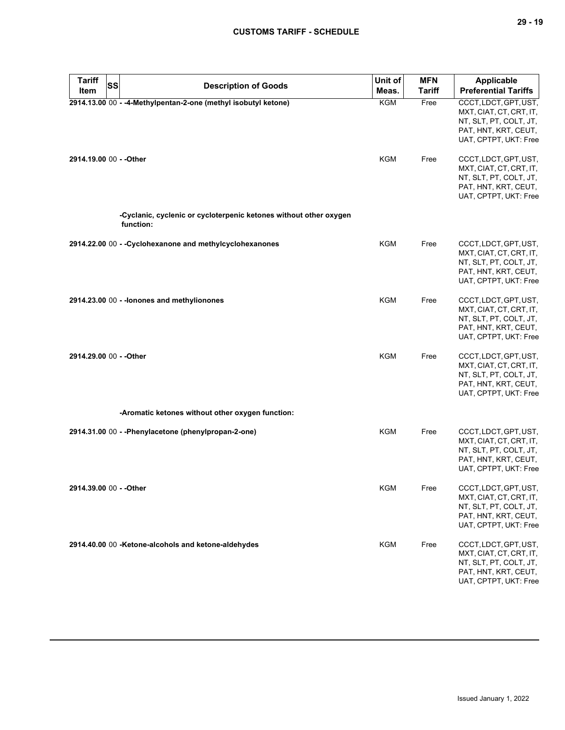| Tariff Item | SS | Description of Goods | Unit of Meas. | MFN Tariff | Applicable Preferential Tariffs |
|---|---|---|---|---|---|
| **2914.13.00** | 00 | **- -4-Methylpentan-2-one (methyl isobutyl ketone)** | KGM | Free | CCCT, LDCT, GPT, UST, MXT, CIAT, CT, CRT, IT, NT, SLT, PT, COLT, JT, PAT, HNT, KRT, CEUT, UAT, CPTPT, UKT: Free |
| **2914.19.00** | 00 | **- -Other** | KGM | Free | CCCT, LDCT, GPT, UST, MXT, CIAT, CT, CRT, IT, NT, SLT, PT, COLT, JT, PAT, HNT, KRT, CEUT, UAT, CPTPT, UKT: Free |
| | | **-Cyclanic, cyclenic or cycloterpenic ketones without other oxygen function:** | | | |
| **2914.22.00** | 00 | **- -Cyclohexanone and methylcyclohexanones** | KGM | Free | CCCT, LDCT, GPT, UST, MXT, CIAT, CT, CRT, IT, NT, SLT, PT, COLT, JT, PAT, HNT, KRT, CEUT, UAT, CPTPT, UKT: Free |
| **2914.23.00** | 00 | **- -Ionones and methylionones** | KGM | Free | CCCT, LDCT, GPT, UST, MXT, CIAT, CT, CRT, IT, NT, SLT, PT, COLT, JT, PAT, HNT, KRT, CEUT, UAT, CPTPT, UKT: Free |
| **2914.29.00** | 00 | **- -Other** | KGM | Free | CCCT, LDCT, GPT, UST, MXT, CIAT, CT, CRT, IT, NT, SLT, PT, COLT, JT, PAT, HNT, KRT, CEUT, UAT, CPTPT, UKT: Free |
| | | **-Aromatic ketones without other oxygen function:** | | | |
| **2914.31.00** | 00 | **- -Phenylacetone (phenylpropan-2-one)** | KGM | Free | CCCT, LDCT, GPT, UST, MXT, CIAT, CT, CRT, IT, NT, SLT, PT, COLT, JT, PAT, HNT, KRT, CEUT, UAT, CPTPT, UKT: Free |
| **2914.39.00** | 00 | **- -Other** | KGM | Free | CCCT, LDCT, GPT, UST, MXT, CIAT, CT, CRT, IT, NT, SLT, PT, COLT, JT, PAT, HNT, KRT, CEUT, UAT, CPTPT, UKT: Free |
| **2914.40.00** | 00 | **-Ketone-alcohols and ketone-aldehydes** | KGM | Free | CCCT, LDCT, GPT, UST, MXT, CIAT, CT, CRT, IT, NT, SLT, PT, COLT, JT, PAT, HNT, KRT, CEUT, UAT, CPTPT, UKT: Free |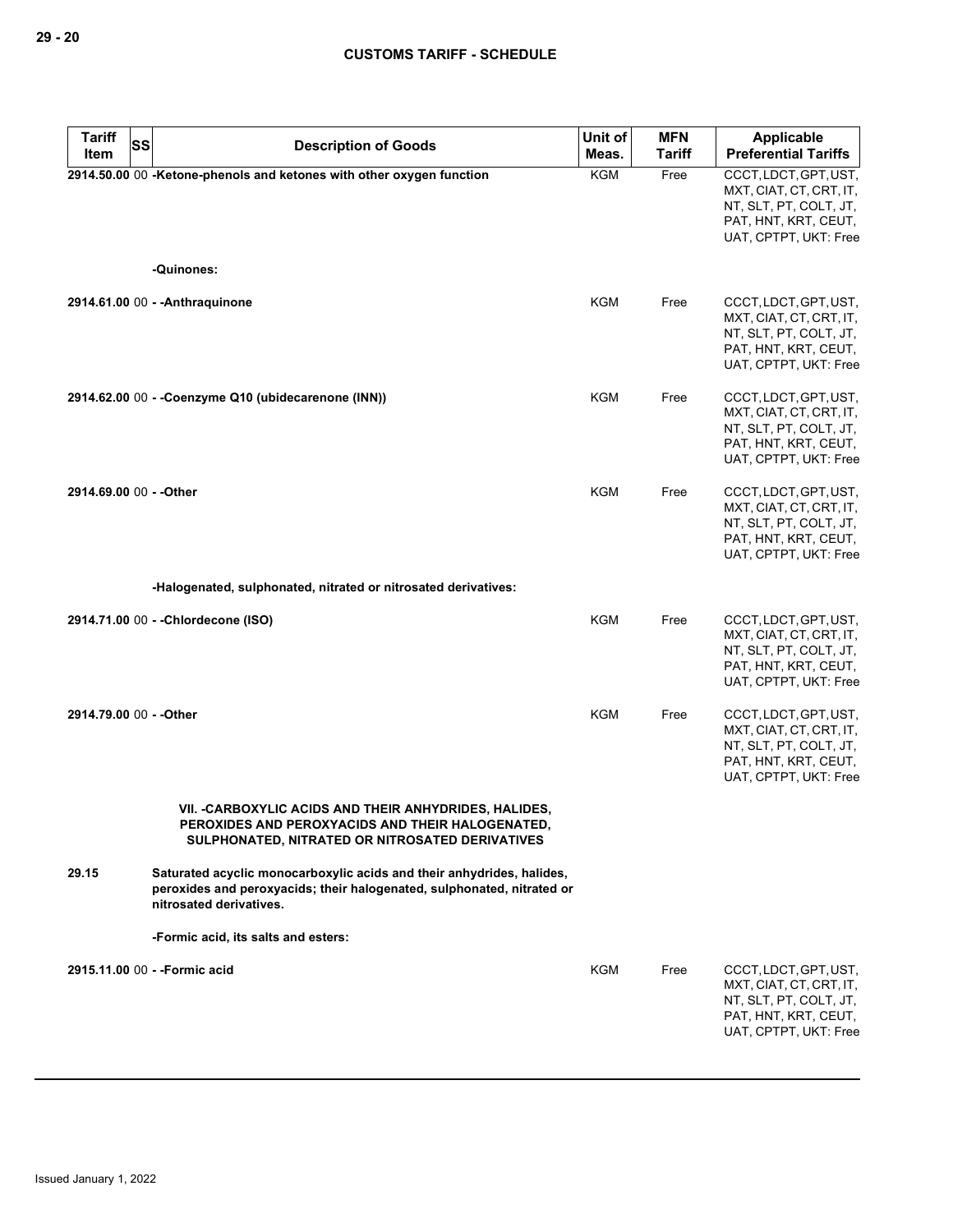| Tariff Item | SS | Description of Goods | Unit of Meas. | MFN Tariff | Applicable Preferential Tariffs |
|---|---|---|---|---|---|
| 2914.50.00 | 00 | -Ketone-phenols and ketones with other oxygen function | KGM | Free | CCCT, LDCT, GPT, UST, MXT, CIAT, CT, CRT, IT, NT, SLT, PT, COLT, JT, PAT, HNT, KRT, CEUT, UAT, CPTPT, UKT: Free |
| | | -Quinones: | | | |
| 2914.61.00 | 00 | - -Anthraquinone | KGM | Free | CCCT, LDCT, GPT, UST, MXT, CIAT, CT, CRT, IT, NT, SLT, PT, COLT, JT, PAT, HNT, KRT, CEUT, UAT, CPTPT, UKT: Free |
| 2914.62.00 | 00 | - -Coenzyme Q10 (ubidecarenone (INN)) | KGM | Free | CCCT, LDCT, GPT, UST, MXT, CIAT, CT, CRT, IT, NT, SLT, PT, COLT, JT, PAT, HNT, KRT, CEUT, UAT, CPTPT, UKT: Free |
| 2914.69.00 | 00 | - -Other | KGM | Free | CCCT, LDCT, GPT, UST, MXT, CIAT, CT, CRT, IT, NT, SLT, PT, COLT, JT, PAT, HNT, KRT, CEUT, UAT, CPTPT, UKT: Free |
| | | -Halogenated, sulphonated, nitrated or nitrosated derivatives: | | | |
| 2914.71.00 | 00 | - -Chlordecone (ISO) | KGM | Free | CCCT, LDCT, GPT, UST, MXT, CIAT, CT, CRT, IT, NT, SLT, PT, COLT, JT, PAT, HNT, KRT, CEUT, UAT, CPTPT, UKT: Free |
| 2914.79.00 | 00 | - -Other | KGM | Free | CCCT, LDCT, GPT, UST, MXT, CIAT, CT, CRT, IT, NT, SLT, PT, COLT, JT, PAT, HNT, KRT, CEUT, UAT, CPTPT, UKT: Free |
| | | VII. -CARBOXYLIC ACIDS AND THEIR ANHYDRIDES, HALIDES, PEROXIDES AND PEROXYACIDS AND THEIR HALOGENATED, SULPHONATED, NITRATED OR NITROSATED DERIVATIVES | | | |
| 29.15 | | Saturated acyclic monocarboxylic acids and their anhydrides, halides, peroxides and peroxyacids; their halogenated, sulphonated, nitrated or nitrosated derivatives. | | | |
| | | -Formic acid, its salts and esters: | | | |
| 2915.11.00 | 00 | - -Formic acid | KGM | Free | CCCT, LDCT, GPT, UST, MXT, CIAT, CT, CRT, IT, NT, SLT, PT, COLT, JT, PAT, HNT, KRT, CEUT, UAT, CPTPT, UKT: Free |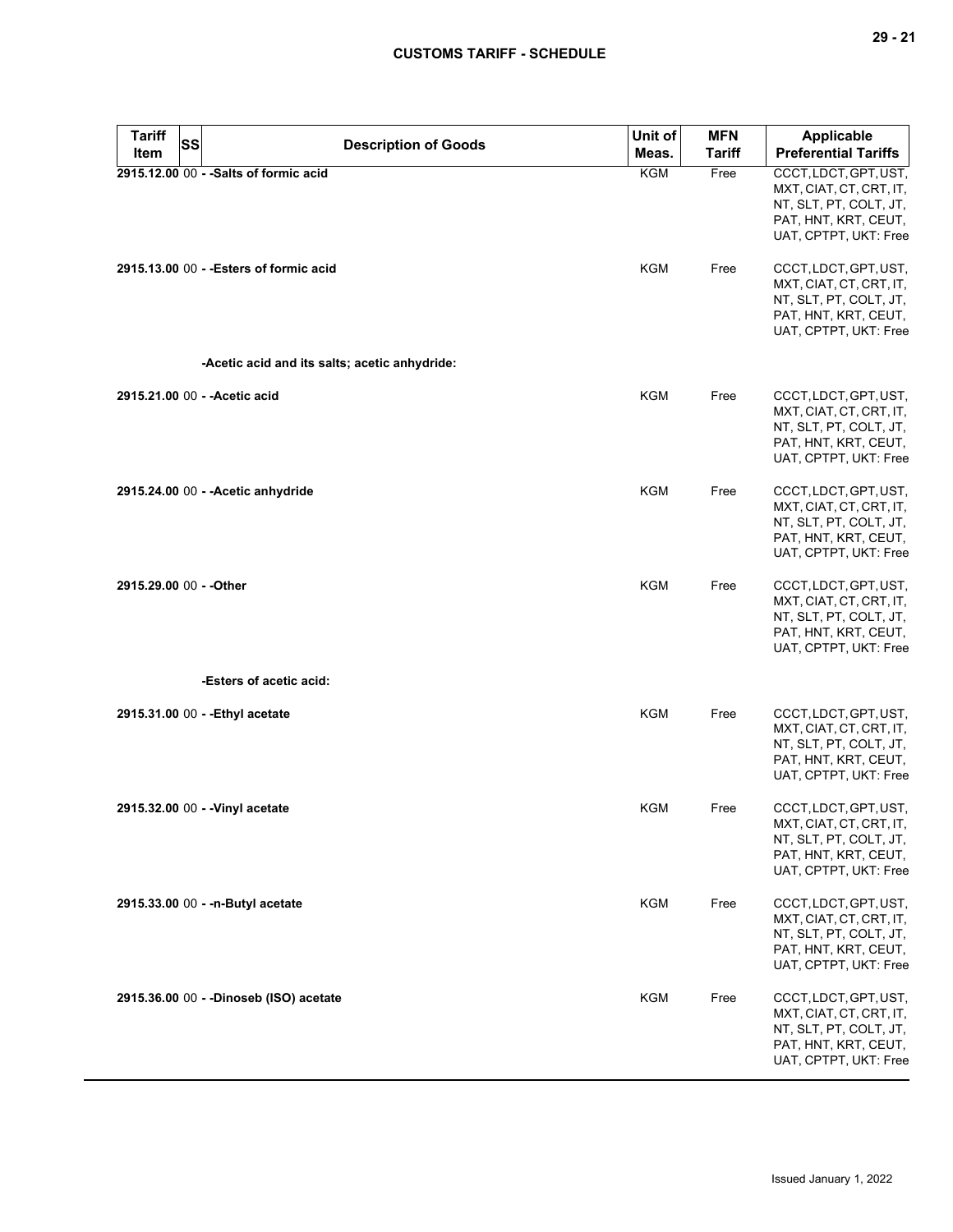| Tariff Item | SS | Description of Goods | Unit of Meas. | MFN Tariff | Applicable Preferential Tariffs |
|---|---|---|---|---|---|
| 2915.12.00 | 00 | - -Salts of formic acid | KGM | Free | CCCT, LDCT, GPT, UST, MXT, CIAT, CT, CRT, IT, NT, SLT, PT, COLT, JT, PAT, HNT, KRT, CEUT, UAT, CPTPT, UKT: Free |
| 2915.13.00 | 00 | - -Esters of formic acid | KGM | Free | CCCT, LDCT, GPT, UST, MXT, CIAT, CT, CRT, IT, NT, SLT, PT, COLT, JT, PAT, HNT, KRT, CEUT, UAT, CPTPT, UKT: Free |
| | | -Acetic acid and its salts; acetic anhydride: | | | |
| 2915.21.00 | 00 | - -Acetic acid | KGM | Free | CCCT, LDCT, GPT, UST, MXT, CIAT, CT, CRT, IT, NT, SLT, PT, COLT, JT, PAT, HNT, KRT, CEUT, UAT, CPTPT, UKT: Free |
| 2915.24.00 | 00 | - -Acetic anhydride | KGM | Free | CCCT, LDCT, GPT, UST, MXT, CIAT, CT, CRT, IT, NT, SLT, PT, COLT, JT, PAT, HNT, KRT, CEUT, UAT, CPTPT, UKT: Free |
| 2915.29.00 | 00 | - -Other | KGM | Free | CCCT, LDCT, GPT, UST, MXT, CIAT, CT, CRT, IT, NT, SLT, PT, COLT, JT, PAT, HNT, KRT, CEUT, UAT, CPTPT, UKT: Free |
| | | -Esters of acetic acid: | | | |
| 2915.31.00 | 00 | - -Ethyl acetate | KGM | Free | CCCT, LDCT, GPT, UST, MXT, CIAT, CT, CRT, IT, NT, SLT, PT, COLT, JT, PAT, HNT, KRT, CEUT, UAT, CPTPT, UKT: Free |
| 2915.32.00 | 00 | - -Vinyl acetate | KGM | Free | CCCT, LDCT, GPT, UST, MXT, CIAT, CT, CRT, IT, NT, SLT, PT, COLT, JT, PAT, HNT, KRT, CEUT, UAT, CPTPT, UKT: Free |
| 2915.33.00 | 00 | - -n-Butyl acetate | KGM | Free | CCCT, LDCT, GPT, UST, MXT, CIAT, CT, CRT, IT, NT, SLT, PT, COLT, JT, PAT, HNT, KRT, CEUT, UAT, CPTPT, UKT: Free |
| 2915.36.00 | 00 | - -Dinoseb (ISO) acetate | KGM | Free | CCCT, LDCT, GPT, UST, MXT, CIAT, CT, CRT, IT, NT, SLT, PT, COLT, JT, PAT, HNT, KRT, CEUT, UAT, CPTPT, UKT: Free |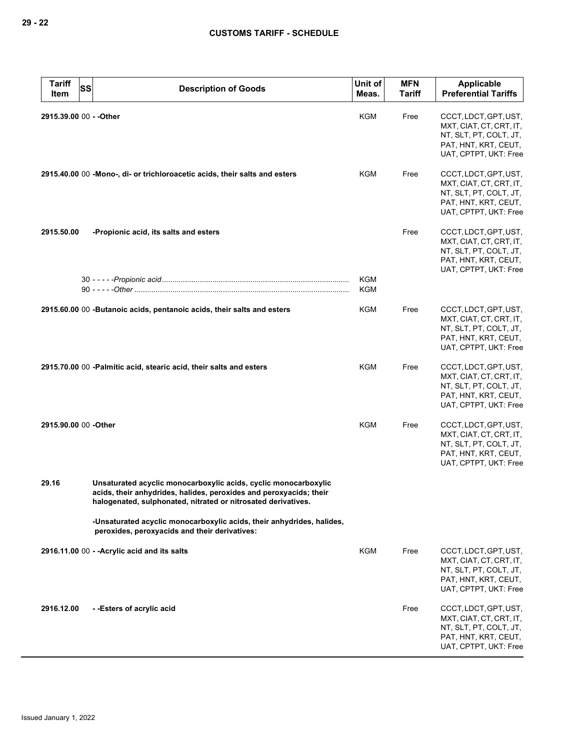| Tariff Item | SS | Description of Goods | Unit of Meas. | MFN Tariff | Applicable Preferential Tariffs |
|---|---|---|---|---|---|
| 2915.39.00 | 00 | - -Other | KGM | Free | CCCT, LDCT, GPT, UST, MXT, CIAT, CT, CRT, IT, NT, SLT, PT, COLT, JT, PAT, HNT, KRT, CEUT, UAT, CPTPT, UKT: Free |
| 2915.40.00 | 00 | -Mono-, di- or trichloroacetic acids, their salts and esters | KGM | Free | CCCT, LDCT, GPT, UST, MXT, CIAT, CT, CRT, IT, NT, SLT, PT, COLT, JT, PAT, HNT, KRT, CEUT, UAT, CPTPT, UKT: Free |
| 2915.50.00 | | -Propionic acid, its salts and esters | | Free | CCCT, LDCT, GPT, UST, MXT, CIAT, CT, CRT, IT, NT, SLT, PT, COLT, JT, PAT, HNT, KRT, CEUT, UAT, CPTPT, UKT: Free |
| | 30 | - - - - -*Propionic acid* | KGM | | |
| | 90 | - - - - -*Other* | KGM | | |
| 2915.60.00 | 00 | -Butanoic acids, pentanoic acids, their salts and esters | KGM | Free | CCCT, LDCT, GPT, UST, MXT, CIAT, CT, CRT, IT, NT, SLT, PT, COLT, JT, PAT, HNT, KRT, CEUT, UAT, CPTPT, UKT: Free |
| 2915.70.00 | 00 | -Palmitic acid, stearic acid, their salts and esters | KGM | Free | CCCT, LDCT, GPT, UST, MXT, CIAT, CT, CRT, IT, NT, SLT, PT, COLT, JT, PAT, HNT, KRT, CEUT, UAT, CPTPT, UKT: Free |
| 2915.90.00 | 00 | -Other | KGM | Free | CCCT, LDCT, GPT, UST, MXT, CIAT, CT, CRT, IT, NT, SLT, PT, COLT, JT, PAT, HNT, KRT, CEUT, UAT, CPTPT, UKT: Free |
| 29.16 | | Unsaturated acyclic monocarboxylic acids, cyclic monocarboxylic acids, their anhydrides, halides, peroxides and peroxyacids; their halogenated, sulphonated, nitrated or nitrosated derivatives. | | | |
| | | -Unsaturated acyclic monocarboxylic acids, their anhydrides, halides, peroxides, peroxyacids and their derivatives: | | | |
| 2916.11.00 | 00 | - -Acrylic acid and its salts | KGM | Free | CCCT, LDCT, GPT, UST, MXT, CIAT, CT, CRT, IT, NT, SLT, PT, COLT, JT, PAT, HNT, KRT, CEUT, UAT, CPTPT, UKT: Free |
| 2916.12.00 | | - -Esters of acrylic acid | | Free | CCCT, LDCT, GPT, UST, MXT, CIAT, CT, CRT, IT, NT, SLT, PT, COLT, JT, PAT, HNT, KRT, CEUT, UAT, CPTPT, UKT: Free |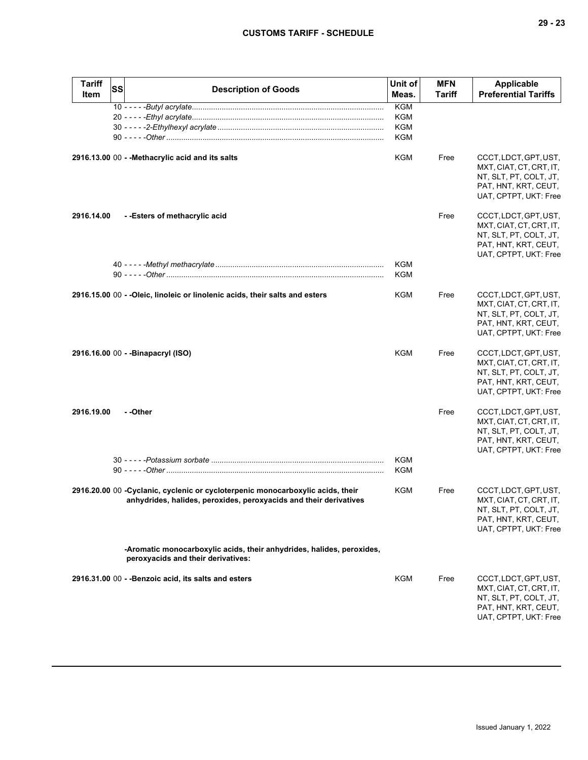| Tariff Item | SS | Description of Goods | Unit of Meas. | MFN Tariff | Applicable Preferential Tariffs |
|---|---|---|---|---|---|
| | 10 | - - - - -*Butyl acrylate* | KGM | | |
| | 20 | - - - - -*Ethyl acrylate* | KGM | | |
| | 30 | - - - - -*2-Ethylhexyl acrylate* | KGM | | |
| | 90 | - - - - -*Other* | KGM | | |
| **2916.13.00** | 00 | **- -Methacrylic acid and its salts** | KGM | Free | CCCT, LDCT, GPT, UST, MXT, CIAT, CT, CRT, IT, NT, SLT, PT, COLT, JT, PAT, HNT, KRT, CEUT, UAT, CPTPT, UKT: Free |
| **2916.14.00** | | **- -Esters of methacrylic acid** | | Free | CCCT, LDCT, GPT, UST, MXT, CIAT, CT, CRT, IT, NT, SLT, PT, COLT, JT, PAT, HNT, KRT, CEUT, UAT, CPTPT, UKT: Free |
| | 40 | - - - - -*Methyl methacrylate* | KGM | | |
| | 90 | - - - - -*Other* | KGM | | |
| **2916.15.00** | 00 | **- -Oleic, linoleic or linolenic acids, their salts and esters** | KGM | Free | CCCT, LDCT, GPT, UST, MXT, CIAT, CT, CRT, IT, NT, SLT, PT, COLT, JT, PAT, HNT, KRT, CEUT, UAT, CPTPT, UKT: Free |
| **2916.16.00** | 00 | **- -Binapacryl (ISO)** | KGM | Free | CCCT, LDCT, GPT, UST, MXT, CIAT, CT, CRT, IT, NT, SLT, PT, COLT, JT, PAT, HNT, KRT, CEUT, UAT, CPTPT, UKT: Free |
| **2916.19.00** | | **- -Other** | | Free | CCCT, LDCT, GPT, UST, MXT, CIAT, CT, CRT, IT, NT, SLT, PT, COLT, JT, PAT, HNT, KRT, CEUT, UAT, CPTPT, UKT: Free |
| | 30 | - - - - -*Potassium sorbate* | KGM | | |
| | 90 | - - - - -*Other* | KGM | | |
| **2916.20.00** | 00 | **-Cyclanic, cyclenic or cycloterpenic monocarboxylic acids, their anhydrides, halides, peroxides, peroxyacids and their derivatives** | KGM | Free | CCCT, LDCT, GPT, UST, MXT, CIAT, CT, CRT, IT, NT, SLT, PT, COLT, JT, PAT, HNT, KRT, CEUT, UAT, CPTPT, UKT: Free |
| | | **-Aromatic monocarboxylic acids, their anhydrides, halides, peroxides, peroxyacids and their derivatives:** | | | |
| **2916.31.00** | 00 | **- -Benzoic acid, its salts and esters** | KGM | Free | CCCT, LDCT, GPT, UST, MXT, CIAT, CT, CRT, IT, NT, SLT, PT, COLT, JT, PAT, HNT, KRT, CEUT, UAT, CPTPT, UKT: Free |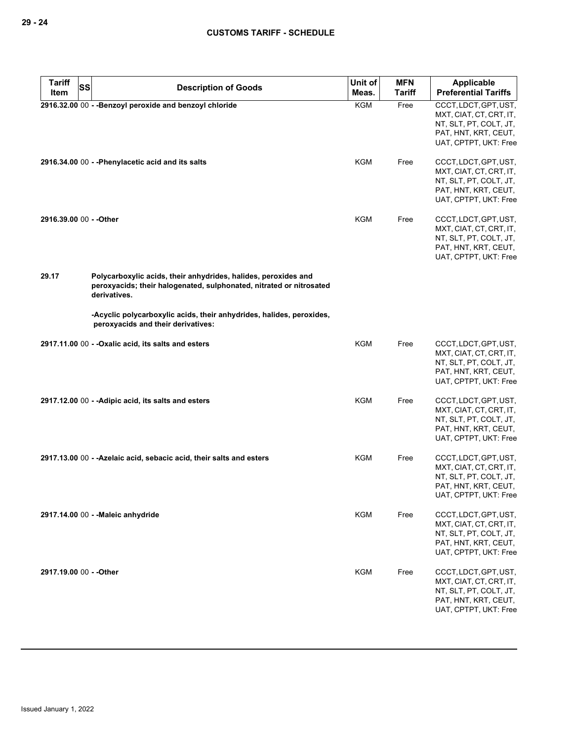| Tariff Item | SS | Description of Goods | Unit of Meas. | MFN Tariff | Applicable Preferential Tariffs |
|---|---|---|---|---|---|
| 2916.32.00 | 00 | - -Benzoyl peroxide and benzoyl chloride | KGM | Free | CCCT, LDCT, GPT, UST, MXT, CIAT, CT, CRT, IT, NT, SLT, PT, COLT, JT, PAT, HNT, KRT, CEUT, UAT, CPTPT, UKT: Free |
| 2916.34.00 | 00 | - -Phenylacetic acid and its salts | KGM | Free | CCCT, LDCT, GPT, UST, MXT, CIAT, CT, CRT, IT, NT, SLT, PT, COLT, JT, PAT, HNT, KRT, CEUT, UAT, CPTPT, UKT: Free |
| 2916.39.00 | 00 | - -Other | KGM | Free | CCCT, LDCT, GPT, UST, MXT, CIAT, CT, CRT, IT, NT, SLT, PT, COLT, JT, PAT, HNT, KRT, CEUT, UAT, CPTPT, UKT: Free |
| 29.17 | | Polycarboxylic acids, their anhydrides, halides, peroxides and peroxyacids; their halogenated, sulphonated, nitrated or nitrosated derivatives. | | | |
| | | -Acyclic polycarboxylic acids, their anhydrides, halides, peroxides, peroxyacids and their derivatives: | | | |
| 2917.11.00 | 00 | - -Oxalic acid, its salts and esters | KGM | Free | CCCT, LDCT, GPT, UST, MXT, CIAT, CT, CRT, IT, NT, SLT, PT, COLT, JT, PAT, HNT, KRT, CEUT, UAT, CPTPT, UKT: Free |
| 2917.12.00 | 00 | - -Adipic acid, its salts and esters | KGM | Free | CCCT, LDCT, GPT, UST, MXT, CIAT, CT, CRT, IT, NT, SLT, PT, COLT, JT, PAT, HNT, KRT, CEUT, UAT, CPTPT, UKT: Free |
| 2917.13.00 | 00 | - -Azelaic acid, sebacic acid, their salts and esters | KGM | Free | CCCT, LDCT, GPT, UST, MXT, CIAT, CT, CRT, IT, NT, SLT, PT, COLT, JT, PAT, HNT, KRT, CEUT, UAT, CPTPT, UKT: Free |
| 2917.14.00 | 00 | - -Maleic anhydride | KGM | Free | CCCT, LDCT, GPT, UST, MXT, CIAT, CT, CRT, IT, NT, SLT, PT, COLT, JT, PAT, HNT, KRT, CEUT, UAT, CPTPT, UKT: Free |
| 2917.19.00 | 00 | - -Other | KGM | Free | CCCT, LDCT, GPT, UST, MXT, CIAT, CT, CRT, IT, NT, SLT, PT, COLT, JT, PAT, HNT, KRT, CEUT, UAT, CPTPT, UKT: Free |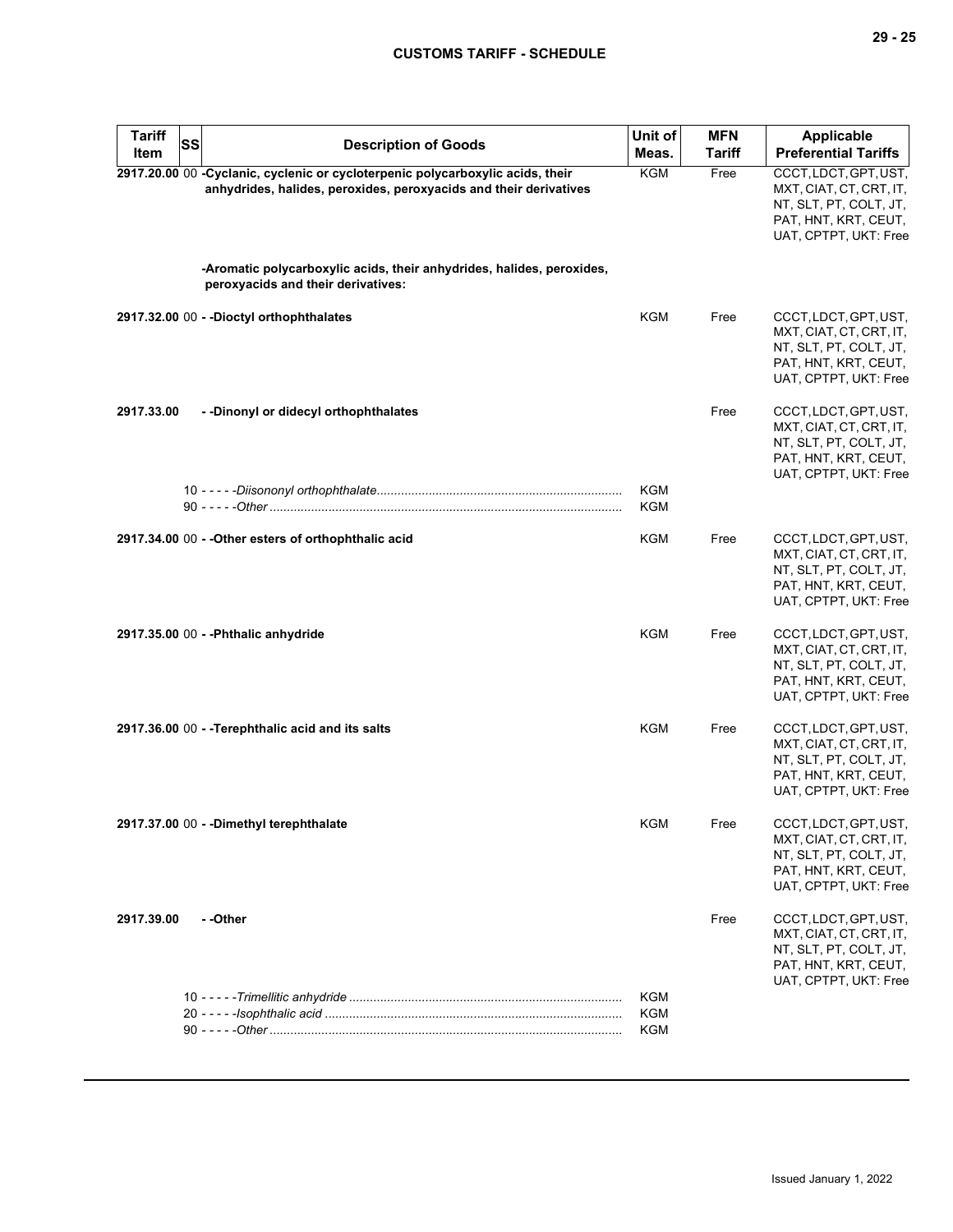| Tariff Item | SS | Description of Goods | Unit of Meas. | MFN Tariff | Applicable Preferential Tariffs |
|---|---|---|---|---|---|
| 2917.20.00 | 00 | **-Cyclanic, cyclenic or cycloterpenic polycarboxylic acids, their anhydrides, halides, peroxides, peroxyacids and their derivatives** | KGM | Free | CCCT, LDCT, GPT, UST, MXT, CIAT, CT, CRT, IT, NT, SLT, PT, COLT, JT, PAT, HNT, KRT, CEUT, UAT, CPTPT, UKT: Free |
| | | **-Aromatic polycarboxylic acids, their anhydrides, halides, peroxides, peroxyacids and their derivatives:** | | | |
| 2917.32.00 | 00 | **- -Dioctyl orthophthalates** | KGM | Free | CCCT, LDCT, GPT, UST, MXT, CIAT, CT, CRT, IT, NT, SLT, PT, COLT, JT, PAT, HNT, KRT, CEUT, UAT, CPTPT, UKT: Free |
| 2917.33.00 | | **- -Dinonyl or didecyl orthophthalates** | | Free | CCCT, LDCT, GPT, UST, MXT, CIAT, CT, CRT, IT, NT, SLT, PT, COLT, JT, PAT, HNT, KRT, CEUT, UAT, CPTPT, UKT: Free |
| | 10 | - - - - -*Diisononyl orthophthalate* | KGM | | |
| | 90 | - - - - -*Other* | KGM | | |
| 2917.34.00 | 00 | **- -Other esters of orthophthalic acid** | KGM | Free | CCCT, LDCT, GPT, UST, MXT, CIAT, CT, CRT, IT, NT, SLT, PT, COLT, JT, PAT, HNT, KRT, CEUT, UAT, CPTPT, UKT: Free |
| 2917.35.00 | 00 | **- -Phthalic anhydride** | KGM | Free | CCCT, LDCT, GPT, UST, MXT, CIAT, CT, CRT, IT, NT, SLT, PT, COLT, JT, PAT, HNT, KRT, CEUT, UAT, CPTPT, UKT: Free |
| 2917.36.00 | 00 | **- -Terephthalic acid and its salts** | KGM | Free | CCCT, LDCT, GPT, UST, MXT, CIAT, CT, CRT, IT, NT, SLT, PT, COLT, JT, PAT, HNT, KRT, CEUT, UAT, CPTPT, UKT: Free |
| 2917.37.00 | 00 | **- -Dimethyl terephthalate** | KGM | Free | CCCT, LDCT, GPT, UST, MXT, CIAT, CT, CRT, IT, NT, SLT, PT, COLT, JT, PAT, HNT, KRT, CEUT, UAT, CPTPT, UKT: Free |
| 2917.39.00 | | **- -Other** | | Free | CCCT, LDCT, GPT, UST, MXT, CIAT, CT, CRT, IT, NT, SLT, PT, COLT, JT, PAT, HNT, KRT, CEUT, UAT, CPTPT, UKT: Free |
| | 10 | - - - - -*Trimellitic anhydride* | KGM | | |
| | 20 | - - - - -*Isophthalic acid* | KGM | | |
| | 90 | - - - - -*Other* | KGM | | |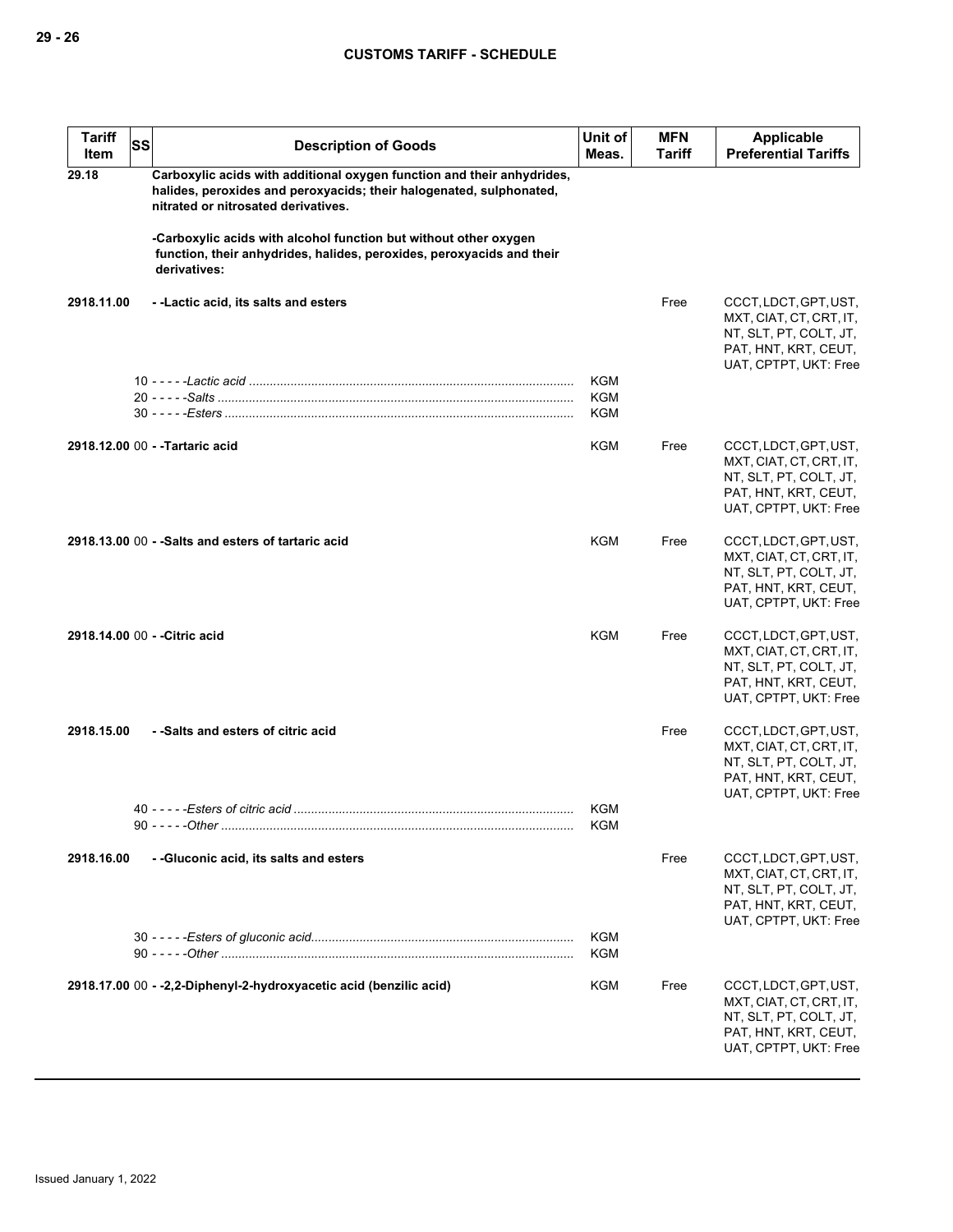| Tariff Item | SS | Description of Goods | Unit of Meas. | MFN Tariff | Applicable Preferential Tariffs |
|---|---|---|---|---|---|
| 29.18 | | **Carboxylic acids with additional oxygen function and their anhydrides, halides, peroxides and peroxyacids; their halogenated, sulphonated, nitrated or nitrosated derivatives.** | | | |
| | | **-Carboxylic acids with alcohol function but without other oxygen function, their anhydrides, halides, peroxides, peroxyacids and their derivatives:** | | | |
| 2918.11.00 | | **- -Lactic acid, its salts and esters** | | Free | CCCT, LDCT, GPT, UST, MXT, CIAT, CT, CRT, IT, NT, SLT, PT, COLT, JT, PAT, HNT, KRT, CEUT, UAT, CPTPT, UKT: Free |
| | 10 | - - - - -*Lactic acid* | KGM | | |
| | 20 | - - - - -*Salts* | KGM | | |
| | 30 | - - - - -*Esters* | KGM | | |
| 2918.12.00 | 00 | **- -Tartaric acid** | KGM | Free | CCCT, LDCT, GPT, UST, MXT, CIAT, CT, CRT, IT, NT, SLT, PT, COLT, JT, PAT, HNT, KRT, CEUT, UAT, CPTPT, UKT: Free |
| 2918.13.00 | 00 | **- -Salts and esters of tartaric acid** | KGM | Free | CCCT, LDCT, GPT, UST, MXT, CIAT, CT, CRT, IT, NT, SLT, PT, COLT, JT, PAT, HNT, KRT, CEUT, UAT, CPTPT, UKT: Free |
| 2918.14.00 | 00 | **- -Citric acid** | KGM | Free | CCCT, LDCT, GPT, UST, MXT, CIAT, CT, CRT, IT, NT, SLT, PT, COLT, JT, PAT, HNT, KRT, CEUT, UAT, CPTPT, UKT: Free |
| 2918.15.00 | | **- -Salts and esters of citric acid** | | Free | CCCT, LDCT, GPT, UST, MXT, CIAT, CT, CRT, IT, NT, SLT, PT, COLT, JT, PAT, HNT, KRT, CEUT, UAT, CPTPT, UKT: Free |
| | 40 | - - - - -*Esters of citric acid* | KGM | | |
| | 90 | - - - - -*Other* | KGM | | |
| 2918.16.00 | | **- -Gluconic acid, its salts and esters** | | Free | CCCT, LDCT, GPT, UST, MXT, CIAT, CT, CRT, IT, NT, SLT, PT, COLT, JT, PAT, HNT, KRT, CEUT, UAT, CPTPT, UKT: Free |
| | 30 | - - - - -*Esters of gluconic acid* | KGM | | |
| | 90 | - - - - -*Other* | KGM | | |
| 2918.17.00 | 00 | **- -2,2-Diphenyl-2-hydroxyacetic acid (benzilic acid)** | KGM | Free | CCCT, LDCT, GPT, UST, MXT, CIAT, CT, CRT, IT, NT, SLT, PT, COLT, JT, PAT, HNT, KRT, CEUT, UAT, CPTPT, UKT: Free |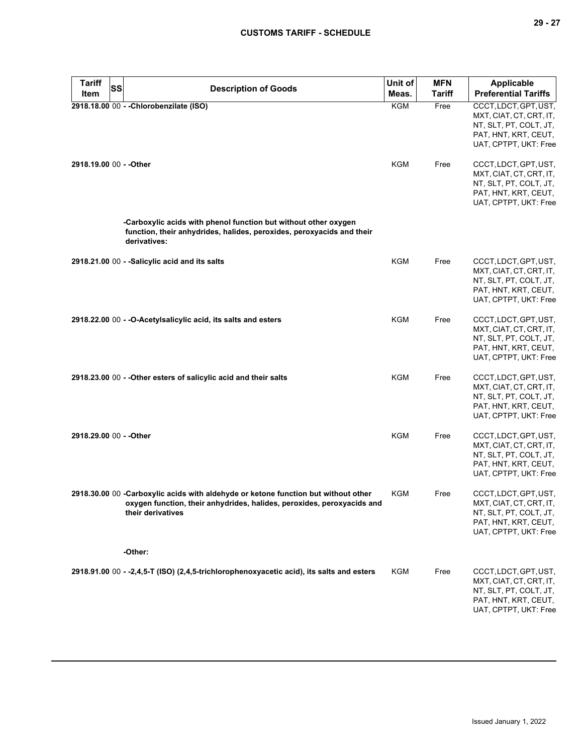| Tariff Item | SS | Description of Goods | Unit of Meas. | MFN Tariff | Applicable Preferential Tariffs |
|---|---|---|---|---|---|
| 2918.18.00 | 00 | - -Chlorobenzilate (ISO) | KGM | Free | CCCT, LDCT, GPT, UST, MXT, CIAT, CT, CRT, IT, NT, SLT, PT, COLT, JT, PAT, HNT, KRT, CEUT, UAT, CPTPT, UKT: Free |
| 2918.19.00 | 00 | - -Other | KGM | Free | CCCT, LDCT, GPT, UST, MXT, CIAT, CT, CRT, IT, NT, SLT, PT, COLT, JT, PAT, HNT, KRT, CEUT, UAT, CPTPT, UKT: Free |
| | | -Carboxylic acids with phenol function but without other oxygen function, their anhydrides, halides, peroxides, peroxyacids and their derivatives: | | | |
| 2918.21.00 | 00 | - -Salicylic acid and its salts | KGM | Free | CCCT, LDCT, GPT, UST, MXT, CIAT, CT, CRT, IT, NT, SLT, PT, COLT, JT, PAT, HNT, KRT, CEUT, UAT, CPTPT, UKT: Free |
| 2918.22.00 | 00 | - -O-Acetylsalicylic acid, its salts and esters | KGM | Free | CCCT, LDCT, GPT, UST, MXT, CIAT, CT, CRT, IT, NT, SLT, PT, COLT, JT, PAT, HNT, KRT, CEUT, UAT, CPTPT, UKT: Free |
| 2918.23.00 | 00 | - -Other esters of salicylic acid and their salts | KGM | Free | CCCT, LDCT, GPT, UST, MXT, CIAT, CT, CRT, IT, NT, SLT, PT, COLT, JT, PAT, HNT, KRT, CEUT, UAT, CPTPT, UKT: Free |
| 2918.29.00 | 00 | - -Other | KGM | Free | CCCT, LDCT, GPT, UST, MXT, CIAT, CT, CRT, IT, NT, SLT, PT, COLT, JT, PAT, HNT, KRT, CEUT, UAT, CPTPT, UKT: Free |
| 2918.30.00 | 00 | -Carboxylic acids with aldehyde or ketone function but without other oxygen function, their anhydrides, halides, peroxides, peroxyacids and their derivatives | KGM | Free | CCCT, LDCT, GPT, UST, MXT, CIAT, CT, CRT, IT, NT, SLT, PT, COLT, JT, PAT, HNT, KRT, CEUT, UAT, CPTPT, UKT: Free |
| | | -Other: | | | |
| 2918.91.00 | 00 | - -2,4,5-T (ISO) (2,4,5-trichlorophenoxyacetic acid), its salts and esters | KGM | Free | CCCT, LDCT, GPT, UST, MXT, CIAT, CT, CRT, IT, NT, SLT, PT, COLT, JT, PAT, HNT, KRT, CEUT, UAT, CPTPT, UKT: Free |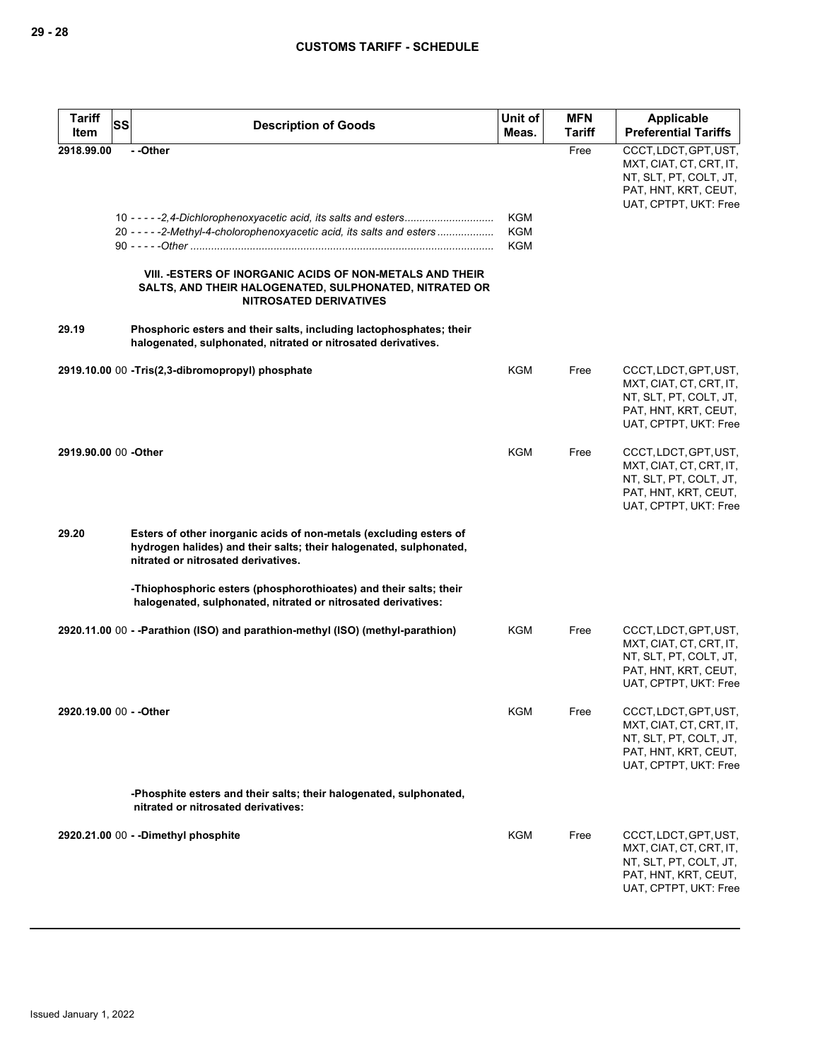| Tariff Item | SS | Description of Goods | Unit of Meas. | MFN Tariff | Applicable Preferential Tariffs |
|---|---|---|---|---|---|
| **2918.99.00** | | **- -Other** | | Free | CCCT, LDCT, GPT, UST, MXT, CIAT, CT, CRT, IT, NT, SLT, PT, COLT, JT, PAT, HNT, KRT, CEUT, UAT, CPTPT, UKT: Free |
| | 10 | *- - - - -2,4-Dichlorophenoxyacetic acid, its salts and esters* | KGM | | |
| | 20 | *- - - - -2-Methyl-4-cholorophenoxyacetic acid, its salts and esters* | KGM | | |
| | 90 | *- - - - -Other* | KGM | | |
| | | **VIII. -ESTERS OF INORGANIC ACIDS OF NON-METALS AND THEIR SALTS, AND THEIR HALOGENATED, SULPHONATED, NITRATED OR NITROSATED DERIVATIVES** | | | |
| **29.19** | | **Phosphoric esters and their salts, including lactophosphates; their halogenated, sulphonated, nitrated or nitrosated derivatives.** | | | |
| **2919.10.00** | 00 | **-Tris(2,3-dibromopropyl) phosphate** | KGM | Free | CCCT, LDCT, GPT, UST, MXT, CIAT, CT, CRT, IT, NT, SLT, PT, COLT, JT, PAT, HNT, KRT, CEUT, UAT, CPTPT, UKT: Free |
| **2919.90.00** | 00 | **-Other** | KGM | Free | CCCT, LDCT, GPT, UST, MXT, CIAT, CT, CRT, IT, NT, SLT, PT, COLT, JT, PAT, HNT, KRT, CEUT, UAT, CPTPT, UKT: Free |
| **29.20** | | **Esters of other inorganic acids of non-metals (excluding esters of hydrogen halides) and their salts; their halogenated, sulphonated, nitrated or nitrosated derivatives.** | | | |
| | | **-Thiophosphoric esters (phosphorothioates) and their salts; their halogenated, sulphonated, nitrated or nitrosated derivatives:** | | | |
| **2920.11.00** | 00 | **- -Parathion (ISO) and parathion-methyl (ISO) (methyl-parathion)** | KGM | Free | CCCT, LDCT, GPT, UST, MXT, CIAT, CT, CRT, IT, NT, SLT, PT, COLT, JT, PAT, HNT, KRT, CEUT, UAT, CPTPT, UKT: Free |
| **2920.19.00** | 00 | **- -Other** | KGM | Free | CCCT, LDCT, GPT, UST, MXT, CIAT, CT, CRT, IT, NT, SLT, PT, COLT, JT, PAT, HNT, KRT, CEUT, UAT, CPTPT, UKT: Free |
| | | **-Phosphite esters and their salts; their halogenated, sulphonated, nitrated or nitrosated derivatives:** | | | |
| **2920.21.00** | 00 | **- -Dimethyl phosphite** | KGM | Free | CCCT, LDCT, GPT, UST, MXT, CIAT, CT, CRT, IT, NT, SLT, PT, COLT, JT, PAT, HNT, KRT, CEUT, UAT, CPTPT, UKT: Free |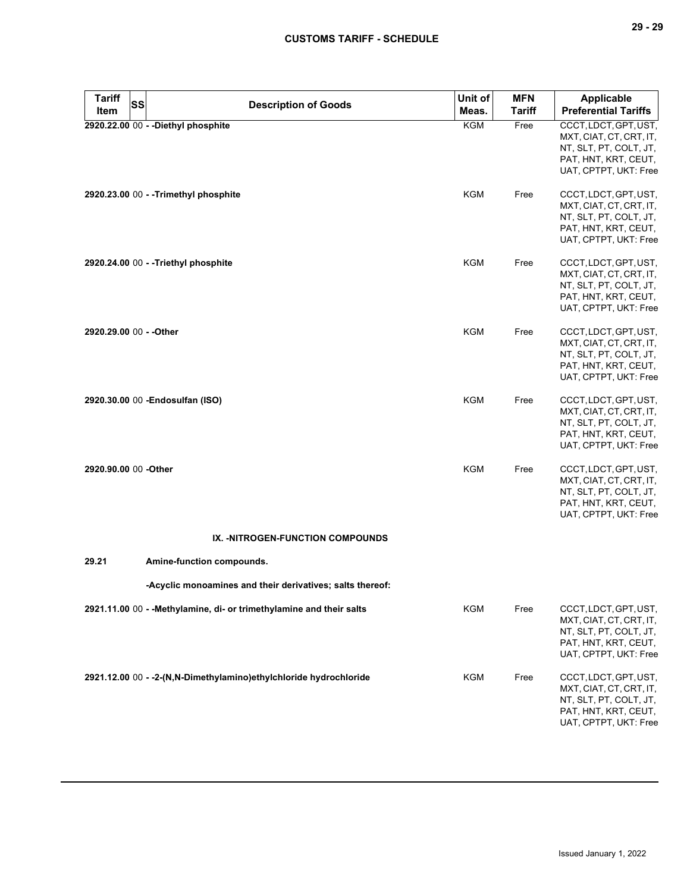| Tariff Item | SS | Description of Goods | Unit of Meas. | MFN Tariff | Applicable Preferential Tariffs |
|---|---|---|---|---|---|
| 2920.22.00 | 00 | - -Diethyl phosphite | KGM | Free | CCCT, LDCT, GPT, UST, MXT, CIAT, CT, CRT, IT, NT, SLT, PT, COLT, JT, PAT, HNT, KRT, CEUT, UAT, CPTPT, UKT: Free |
| 2920.23.00 | 00 | - -Trimethyl phosphite | KGM | Free | CCCT, LDCT, GPT, UST, MXT, CIAT, CT, CRT, IT, NT, SLT, PT, COLT, JT, PAT, HNT, KRT, CEUT, UAT, CPTPT, UKT: Free |
| 2920.24.00 | 00 | - -Triethyl phosphite | KGM | Free | CCCT, LDCT, GPT, UST, MXT, CIAT, CT, CRT, IT, NT, SLT, PT, COLT, JT, PAT, HNT, KRT, CEUT, UAT, CPTPT, UKT: Free |
| 2920.29.00 | 00 | - -Other | KGM | Free | CCCT, LDCT, GPT, UST, MXT, CIAT, CT, CRT, IT, NT, SLT, PT, COLT, JT, PAT, HNT, KRT, CEUT, UAT, CPTPT, UKT: Free |
| 2920.30.00 | 00 | -Endosulfan (ISO) | KGM | Free | CCCT, LDCT, GPT, UST, MXT, CIAT, CT, CRT, IT, NT, SLT, PT, COLT, JT, PAT, HNT, KRT, CEUT, UAT, CPTPT, UKT: Free |
| 2920.90.00 | 00 | -Other | KGM | Free | CCCT, LDCT, GPT, UST, MXT, CIAT, CT, CRT, IT, NT, SLT, PT, COLT, JT, PAT, HNT, KRT, CEUT, UAT, CPTPT, UKT: Free |
| | | **IX. -NITROGEN-FUNCTION COMPOUNDS** | | | |
| 29.21 | | **Amine-function compounds.** | | | |
| | | **-Acyclic monoamines and their derivatives; salts thereof:** | | | |
| 2921.11.00 | 00 | - -Methylamine, di- or trimethylamine and their salts | KGM | Free | CCCT, LDCT, GPT, UST, MXT, CIAT, CT, CRT, IT, NT, SLT, PT, COLT, JT, PAT, HNT, KRT, CEUT, UAT, CPTPT, UKT: Free |
| 2921.12.00 | 00 | - -2-(N,N-Dimethylamino)ethylchloride hydrochloride | KGM | Free | CCCT, LDCT, GPT, UST, MXT, CIAT, CT, CRT, IT, NT, SLT, PT, COLT, JT, PAT, HNT, KRT, CEUT, UAT, CPTPT, UKT: Free |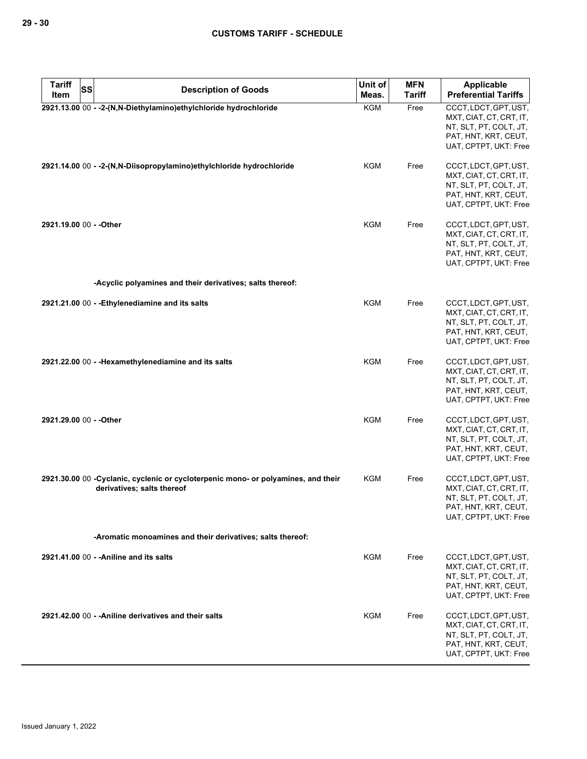| Tariff Item | SS | Description of Goods | Unit of Meas. | MFN Tariff | Applicable Preferential Tariffs |
|---|---|---|---|---|---|
| 2921.13.00 | 00 | - -2-(N,N-Diethylamino)ethylchloride hydrochloride | KGM | Free | CCCT, LDCT, GPT, UST, MXT, CIAT, CT, CRT, IT, NT, SLT, PT, COLT, JT, PAT, HNT, KRT, CEUT, UAT, CPTPT, UKT: Free |
| 2921.14.00 | 00 | - -2-(N,N-Diisopropylamino)ethylchloride hydrochloride | KGM | Free | CCCT, LDCT, GPT, UST, MXT, CIAT, CT, CRT, IT, NT, SLT, PT, COLT, JT, PAT, HNT, KRT, CEUT, UAT, CPTPT, UKT: Free |
| 2921.19.00 | 00 | - -Other | KGM | Free | CCCT, LDCT, GPT, UST, MXT, CIAT, CT, CRT, IT, NT, SLT, PT, COLT, JT, PAT, HNT, KRT, CEUT, UAT, CPTPT, UKT: Free |
| | | -Acyclic polyamines and their derivatives; salts thereof: | | | |
| 2921.21.00 | 00 | - -Ethylenediamine and its salts | KGM | Free | CCCT, LDCT, GPT, UST, MXT, CIAT, CT, CRT, IT, NT, SLT, PT, COLT, JT, PAT, HNT, KRT, CEUT, UAT, CPTPT, UKT: Free |
| 2921.22.00 | 00 | - -Hexamethylenediamine and its salts | KGM | Free | CCCT, LDCT, GPT, UST, MXT, CIAT, CT, CRT, IT, NT, SLT, PT, COLT, JT, PAT, HNT, KRT, CEUT, UAT, CPTPT, UKT: Free |
| 2921.29.00 | 00 | - -Other | KGM | Free | CCCT, LDCT, GPT, UST, MXT, CIAT, CT, CRT, IT, NT, SLT, PT, COLT, JT, PAT, HNT, KRT, CEUT, UAT, CPTPT, UKT: Free |
| 2921.30.00 | 00 | -Cyclanic, cyclenic or cycloterpenic mono- or polyamines, and their derivatives; salts thereof | KGM | Free | CCCT, LDCT, GPT, UST, MXT, CIAT, CT, CRT, IT, NT, SLT, PT, COLT, JT, PAT, HNT, KRT, CEUT, UAT, CPTPT, UKT: Free |
| | | -Aromatic monoamines and their derivatives; salts thereof: | | | |
| 2921.41.00 | 00 | - -Aniline and its salts | KGM | Free | CCCT, LDCT, GPT, UST, MXT, CIAT, CT, CRT, IT, NT, SLT, PT, COLT, JT, PAT, HNT, KRT, CEUT, UAT, CPTPT, UKT: Free |
| 2921.42.00 | 00 | - -Aniline derivatives and their salts | KGM | Free | CCCT, LDCT, GPT, UST, MXT, CIAT, CT, CRT, IT, NT, SLT, PT, COLT, JT, PAT, HNT, KRT, CEUT, UAT, CPTPT, UKT: Free |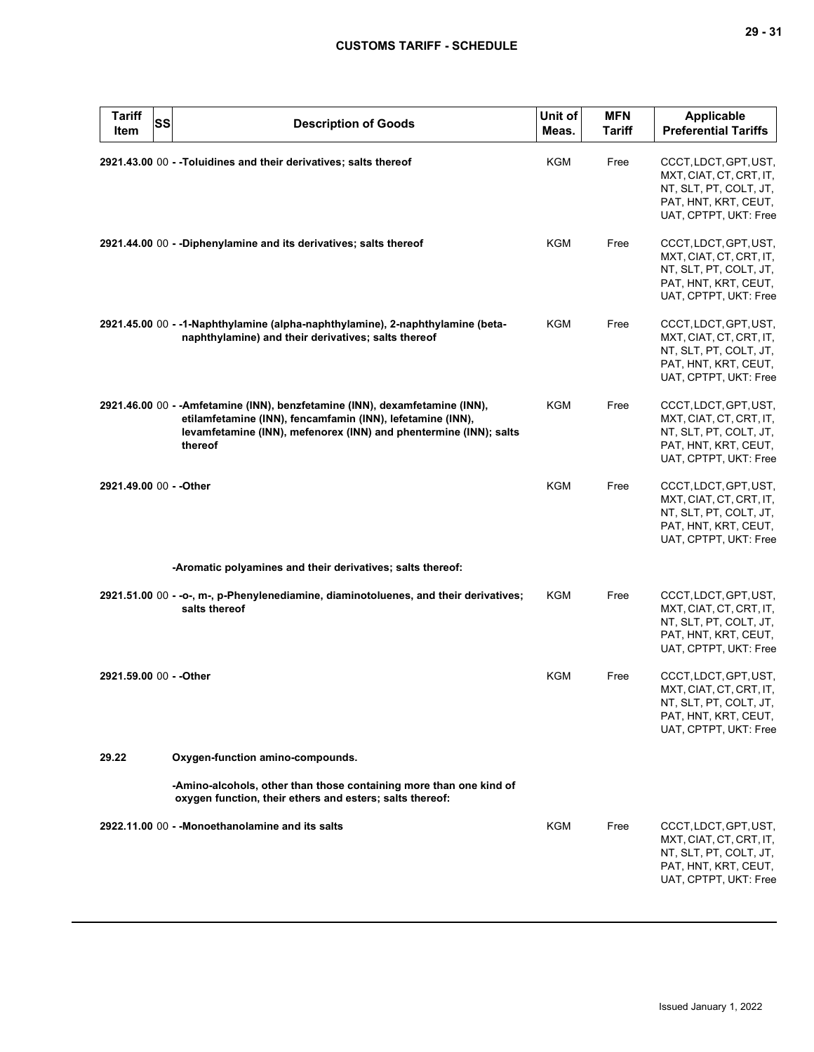| Tariff Item | SS | Description of Goods | Unit of Meas. | MFN Tariff | Applicable Preferential Tariffs |
|---|---|---|---|---|---|
| 2921.43.00 | 00 | **- -Toluidines and their derivatives; salts thereof** | KGM | Free | CCCT, LDCT, GPT, UST, MXT, CIAT, CT, CRT, IT, NT, SLT, PT, COLT, JT, PAT, HNT, KRT, CEUT, UAT, CPTPT, UKT: Free |
| 2921.44.00 | 00 | **- -Diphenylamine and its derivatives; salts thereof** | KGM | Free | CCCT, LDCT, GPT, UST, MXT, CIAT, CT, CRT, IT, NT, SLT, PT, COLT, JT, PAT, HNT, KRT, CEUT, UAT, CPTPT, UKT: Free |
| 2921.45.00 | 00 | **- -1-Naphthylamine (alpha-naphthylamine), 2-naphthylamine (beta-naphthylamine) and their derivatives; salts thereof** | KGM | Free | CCCT, LDCT, GPT, UST, MXT, CIAT, CT, CRT, IT, NT, SLT, PT, COLT, JT, PAT, HNT, KRT, CEUT, UAT, CPTPT, UKT: Free |
| 2921.46.00 | 00 | **- -Amfetamine (INN), benzfetamine (INN), dexamfetamine (INN), etilamfetamine (INN), fencamfamin (INN), lefetamine (INN), levamfetamine (INN), mefenorex (INN) and phentermine (INN); salts thereof** | KGM | Free | CCCT, LDCT, GPT, UST, MXT, CIAT, CT, CRT, IT, NT, SLT, PT, COLT, JT, PAT, HNT, KRT, CEUT, UAT, CPTPT, UKT: Free |
| 2921.49.00 | 00 | **- -Other** | KGM | Free | CCCT, LDCT, GPT, UST, MXT, CIAT, CT, CRT, IT, NT, SLT, PT, COLT, JT, PAT, HNT, KRT, CEUT, UAT, CPTPT, UKT: Free |
| | | **-Aromatic polyamines and their derivatives; salts thereof:** | | | |
| 2921.51.00 | 00 | **- -o-, m-, p-Phenylenediamine, diaminotoluenes, and their derivatives; salts thereof** | KGM | Free | CCCT, LDCT, GPT, UST, MXT, CIAT, CT, CRT, IT, NT, SLT, PT, COLT, JT, PAT, HNT, KRT, CEUT, UAT, CPTPT, UKT: Free |
| 2921.59.00 | 00 | **- -Other** | KGM | Free | CCCT, LDCT, GPT, UST, MXT, CIAT, CT, CRT, IT, NT, SLT, PT, COLT, JT, PAT, HNT, KRT, CEUT, UAT, CPTPT, UKT: Free |
| **29.22** | | **Oxygen-function amino-compounds.** | | | |
| | | **-Amino-alcohols, other than those containing more than one kind of oxygen function, their ethers and esters; salts thereof:** | | | |
| 2922.11.00 | 00 | **- -Monoethanolamine and its salts** | KGM | Free | CCCT, LDCT, GPT, UST, MXT, CIAT, CT, CRT, IT, NT, SLT, PT, COLT, JT, PAT, HNT, KRT, CEUT, UAT, CPTPT, UKT: Free |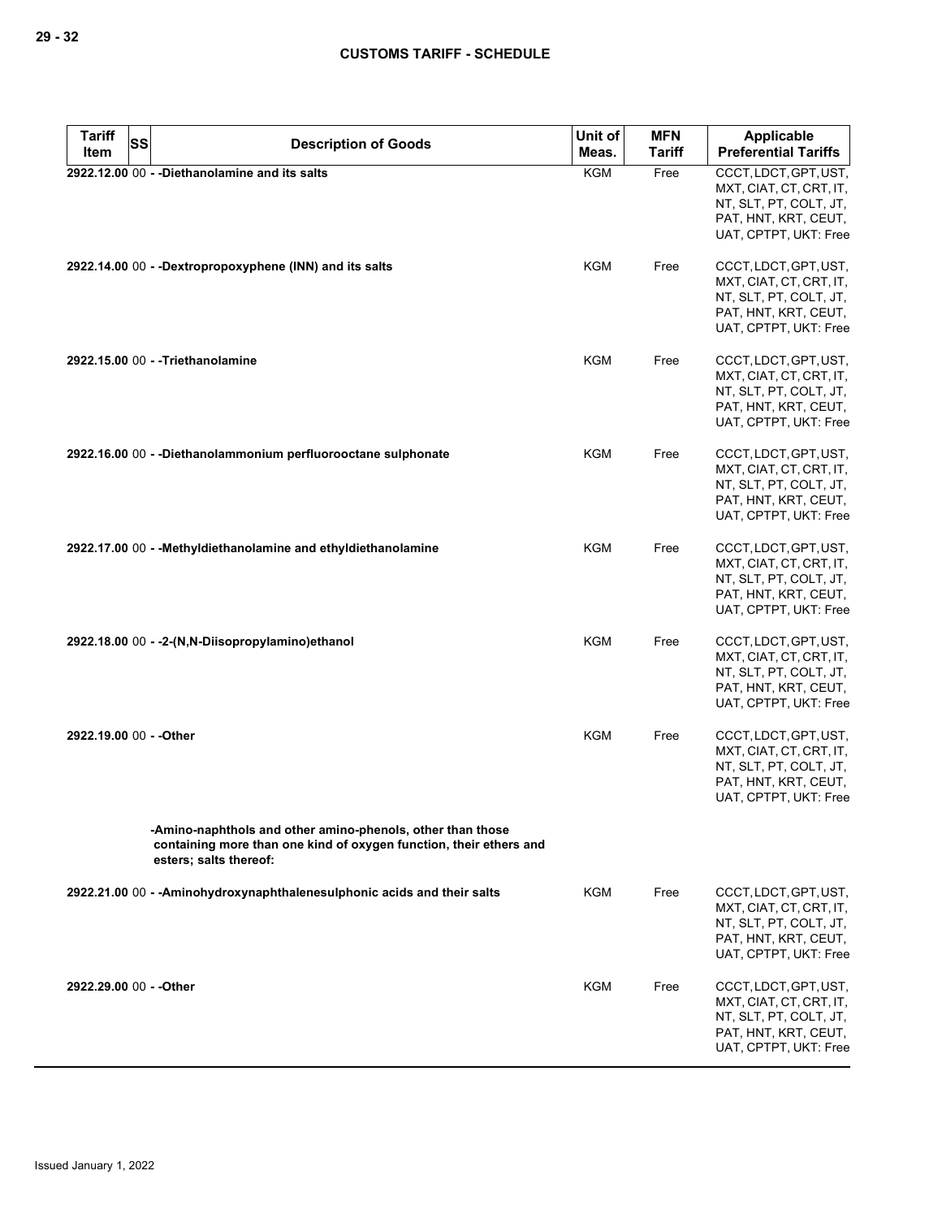| Tariff Item | SS | Description of Goods | Unit of Meas. | MFN Tariff | Applicable Preferential Tariffs |
|---|---|---|---|---|---|
| 2922.12.00 | 00 | - -Diethanolamine and its salts | KGM | Free | CCCT, LDCT, GPT, UST, MXT, CIAT, CT, CRT, IT, NT, SLT, PT, COLT, JT, PAT, HNT, KRT, CEUT, UAT, CPTPT, UKT: Free |
| 2922.14.00 | 00 | - -Dextropropoxyphene (INN) and its salts | KGM | Free | CCCT, LDCT, GPT, UST, MXT, CIAT, CT, CRT, IT, NT, SLT, PT, COLT, JT, PAT, HNT, KRT, CEUT, UAT, CPTPT, UKT: Free |
| 2922.15.00 | 00 | - -Triethanolamine | KGM | Free | CCCT, LDCT, GPT, UST, MXT, CIAT, CT, CRT, IT, NT, SLT, PT, COLT, JT, PAT, HNT, KRT, CEUT, UAT, CPTPT, UKT: Free |
| 2922.16.00 | 00 | - -Diethanolammonium perfluorooctane sulphonate | KGM | Free | CCCT, LDCT, GPT, UST, MXT, CIAT, CT, CRT, IT, NT, SLT, PT, COLT, JT, PAT, HNT, KRT, CEUT, UAT, CPTPT, UKT: Free |
| 2922.17.00 | 00 | - -Methyldiethanolamine and ethyldiethanolamine | KGM | Free | CCCT, LDCT, GPT, UST, MXT, CIAT, CT, CRT, IT, NT, SLT, PT, COLT, JT, PAT, HNT, KRT, CEUT, UAT, CPTPT, UKT: Free |
| 2922.18.00 | 00 | - -2-(N,N-Diisopropylamino)ethanol | KGM | Free | CCCT, LDCT, GPT, UST, MXT, CIAT, CT, CRT, IT, NT, SLT, PT, COLT, JT, PAT, HNT, KRT, CEUT, UAT, CPTPT, UKT: Free |
| 2922.19.00 | 00 | - -Other | KGM | Free | CCCT, LDCT, GPT, UST, MXT, CIAT, CT, CRT, IT, NT, SLT, PT, COLT, JT, PAT, HNT, KRT, CEUT, UAT, CPTPT, UKT: Free |
| | | -Amino-naphthols and other amino-phenols, other than those containing more than one kind of oxygen function, their ethers and esters; salts thereof: | | | |
| 2922.21.00 | 00 | - -Aminohydroxynaphthalenesulphonic acids and their salts | KGM | Free | CCCT, LDCT, GPT, UST, MXT, CIAT, CT, CRT, IT, NT, SLT, PT, COLT, JT, PAT, HNT, KRT, CEUT, UAT, CPTPT, UKT: Free |
| 2922.29.00 | 00 | - -Other | KGM | Free | CCCT, LDCT, GPT, UST, MXT, CIAT, CT, CRT, IT, NT, SLT, PT, COLT, JT, PAT, HNT, KRT, CEUT, UAT, CPTPT, UKT: Free |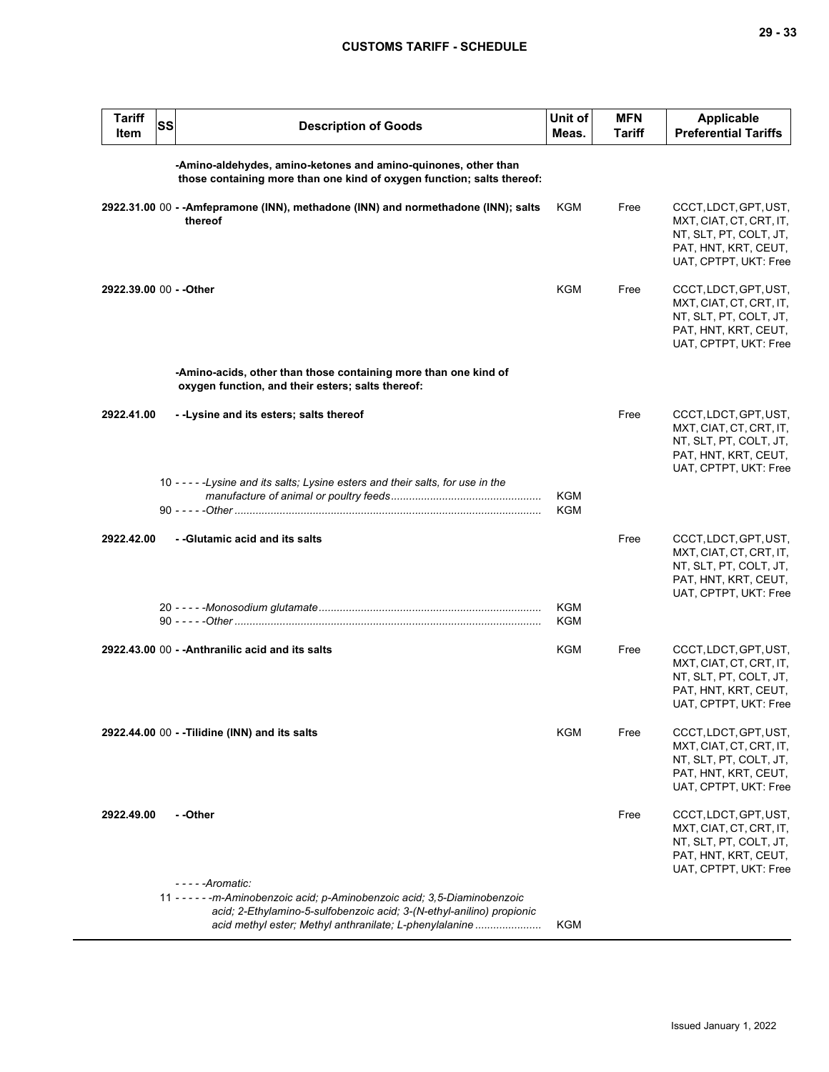| Tariff Item | SS | Description of Goods | Unit of Meas. | MFN Tariff | Applicable Preferential Tariffs |
|---|---|---|---|---|---|
| | | -Amino-aldehydes, amino-ketones and amino-quinones, other than those containing more than one kind of oxygen function; salts thereof: | | | |
| 2922.31.00 | 00 | - -Amfepramone (INN), methadone (INN) and normethadone (INN); salts thereof | KGM | Free | CCCT, LDCT, GPT, UST, MXT, CIAT, CT, CRT, IT, NT, SLT, PT, COLT, JT, PAT, HNT, KRT, CEUT, UAT, CPTPT, UKT: Free |
| 2922.39.00 | 00 | - -Other | KGM | Free | CCCT, LDCT, GPT, UST, MXT, CIAT, CT, CRT, IT, NT, SLT, PT, COLT, JT, PAT, HNT, KRT, CEUT, UAT, CPTPT, UKT: Free |
| | | -Amino-acids, other than those containing more than one kind of oxygen function, and their esters; salts thereof: | | | |
| 2922.41.00 | | - -Lysine and its esters; salts thereof | | Free | CCCT, LDCT, GPT, UST, MXT, CIAT, CT, CRT, IT, NT, SLT, PT, COLT, JT, PAT, HNT, KRT, CEUT, UAT, CPTPT, UKT: Free |
| | 10 | - - - - -*Lysine and its salts; Lysine esters and their salts, for use in the manufacture of animal or poultry feeds* | KGM | | |
| | 90 | - - - - -*Other* | KGM | | |
| 2922.42.00 | | - -Glutamic acid and its salts | | Free | CCCT, LDCT, GPT, UST, MXT, CIAT, CT, CRT, IT, NT, SLT, PT, COLT, JT, PAT, HNT, KRT, CEUT, UAT, CPTPT, UKT: Free |
| | 20 | - - - - -*Monosodium glutamate* | KGM | | |
| | 90 | - - - - -*Other* | KGM | | |
| 2922.43.00 | 00 | - -Anthranilic acid and its salts | KGM | Free | CCCT, LDCT, GPT, UST, MXT, CIAT, CT, CRT, IT, NT, SLT, PT, COLT, JT, PAT, HNT, KRT, CEUT, UAT, CPTPT, UKT: Free |
| 2922.44.00 | 00 | - -Tilidine (INN) and its salts | KGM | Free | CCCT, LDCT, GPT, UST, MXT, CIAT, CT, CRT, IT, NT, SLT, PT, COLT, JT, PAT, HNT, KRT, CEUT, UAT, CPTPT, UKT: Free |
| 2922.49.00 | | - -Other | | Free | CCCT, LDCT, GPT, UST, MXT, CIAT, CT, CRT, IT, NT, SLT, PT, COLT, JT, PAT, HNT, KRT, CEUT, UAT, CPTPT, UKT: Free |
| | | - - - - -*Aromatic:* | | | |
| | 11 | - - - - - -*m-Aminobenzoic acid; p-Aminobenzoic acid; 3,5-Diaminobenzoic acid; 2-Ethylamino-5-sulfobenzoic acid; 3-(N-ethyl-anilino) propionic acid methyl ester; Methyl anthranilate; L-phenylalanine* | KGM | | |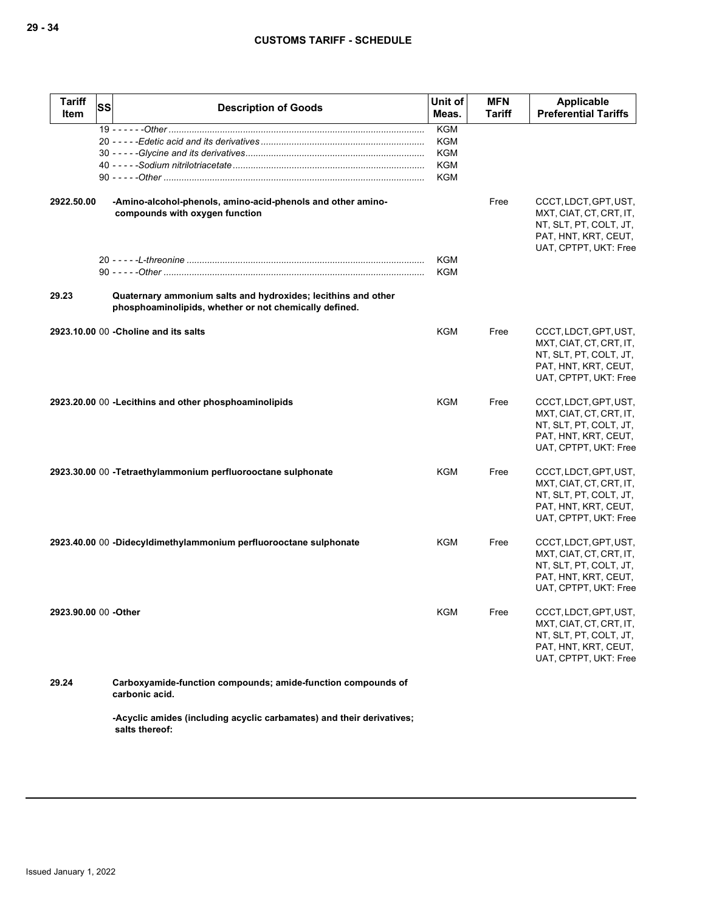| Tariff Item | SS | Description of Goods | Unit of Meas. | MFN Tariff | Applicable Preferential Tariffs |
|---|---|---|---|---|---|
| | 19 | - - - - - -*Other* | KGM | | |
| | 20 | - - - - -*Edetic acid and its derivatives* | KGM | | |
| | 30 | - - - - -*Glycine and its derivatives* | KGM | | |
| | 40 | - - - - -*Sodium nitrilotriacetate* | KGM | | |
| | 90 | - - - - -*Other* | KGM | | |
| 2922.50.00 | | **-Amino-alcohol-phenols, amino-acid-phenols and other amino-compounds with oxygen function** | | Free | CCCT, LDCT, GPT, UST, MXT, CIAT, CT, CRT, IT, NT, SLT, PT, COLT, JT, PAT, HNT, KRT, CEUT, UAT, CPTPT, UKT: Free |
| | 20 | - - - - -*L-threonine* | KGM | | |
| | 90 | - - - - -*Other* | KGM | | |
| 29.23 | | **Quaternary ammonium salts and hydroxides; lecithins and other phosphoaminolipids, whether or not chemically defined.** | | | |
| 2923.10.00 | 00 | **-Choline and its salts** | KGM | Free | CCCT, LDCT, GPT, UST, MXT, CIAT, CT, CRT, IT, NT, SLT, PT, COLT, JT, PAT, HNT, KRT, CEUT, UAT, CPTPT, UKT: Free |
| 2923.20.00 | 00 | **-Lecithins and other phosphoaminolipids** | KGM | Free | CCCT, LDCT, GPT, UST, MXT, CIAT, CT, CRT, IT, NT, SLT, PT, COLT, JT, PAT, HNT, KRT, CEUT, UAT, CPTPT, UKT: Free |
| 2923.30.00 | 00 | **-Tetraethylammonium perfluorooctane sulphonate** | KGM | Free | CCCT, LDCT, GPT, UST, MXT, CIAT, CT, CRT, IT, NT, SLT, PT, COLT, JT, PAT, HNT, KRT, CEUT, UAT, CPTPT, UKT: Free |
| 2923.40.00 | 00 | **-Didecyldimethylammonium perfluorooctane sulphonate** | KGM | Free | CCCT, LDCT, GPT, UST, MXT, CIAT, CT, CRT, IT, NT, SLT, PT, COLT, JT, PAT, HNT, KRT, CEUT, UAT, CPTPT, UKT: Free |
| 2923.90.00 | 00 | **-Other** | KGM | Free | CCCT, LDCT, GPT, UST, MXT, CIAT, CT, CRT, IT, NT, SLT, PT, COLT, JT, PAT, HNT, KRT, CEUT, UAT, CPTPT, UKT: Free |
| 29.24 | | **Carboxyamide-function compounds; amide-function compounds of carbonic acid.** | | | |
| | | **-Acyclic amides (including acyclic carbamates) and their derivatives; salts thereof:** | | | |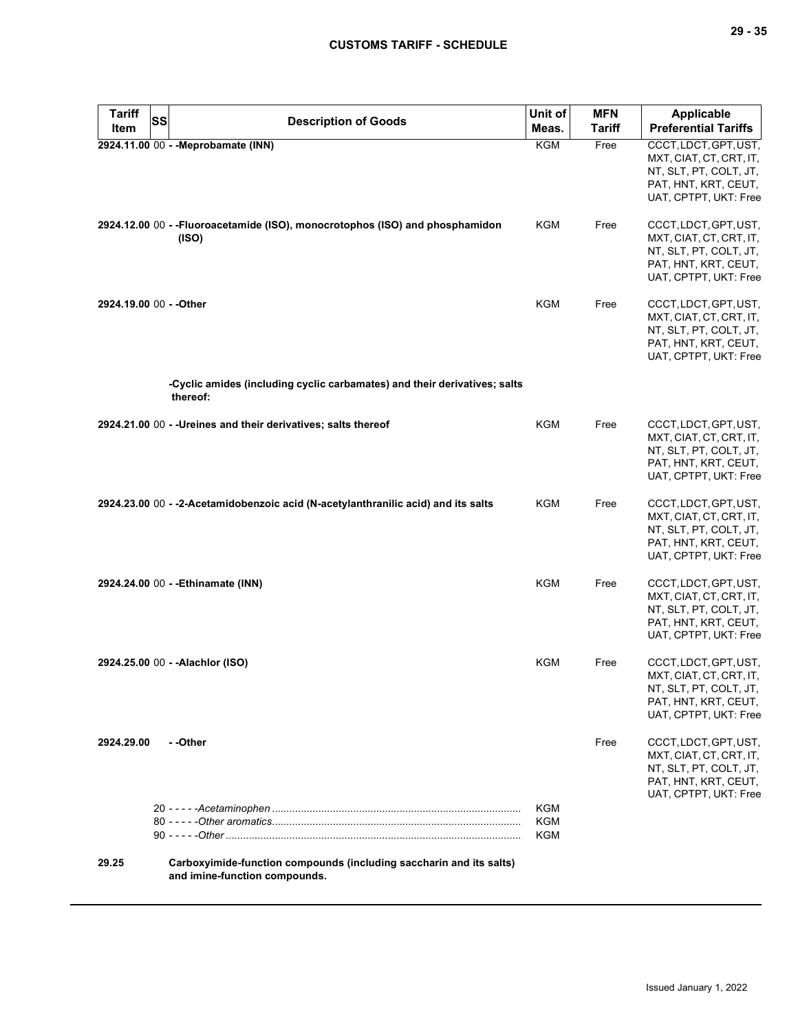| Tariff Item | SS | Description of Goods | Unit of Meas. | MFN Tariff | Applicable Preferential Tariffs |
|---|---|---|---|---|---|
| 2924.11.00 | 00 | - -Meprobamate (INN) | KGM | Free | CCCT, LDCT, GPT, UST, MXT, CIAT, CT, CRT, IT, NT, SLT, PT, COLT, JT, PAT, HNT, KRT, CEUT, UAT, CPTPT, UKT: Free |
| 2924.12.00 | 00 | - -Fluoroacetamide (ISO), monocrotophos (ISO) and phosphamidon (ISO) | KGM | Free | CCCT, LDCT, GPT, UST, MXT, CIAT, CT, CRT, IT, NT, SLT, PT, COLT, JT, PAT, HNT, KRT, CEUT, UAT, CPTPT, UKT: Free |
| 2924.19.00 | 00 | - -Other | KGM | Free | CCCT, LDCT, GPT, UST, MXT, CIAT, CT, CRT, IT, NT, SLT, PT, COLT, JT, PAT, HNT, KRT, CEUT, UAT, CPTPT, UKT: Free |
| | | -Cyclic amides (including cyclic carbamates) and their derivatives; salts thereof: | | | |
| 2924.21.00 | 00 | - -Ureines and their derivatives; salts thereof | KGM | Free | CCCT, LDCT, GPT, UST, MXT, CIAT, CT, CRT, IT, NT, SLT, PT, COLT, JT, PAT, HNT, KRT, CEUT, UAT, CPTPT, UKT: Free |
| 2924.23.00 | 00 | - -2-Acetamidobenzoic acid (N-acetylanthranilic acid) and its salts | KGM | Free | CCCT, LDCT, GPT, UST, MXT, CIAT, CT, CRT, IT, NT, SLT, PT, COLT, JT, PAT, HNT, KRT, CEUT, UAT, CPTPT, UKT: Free |
| 2924.24.00 | 00 | - -Ethinamate (INN) | KGM | Free | CCCT, LDCT, GPT, UST, MXT, CIAT, CT, CRT, IT, NT, SLT, PT, COLT, JT, PAT, HNT, KRT, CEUT, UAT, CPTPT, UKT: Free |
| 2924.25.00 | 00 | - -Alachlor (ISO) | KGM | Free | CCCT, LDCT, GPT, UST, MXT, CIAT, CT, CRT, IT, NT, SLT, PT, COLT, JT, PAT, HNT, KRT, CEUT, UAT, CPTPT, UKT: Free |
| 2924.29.00 | | - -Other | | Free | CCCT, LDCT, GPT, UST, MXT, CIAT, CT, CRT, IT, NT, SLT, PT, COLT, JT, PAT, HNT, KRT, CEUT, UAT, CPTPT, UKT: Free |
| | | 20 - - - - -*Acetaminophen* | KGM | | |
| | | 80 - - - - -*Other aromatics* | KGM | | |
| | | 90 - - - - -*Other* | KGM | | |
| 29.25 | | Carboxyimide-function compounds (including saccharin and its salts) and imine-function compounds. | | | |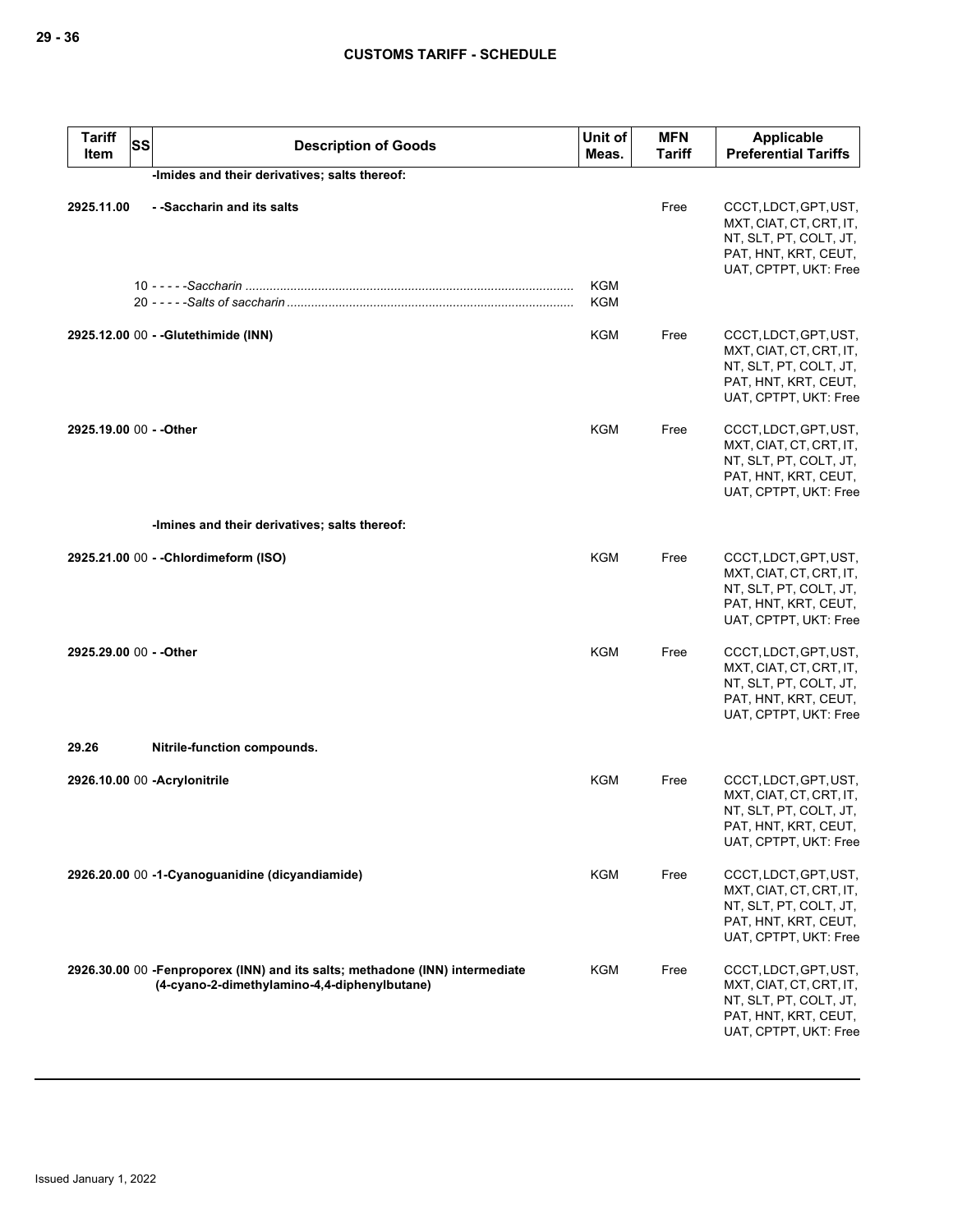| Tariff Item | SS | Description of Goods | Unit of Meas. | MFN Tariff | Applicable Preferential Tariffs |
|---|---|---|---|---|---|
| | | **-Imides and their derivatives; salts thereof:** | | | |
| **2925.11.00** | | **- -Saccharin and its salts** | | Free | CCCT, LDCT, GPT, UST, MXT, CIAT, CT, CRT, IT, NT, SLT, PT, COLT, JT, PAT, HNT, KRT, CEUT, UAT, CPTPT, UKT: Free |
| | 10 | - - - - -*Saccharin* | KGM | | |
| | 20 | - - - - -*Salts of saccharin* | KGM | | |
| **2925.12.00** | 00 | **- -Glutethimide (INN)** | KGM | Free | CCCT, LDCT, GPT, UST, MXT, CIAT, CT, CRT, IT, NT, SLT, PT, COLT, JT, PAT, HNT, KRT, CEUT, UAT, CPTPT, UKT: Free |
| **2925.19.00** | 00 | **- -Other** | KGM | Free | CCCT, LDCT, GPT, UST, MXT, CIAT, CT, CRT, IT, NT, SLT, PT, COLT, JT, PAT, HNT, KRT, CEUT, UAT, CPTPT, UKT: Free |
| | | **-Imines and their derivatives; salts thereof:** | | | |
| **2925.21.00** | 00 | **- -Chlordimeform (ISO)** | KGM | Free | CCCT, LDCT, GPT, UST, MXT, CIAT, CT, CRT, IT, NT, SLT, PT, COLT, JT, PAT, HNT, KRT, CEUT, UAT, CPTPT, UKT: Free |
| **2925.29.00** | 00 | **- -Other** | KGM | Free | CCCT, LDCT, GPT, UST, MXT, CIAT, CT, CRT, IT, NT, SLT, PT, COLT, JT, PAT, HNT, KRT, CEUT, UAT, CPTPT, UKT: Free |
| **29.26** | | **Nitrile-function compounds.** | | | |
| **2926.10.00** | 00 | **-Acrylonitrile** | KGM | Free | CCCT, LDCT, GPT, UST, MXT, CIAT, CT, CRT, IT, NT, SLT, PT, COLT, JT, PAT, HNT, KRT, CEUT, UAT, CPTPT, UKT: Free |
| **2926.20.00** | 00 | **-1-Cyanoguanidine (dicyandiamide)** | KGM | Free | CCCT, LDCT, GPT, UST, MXT, CIAT, CT, CRT, IT, NT, SLT, PT, COLT, JT, PAT, HNT, KRT, CEUT, UAT, CPTPT, UKT: Free |
| **2926.30.00** | 00 | **-Fenproporex (INN) and its salts; methadone (INN) intermediate (4-cyano-2-dimethylamino-4,4-diphenylbutane)** | KGM | Free | CCCT, LDCT, GPT, UST, MXT, CIAT, CT, CRT, IT, NT, SLT, PT, COLT, JT, PAT, HNT, KRT, CEUT, UAT, CPTPT, UKT: Free |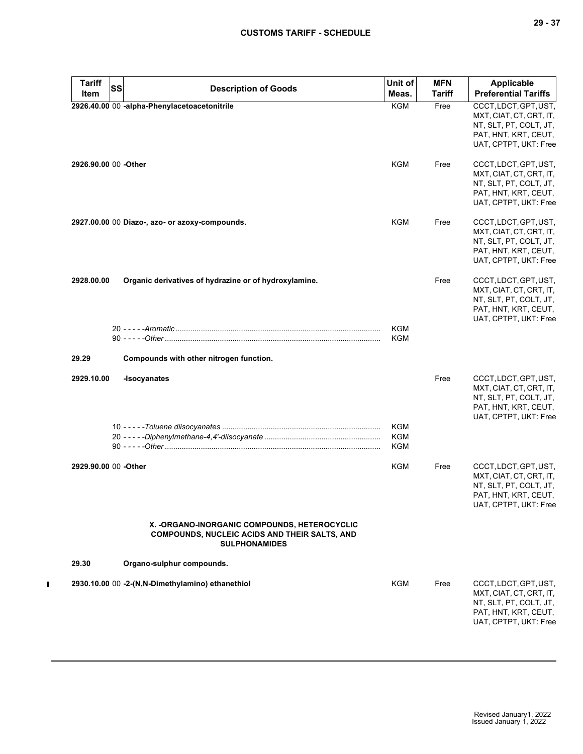| Tariff Item | SS | Description of Goods | Unit of Meas. | MFN Tariff | Applicable Preferential Tariffs |
|---|---|---|---|---|---|
| 2926.40.00 | 00 | **-alpha-Phenylacetoacetonitrile** | KGM | Free | CCCT, LDCT, GPT, UST, MXT, CIAT, CT, CRT, IT, NT, SLT, PT, COLT, JT, PAT, HNT, KRT, CEUT, UAT, CPTPT, UKT: Free |
| 2926.90.00 | 00 | **-Other** | KGM | Free | CCCT, LDCT, GPT, UST, MXT, CIAT, CT, CRT, IT, NT, SLT, PT, COLT, JT, PAT, HNT, KRT, CEUT, UAT, CPTPT, UKT: Free |
| 2927.00.00 | 00 | **Diazo-, azo- or azoxy-compounds.** | KGM | Free | CCCT, LDCT, GPT, UST, MXT, CIAT, CT, CRT, IT, NT, SLT, PT, COLT, JT, PAT, HNT, KRT, CEUT, UAT, CPTPT, UKT: Free |
| 2928.00.00 | | **Organic derivatives of hydrazine or of hydroxylamine.** | | Free | CCCT, LDCT, GPT, UST, MXT, CIAT, CT, CRT, IT, NT, SLT, PT, COLT, JT, PAT, HNT, KRT, CEUT, UAT, CPTPT, UKT: Free |
| | 20 | - - - - -*Aromatic* | KGM | | |
| | 90 | - - - - -*Other* | KGM | | |
| 29.29 | | **Compounds with other nitrogen function.** | | | |
| 2929.10.00 | | **-Isocyanates** | | Free | CCCT, LDCT, GPT, UST, MXT, CIAT, CT, CRT, IT, NT, SLT, PT, COLT, JT, PAT, HNT, KRT, CEUT, UAT, CPTPT, UKT: Free |
| | 10 | - - - - -*Toluene diisocyanates* | KGM | | |
| | 20 | - - - - -*Diphenylmethane-4,4'-diisocyanate* | KGM | | |
| | 90 | - - - - -*Other* | KGM | | |
| 2929.90.00 | 00 | **-Other** | KGM | Free | CCCT, LDCT, GPT, UST, MXT, CIAT, CT, CRT, IT, NT, SLT, PT, COLT, JT, PAT, HNT, KRT, CEUT, UAT, CPTPT, UKT: Free |
| | | **X. -ORGANO-INORGANIC COMPOUNDS, HETEROCYCLIC COMPOUNDS, NUCLEIC ACIDS AND THEIR SALTS, AND SULPHONAMIDES** | | | |
| 29.30 | | **Organo-sulphur compounds.** | | | |
| 2930.10.00 | 00 | **-2-(N,N-Dimethylamino) ethanethiol** | KGM | Free | CCCT, LDCT, GPT, UST, MXT, CIAT, CT, CRT, IT, NT, SLT, PT, COLT, JT, PAT, HNT, KRT, CEUT, UAT, CPTPT, UKT: Free |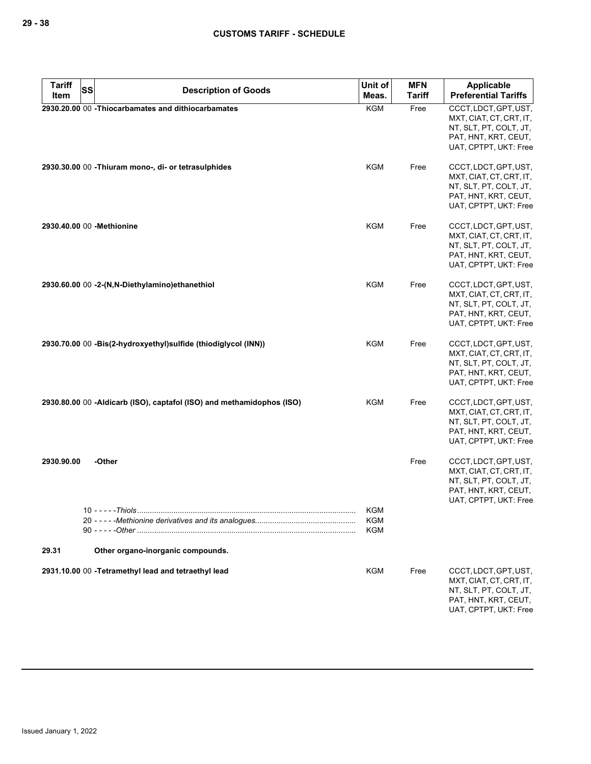| Tariff Item | SS | Description of Goods | Unit of Meas. | MFN Tariff | Applicable Preferential Tariffs |
|---|---|---|---|---|---|
| **2930.20.00** | 00 | **-Thiocarbamates and dithiocarbamates** | KGM | Free | CCCT, LDCT, GPT, UST, MXT, CIAT, CT, CRT, IT, NT, SLT, PT, COLT, JT, PAT, HNT, KRT, CEUT, UAT, CPTPT, UKT: Free |
| **2930.30.00** | 00 | **-Thiuram mono-, di- or tetrasulphides** | KGM | Free | CCCT, LDCT, GPT, UST, MXT, CIAT, CT, CRT, IT, NT, SLT, PT, COLT, JT, PAT, HNT, KRT, CEUT, UAT, CPTPT, UKT: Free |
| **2930.40.00** | 00 | **-Methionine** | KGM | Free | CCCT, LDCT, GPT, UST, MXT, CIAT, CT, CRT, IT, NT, SLT, PT, COLT, JT, PAT, HNT, KRT, CEUT, UAT, CPTPT, UKT: Free |
| **2930.60.00** | 00 | **-2-(N,N-Diethylamino)ethanethiol** | KGM | Free | CCCT, LDCT, GPT, UST, MXT, CIAT, CT, CRT, IT, NT, SLT, PT, COLT, JT, PAT, HNT, KRT, CEUT, UAT, CPTPT, UKT: Free |
| **2930.70.00** | 00 | **-Bis(2-hydroxyethyl)sulfide (thiodiglycol (INN))** | KGM | Free | CCCT, LDCT, GPT, UST, MXT, CIAT, CT, CRT, IT, NT, SLT, PT, COLT, JT, PAT, HNT, KRT, CEUT, UAT, CPTPT, UKT: Free |
| **2930.80.00** | 00 | **-Aldicarb (ISO), captafol (ISO) and methamidophos (ISO)** | KGM | Free | CCCT, LDCT, GPT, UST, MXT, CIAT, CT, CRT, IT, NT, SLT, PT, COLT, JT, PAT, HNT, KRT, CEUT, UAT, CPTPT, UKT: Free |
| **2930.90.00** | | **-Other** | | Free | CCCT, LDCT, GPT, UST, MXT, CIAT, CT, CRT, IT, NT, SLT, PT, COLT, JT, PAT, HNT, KRT, CEUT, UAT, CPTPT, UKT: Free |
| | 10 | - - - - -*Thiols* | KGM | | |
| | 20 | - - - - -*Methionine derivatives and its analogues* | KGM | | |
| | 90 | - - - - -*Other* | KGM | | |
| **29.31** | | **Other organo-inorganic compounds.** | | | |
| **2931.10.00** | 00 | **-Tetramethyl lead and tetraethyl lead** | KGM | Free | CCCT, LDCT, GPT, UST, MXT, CIAT, CT, CRT, IT, NT, SLT, PT, COLT, JT, PAT, HNT, KRT, CEUT, UAT, CPTPT, UKT: Free |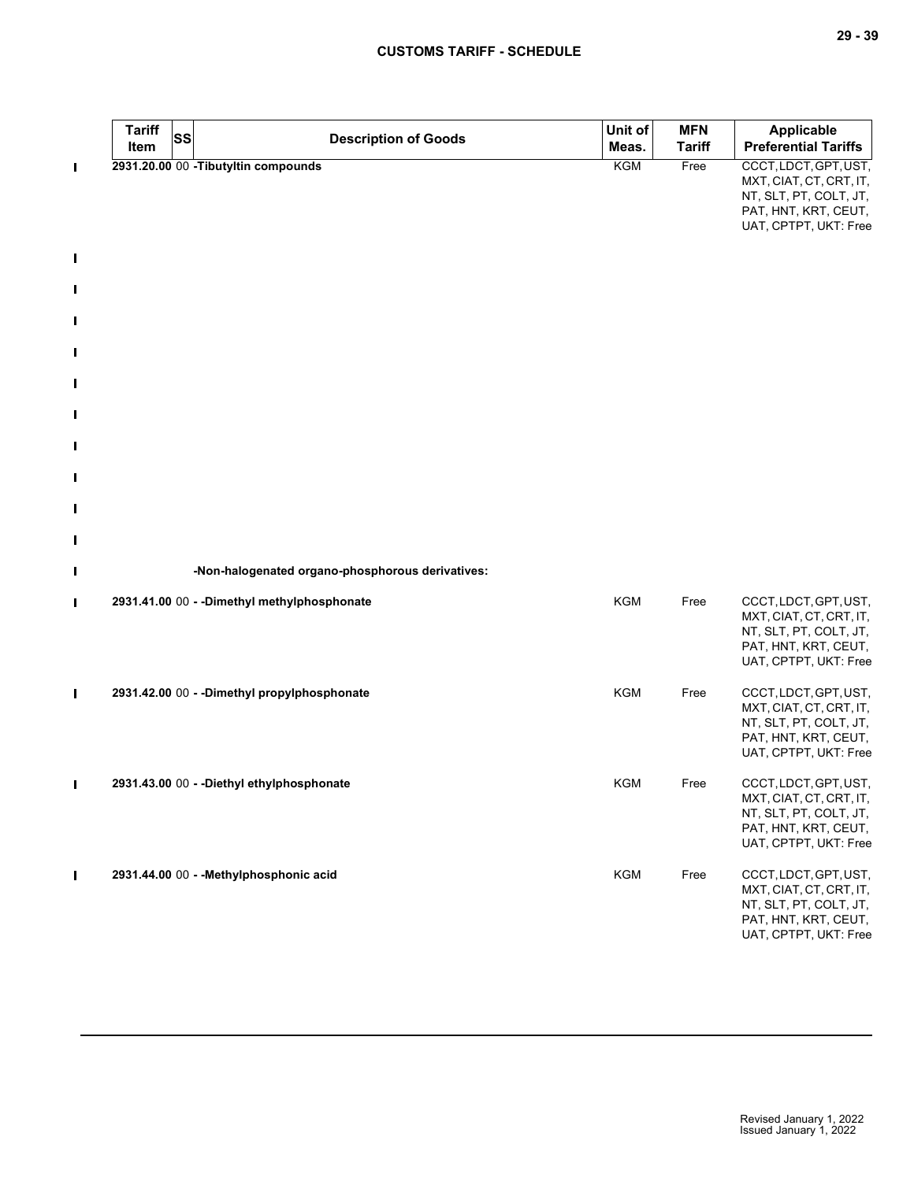| Tariff Item | SS | Description of Goods | Unit of Meas. | MFN Tariff | Applicable Preferential Tariffs |
|---|---|---|---|---|---|
| 2931.20.00 | 00 | **-Tibutyltin compounds** | KGM | Free | CCCT, LDCT, GPT, UST, MXT, CIAT, CT, CRT, IT, NT, SLT, PT, COLT, JT, PAT, HNT, KRT, CEUT, UAT, CPTPT, UKT: Free |
| | | **-Non-halogenated organo-phosphorous derivatives:** | | | |
| 2931.41.00 | 00 | **- -Dimethyl methylphosphonate** | KGM | Free | CCCT, LDCT, GPT, UST, MXT, CIAT, CT, CRT, IT, NT, SLT, PT, COLT, JT, PAT, HNT, KRT, CEUT, UAT, CPTPT, UKT: Free |
| 2931.42.00 | 00 | **- -Dimethyl propylphosphonate** | KGM | Free | CCCT, LDCT, GPT, UST, MXT, CIAT, CT, CRT, IT, NT, SLT, PT, COLT, JT, PAT, HNT, KRT, CEUT, UAT, CPTPT, UKT: Free |
| 2931.43.00 | 00 | **- -Diethyl ethylphosphonate** | KGM | Free | CCCT, LDCT, GPT, UST, MXT, CIAT, CT, CRT, IT, NT, SLT, PT, COLT, JT, PAT, HNT, KRT, CEUT, UAT, CPTPT, UKT: Free |
| 2931.44.00 | 00 | **- -Methylphosphonic acid** | KGM | Free | CCCT, LDCT, GPT, UST, MXT, CIAT, CT, CRT, IT, NT, SLT, PT, COLT, JT, PAT, HNT, KRT, CEUT, UAT, CPTPT, UKT: Free |

Revised January 1, 2022
Issued January 1, 2022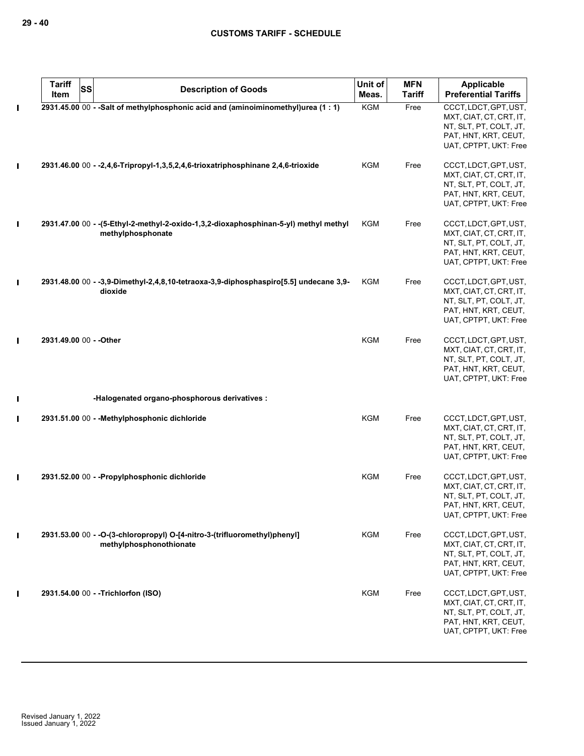| Tariff Item | SS | Description of Goods | Unit of Meas. | MFN Tariff | Applicable Preferential Tariffs |
|---|---|---|---|---|---|
| 2931.45.00 | 00 | - -Salt of methylphosphonic acid and (aminoiminomethyl)urea (1 : 1) | KGM | Free | CCCT, LDCT, GPT, UST, MXT, CIAT, CT, CRT, IT, NT, SLT, PT, COLT, JT, PAT, HNT, KRT, CEUT, UAT, CPTPT, UKT: Free |
| 2931.46.00 | 00 | - -2,4,6-Tripropyl-1,3,5,2,4,6-trioxatriphosphinane 2,4,6-trioxide | KGM | Free | CCCT, LDCT, GPT, UST, MXT, CIAT, CT, CRT, IT, NT, SLT, PT, COLT, JT, PAT, HNT, KRT, CEUT, UAT, CPTPT, UKT: Free |
| 2931.47.00 | 00 | - -(5-Ethyl-2-methyl-2-oxido-1,3,2-dioxaphosphinan-5-yl) methyl methyl methylphosphonate | KGM | Free | CCCT, LDCT, GPT, UST, MXT, CIAT, CT, CRT, IT, NT, SLT, PT, COLT, JT, PAT, HNT, KRT, CEUT, UAT, CPTPT, UKT: Free |
| 2931.48.00 | 00 | - -3,9-Dimethyl-2,4,8,10-tetraoxa-3,9-diphosphaspiro[5.5] undecane 3,9-dioxide | KGM | Free | CCCT, LDCT, GPT, UST, MXT, CIAT, CT, CRT, IT, NT, SLT, PT, COLT, JT, PAT, HNT, KRT, CEUT, UAT, CPTPT, UKT: Free |
| 2931.49.00 | 00 | - -Other | KGM | Free | CCCT, LDCT, GPT, UST, MXT, CIAT, CT, CRT, IT, NT, SLT, PT, COLT, JT, PAT, HNT, KRT, CEUT, UAT, CPTPT, UKT: Free |
| | | -Halogenated organo-phosphorous derivatives : | | | |
| 2931.51.00 | 00 | - -Methylphosphonic dichloride | KGM | Free | CCCT, LDCT, GPT, UST, MXT, CIAT, CT, CRT, IT, NT, SLT, PT, COLT, JT, PAT, HNT, KRT, CEUT, UAT, CPTPT, UKT: Free |
| 2931.52.00 | 00 | - -Propylphosphonic dichloride | KGM | Free | CCCT, LDCT, GPT, UST, MXT, CIAT, CT, CRT, IT, NT, SLT, PT, COLT, JT, PAT, HNT, KRT, CEUT, UAT, CPTPT, UKT: Free |
| 2931.53.00 | 00 | - -O-(3-chloropropyl) O-[4-nitro-3-(trifluoromethyl)phenyl] methylphosphonothionate | KGM | Free | CCCT, LDCT, GPT, UST, MXT, CIAT, CT, CRT, IT, NT, SLT, PT, COLT, JT, PAT, HNT, KRT, CEUT, UAT, CPTPT, UKT: Free |
| 2931.54.00 | 00 | - -Trichlorfon (ISO) | KGM | Free | CCCT, LDCT, GPT, UST, MXT, CIAT, CT, CRT, IT, NT, SLT, PT, COLT, JT, PAT, HNT, KRT, CEUT, UAT, CPTPT, UKT: Free |

Revised January 1, 2022
Issued January 1, 2022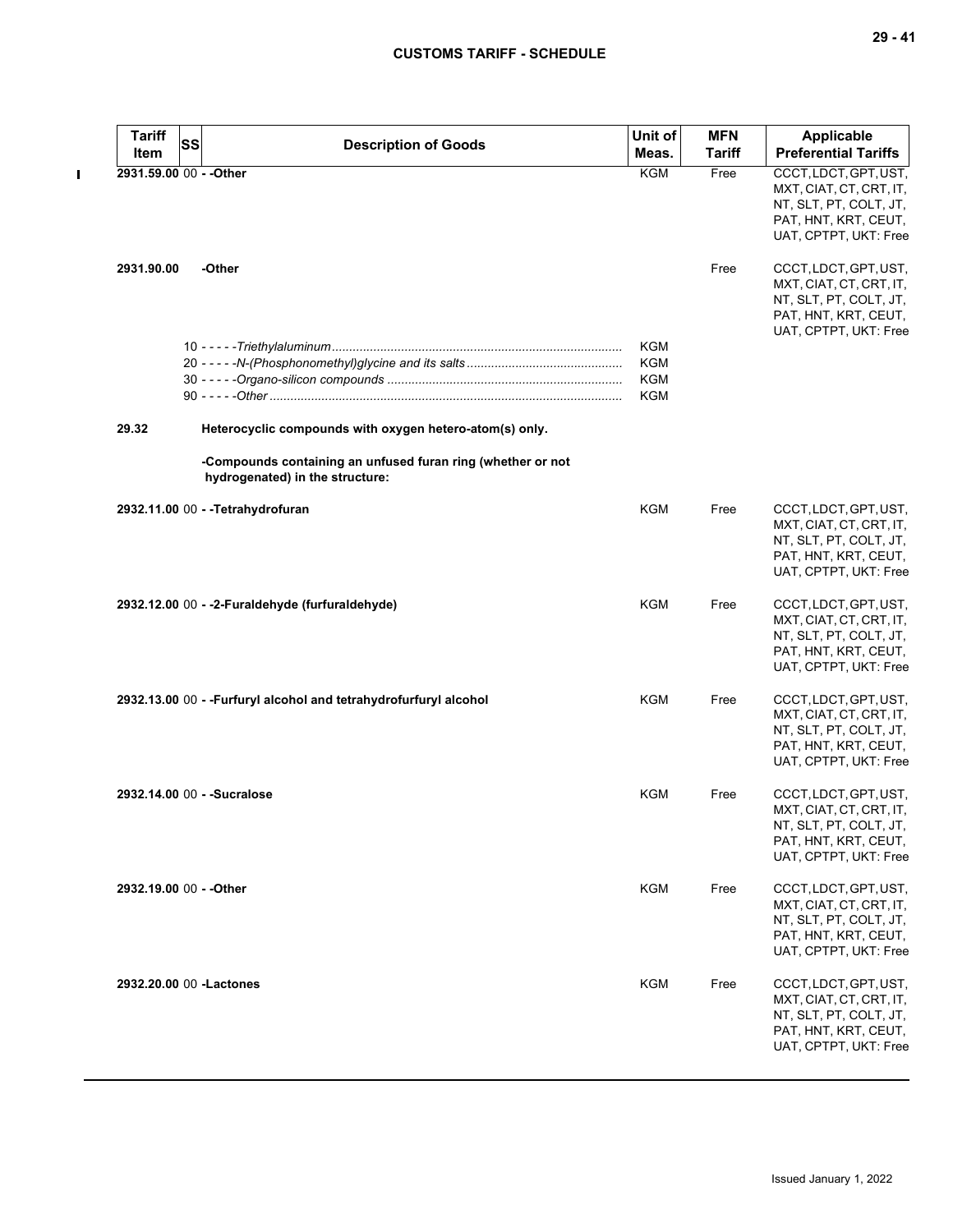| Tariff Item | SS | Description of Goods | Unit of Meas. | MFN Tariff | Applicable Preferential Tariffs |
|---|---|---|---|---|---|
| 2931.59.00 | 00 | - -Other | KGM | Free | CCCT, LDCT, GPT, UST, MXT, CIAT, CT, CRT, IT, NT, SLT, PT, COLT, JT, PAT, HNT, KRT, CEUT, UAT, CPTPT, UKT: Free |
| 2931.90.00 | | -Other | | Free | CCCT, LDCT, GPT, UST, MXT, CIAT, CT, CRT, IT, NT, SLT, PT, COLT, JT, PAT, HNT, KRT, CEUT, UAT, CPTPT, UKT: Free |
| | 10 | - - - - -*Triethylaluminum* | KGM | | |
| | 20 | - - - - -*N-(Phosphonomethyl)glycine and its salts* | KGM | | |
| | 30 | - - - - -*Organo-silicon compounds* | KGM | | |
| | 90 | - - - - -*Other* | KGM | | |
| 29.32 | | **Heterocyclic compounds with oxygen hetero-atom(s) only.** | | | |
| | | **-Compounds containing an unfused furan ring (whether or not hydrogenated) in the structure:** | | | |
| 2932.11.00 | 00 | - -Tetrahydrofuran | KGM | Free | CCCT, LDCT, GPT, UST, MXT, CIAT, CT, CRT, IT, NT, SLT, PT, COLT, JT, PAT, HNT, KRT, CEUT, UAT, CPTPT, UKT: Free |
| 2932.12.00 | 00 | - -2-Furaldehyde (furfuraldehyde) | KGM | Free | CCCT, LDCT, GPT, UST, MXT, CIAT, CT, CRT, IT, NT, SLT, PT, COLT, JT, PAT, HNT, KRT, CEUT, UAT, CPTPT, UKT: Free |
| 2932.13.00 | 00 | - -Furfuryl alcohol and tetrahydrofurfuryl alcohol | KGM | Free | CCCT, LDCT, GPT, UST, MXT, CIAT, CT, CRT, IT, NT, SLT, PT, COLT, JT, PAT, HNT, KRT, CEUT, UAT, CPTPT, UKT: Free |
| 2932.14.00 | 00 | - -Sucralose | KGM | Free | CCCT, LDCT, GPT, UST, MXT, CIAT, CT, CRT, IT, NT, SLT, PT, COLT, JT, PAT, HNT, KRT, CEUT, UAT, CPTPT, UKT: Free |
| 2932.19.00 | 00 | - -Other | KGM | Free | CCCT, LDCT, GPT, UST, MXT, CIAT, CT, CRT, IT, NT, SLT, PT, COLT, JT, PAT, HNT, KRT, CEUT, UAT, CPTPT, UKT: Free |
| 2932.20.00 | 00 | -Lactones | KGM | Free | CCCT, LDCT, GPT, UST, MXT, CIAT, CT, CRT, IT, NT, SLT, PT, COLT, JT, PAT, HNT, KRT, CEUT, UAT, CPTPT, UKT: Free |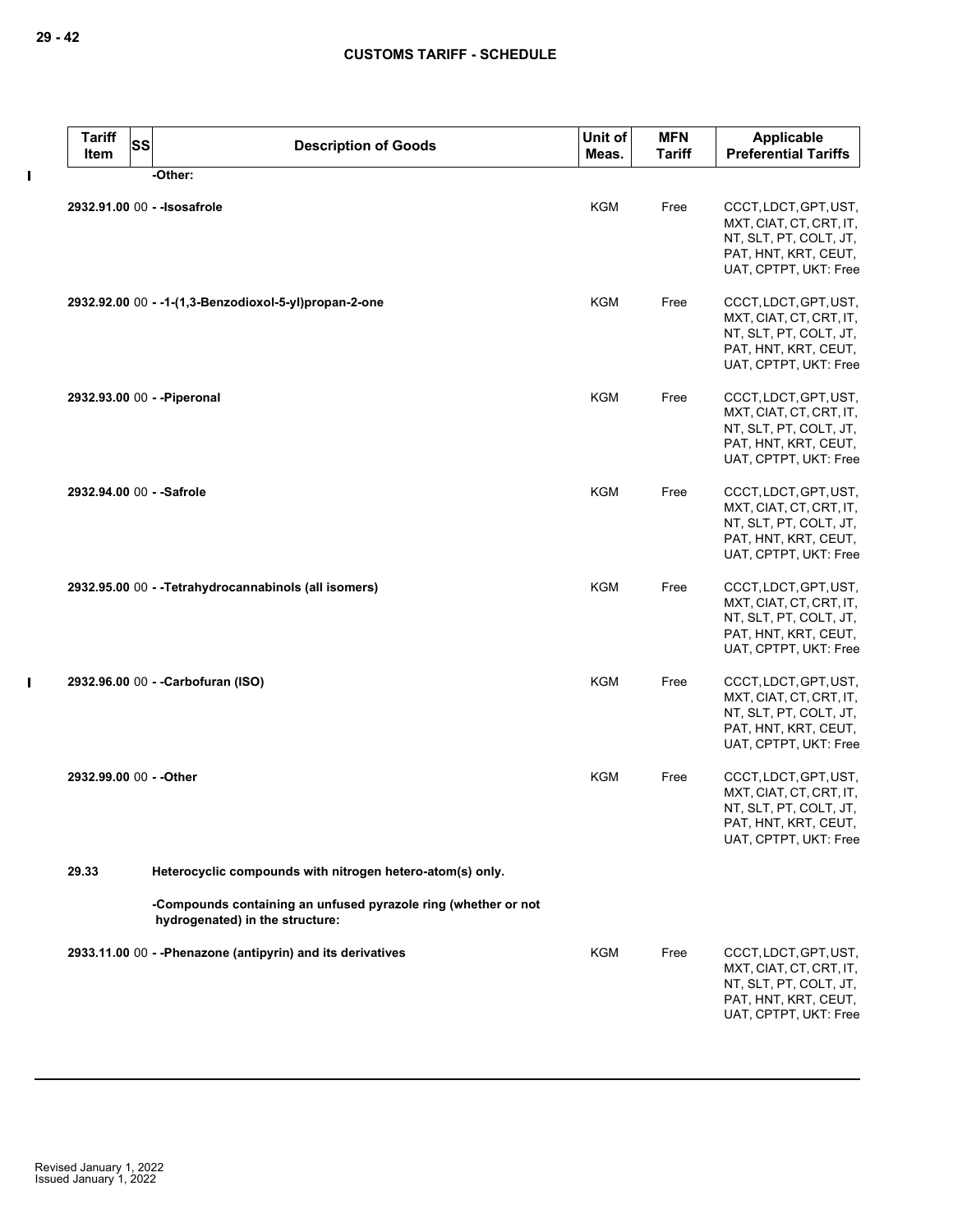| Tariff Item | SS | Description of Goods | Unit of Meas. | MFN Tariff | Applicable Preferential Tariffs |
|---|---|---|---|---|---|
| | | -Other: | | | |
| 2932.91.00 | 00 | - -Isosafrole | KGM | Free | CCCT, LDCT, GPT, UST, MXT, CIAT, CT, CRT, IT, NT, SLT, PT, COLT, JT, PAT, HNT, KRT, CEUT, UAT, CPTPT, UKT: Free |
| 2932.92.00 | 00 | - -1-(1,3-Benzodioxol-5-yl)propan-2-one | KGM | Free | CCCT, LDCT, GPT, UST, MXT, CIAT, CT, CRT, IT, NT, SLT, PT, COLT, JT, PAT, HNT, KRT, CEUT, UAT, CPTPT, UKT: Free |
| 2932.93.00 | 00 | - -Piperonal | KGM | Free | CCCT, LDCT, GPT, UST, MXT, CIAT, CT, CRT, IT, NT, SLT, PT, COLT, JT, PAT, HNT, KRT, CEUT, UAT, CPTPT, UKT: Free |
| 2932.94.00 | 00 | - -Safrole | KGM | Free | CCCT, LDCT, GPT, UST, MXT, CIAT, CT, CRT, IT, NT, SLT, PT, COLT, JT, PAT, HNT, KRT, CEUT, UAT, CPTPT, UKT: Free |
| 2932.95.00 | 00 | - -Tetrahydrocannabinols (all isomers) | KGM | Free | CCCT, LDCT, GPT, UST, MXT, CIAT, CT, CRT, IT, NT, SLT, PT, COLT, JT, PAT, HNT, KRT, CEUT, UAT, CPTPT, UKT: Free |
| 2932.96.00 | 00 | - -Carbofuran (ISO) | KGM | Free | CCCT, LDCT, GPT, UST, MXT, CIAT, CT, CRT, IT, NT, SLT, PT, COLT, JT, PAT, HNT, KRT, CEUT, UAT, CPTPT, UKT: Free |
| 2932.99.00 | 00 | - -Other | KGM | Free | CCCT, LDCT, GPT, UST, MXT, CIAT, CT, CRT, IT, NT, SLT, PT, COLT, JT, PAT, HNT, KRT, CEUT, UAT, CPTPT, UKT: Free |
| 29.33 | | Heterocyclic compounds with nitrogen hetero-atom(s) only. | | | |
| | | -Compounds containing an unfused pyrazole ring (whether or not hydrogenated) in the structure: | | | |
| 2933.11.00 | 00 | - -Phenazone (antipyrin) and its derivatives | KGM | Free | CCCT, LDCT, GPT, UST, MXT, CIAT, CT, CRT, IT, NT, SLT, PT, COLT, JT, PAT, HNT, KRT, CEUT, UAT, CPTPT, UKT: Free |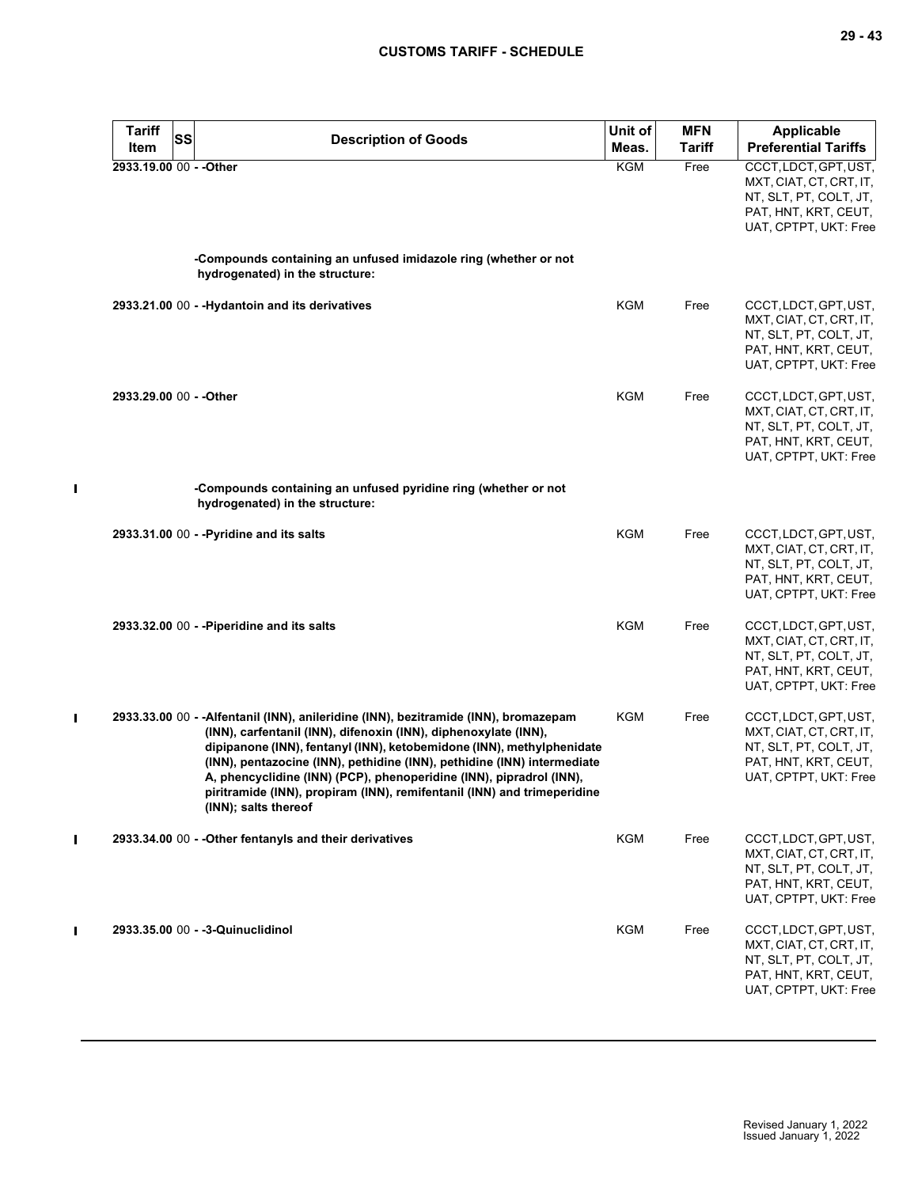| Tariff Item | SS | Description of Goods | Unit of Meas. | MFN Tariff | Applicable Preferential Tariffs |
|---|---|---|---|---|---|
| 2933.19.00 | 00 | - -Other | KGM | Free | CCCT, LDCT, GPT, UST, MXT, CIAT, CT, CRT, IT, NT, SLT, PT, COLT, JT, PAT, HNT, KRT, CEUT, UAT, CPTPT, UKT: Free |
| | | -Compounds containing an unfused imidazole ring (whether or not hydrogenated) in the structure: | | | |
| 2933.21.00 | 00 | - -Hydantoin and its derivatives | KGM | Free | CCCT, LDCT, GPT, UST, MXT, CIAT, CT, CRT, IT, NT, SLT, PT, COLT, JT, PAT, HNT, KRT, CEUT, UAT, CPTPT, UKT: Free |
| 2933.29.00 | 00 | - -Other | KGM | Free | CCCT, LDCT, GPT, UST, MXT, CIAT, CT, CRT, IT, NT, SLT, PT, COLT, JT, PAT, HNT, KRT, CEUT, UAT, CPTPT, UKT: Free |
| | | -Compounds containing an unfused pyridine ring (whether or not hydrogenated) in the structure: | | | |
| 2933.31.00 | 00 | - -Pyridine and its salts | KGM | Free | CCCT, LDCT, GPT, UST, MXT, CIAT, CT, CRT, IT, NT, SLT, PT, COLT, JT, PAT, HNT, KRT, CEUT, UAT, CPTPT, UKT: Free |
| 2933.32.00 | 00 | - -Piperidine and its salts | KGM | Free | CCCT, LDCT, GPT, UST, MXT, CIAT, CT, CRT, IT, NT, SLT, PT, COLT, JT, PAT, HNT, KRT, CEUT, UAT, CPTPT, UKT: Free |
| 2933.33.00 | 00 | - -Alfentanil (INN), anileridine (INN), bezitramide (INN), bromazepam (INN), carfentanil (INN), difenoxin (INN), diphenoxylate (INN), dipipanone (INN), fentanyl (INN), ketobemidone (INN), methylphenidate (INN), pentazocine (INN), pethidine (INN), pethidine (INN) intermediate A, phencyclidine (INN) (PCP), phenoperidine (INN), pipradrol (INN), piritramide (INN), propiram (INN), remifentanil (INN) and trimeperidine (INN); salts thereof | KGM | Free | CCCT, LDCT, GPT, UST, MXT, CIAT, CT, CRT, IT, NT, SLT, PT, COLT, JT, PAT, HNT, KRT, CEUT, UAT, CPTPT, UKT: Free |
| 2933.34.00 | 00 | - -Other fentanyls and their derivatives | KGM | Free | CCCT, LDCT, GPT, UST, MXT, CIAT, CT, CRT, IT, NT, SLT, PT, COLT, JT, PAT, HNT, KRT, CEUT, UAT, CPTPT, UKT: Free |
| 2933.35.00 | 00 | - -3-Quinuclidinol | KGM | Free | CCCT, LDCT, GPT, UST, MXT, CIAT, CT, CRT, IT, NT, SLT, PT, COLT, JT, PAT, HNT, KRT, CEUT, UAT, CPTPT, UKT: Free |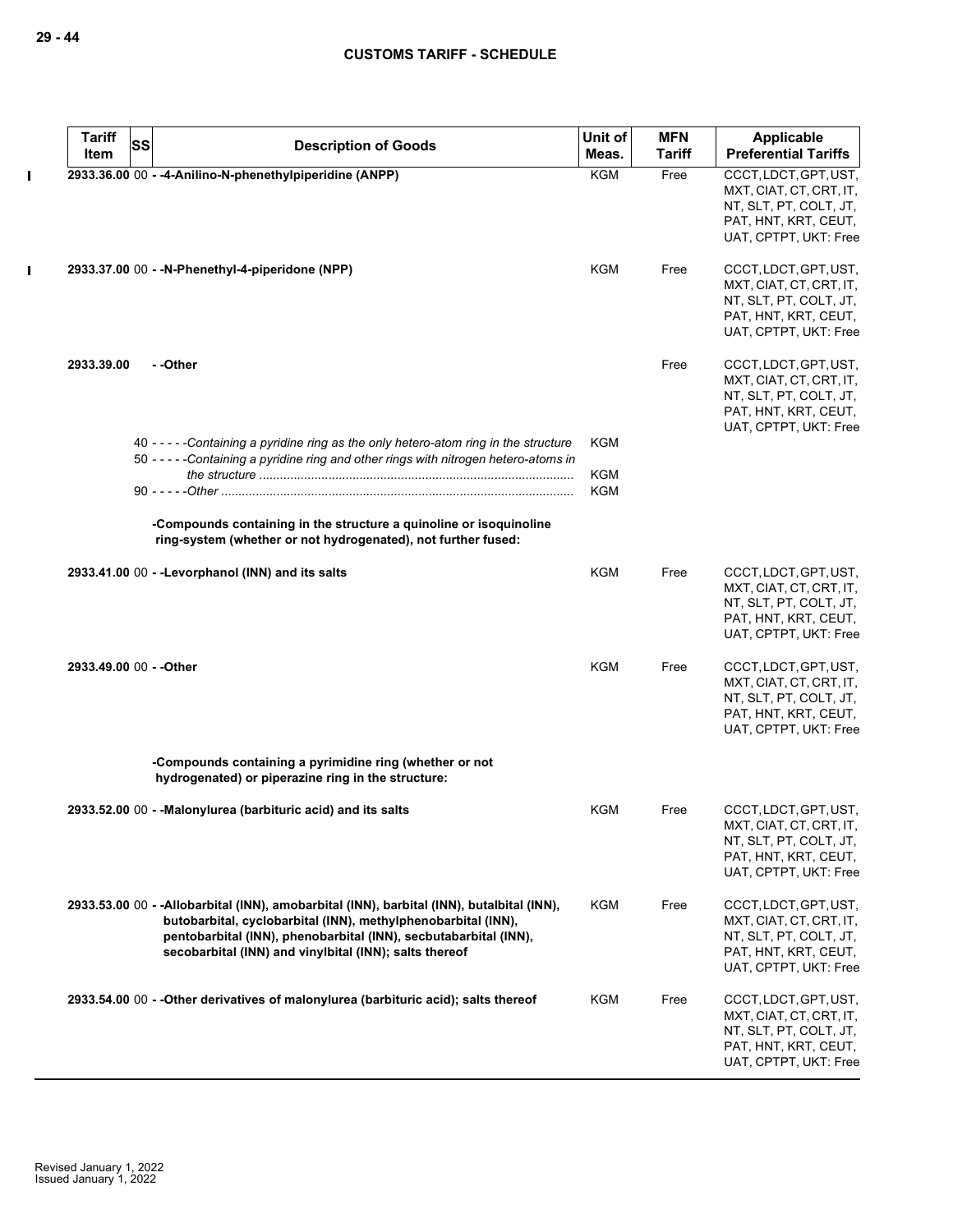| Tariff Item | SS | Description of Goods | Unit of Meas. | MFN Tariff | Applicable Preferential Tariffs |
|---|---|---|---|---|---|
| 2933.36.00 | 00 | - -4-Anilino-N-phenethylpiperidine (ANPP) | KGM | Free | CCCT, LDCT, GPT, UST, MXT, CIAT, CT, CRT, IT, NT, SLT, PT, COLT, JT, PAT, HNT, KRT, CEUT, UAT, CPTPT, UKT: Free |
| 2933.37.00 | 00 | - -N-Phenethyl-4-piperidone (NPP) | KGM | Free | CCCT, LDCT, GPT, UST, MXT, CIAT, CT, CRT, IT, NT, SLT, PT, COLT, JT, PAT, HNT, KRT, CEUT, UAT, CPTPT, UKT: Free |
| 2933.39.00 | | - -Other | | Free | CCCT, LDCT, GPT, UST, MXT, CIAT, CT, CRT, IT, NT, SLT, PT, COLT, JT, PAT, HNT, KRT, CEUT, UAT, CPTPT, UKT: Free |
| | 40 | - - - - -*Containing a pyridine ring as the only hetero-atom ring in the structure* | KGM | | |
| | 50 | - - - - -*Containing a pyridine ring and other rings with nitrogen hetero-atoms in the structure* | KGM | | |
| | 90 | - - - - -*Other* | KGM | | |
| | | **-Compounds containing in the structure a quinoline or isoquinoline ring-system (whether or not hydrogenated), not further fused:** | | | |
| 2933.41.00 | 00 | - -Levorphanol (INN) and its salts | KGM | Free | CCCT, LDCT, GPT, UST, MXT, CIAT, CT, CRT, IT, NT, SLT, PT, COLT, JT, PAT, HNT, KRT, CEUT, UAT, CPTPT, UKT: Free |
| 2933.49.00 | 00 | - -Other | KGM | Free | CCCT, LDCT, GPT, UST, MXT, CIAT, CT, CRT, IT, NT, SLT, PT, COLT, JT, PAT, HNT, KRT, CEUT, UAT, CPTPT, UKT: Free |
| | | **-Compounds containing a pyrimidine ring (whether or not hydrogenated) or piperazine ring in the structure:** | | | |
| 2933.52.00 | 00 | - -Malonylurea (barbituric acid) and its salts | KGM | Free | CCCT, LDCT, GPT, UST, MXT, CIAT, CT, CRT, IT, NT, SLT, PT, COLT, JT, PAT, HNT, KRT, CEUT, UAT, CPTPT, UKT: Free |
| 2933.53.00 | 00 | - -Allobarbital (INN), amobarbital (INN), barbital (INN), butalbital (INN), butobarbital, cyclobarbital (INN), methylphenobarbital (INN), pentobarbital (INN), phenobarbital (INN), secbutabarbital (INN), secobarbital (INN) and vinylbital (INN); salts thereof | KGM | Free | CCCT, LDCT, GPT, UST, MXT, CIAT, CT, CRT, IT, NT, SLT, PT, COLT, JT, PAT, HNT, KRT, CEUT, UAT, CPTPT, UKT: Free |
| 2933.54.00 | 00 | - -Other derivatives of malonylurea (barbituric acid); salts thereof | KGM | Free | CCCT, LDCT, GPT, UST, MXT, CIAT, CT, CRT, IT, NT, SLT, PT, COLT, JT, PAT, HNT, KRT, CEUT, UAT, CPTPT, UKT: Free |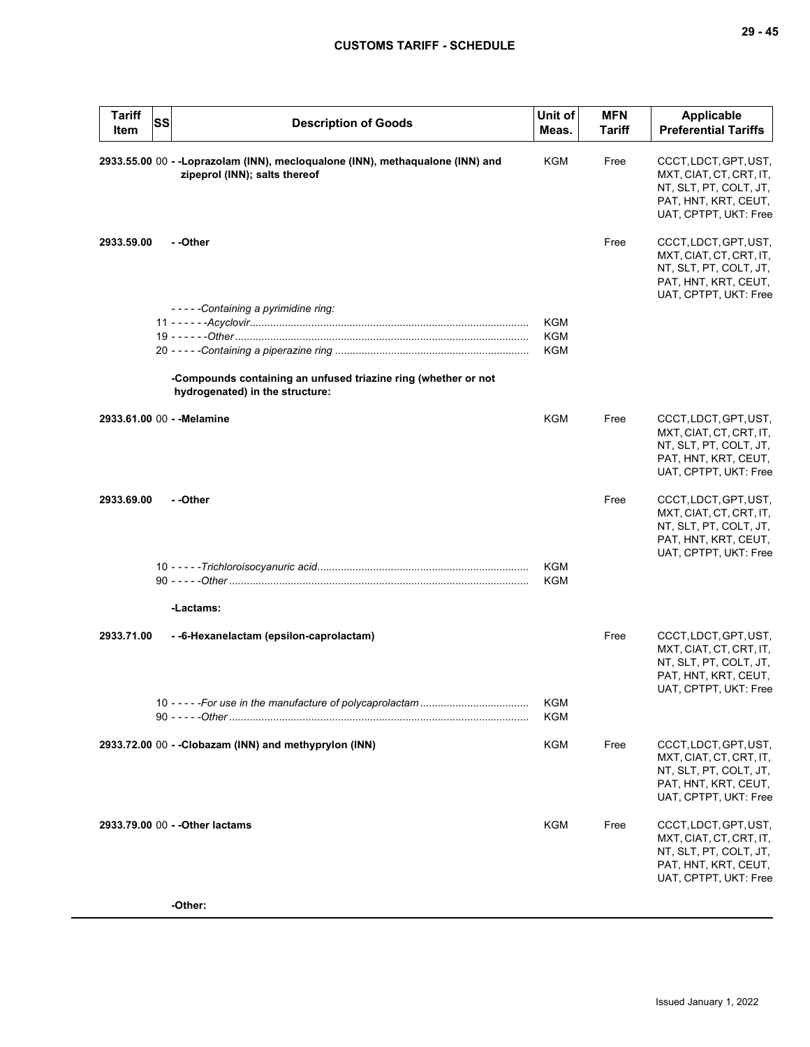| Tariff Item | SS | Description of Goods | Unit of Meas. | MFN Tariff | Applicable Preferential Tariffs |
|---|---|---|---|---|---|
| **2933.55.00** | 00 | **- -Loprazolam (INN), mecloqualone (INN), methaqualone (INN) and zipeprol (INN); salts thereof** | KGM | Free | CCCT, LDCT, GPT, UST, MXT, CIAT, CT, CRT, IT, NT, SLT, PT, COLT, JT, PAT, HNT, KRT, CEUT, UAT, CPTPT, UKT: Free |
| **2933.59.00** | | **- -Other** | | Free | CCCT, LDCT, GPT, UST, MXT, CIAT, CT, CRT, IT, NT, SLT, PT, COLT, JT, PAT, HNT, KRT, CEUT, UAT, CPTPT, UKT: Free |
| | | - - - - -*Containing a pyrimidine ring:* | | | |
| | 11 | - - - - - -*Acyclovir* | KGM | | |
| | 19 | - - - - - -*Other* | KGM | | |
| | 20 | - - - - -*Containing a piperazine ring* | KGM | | |
| | | **-Compounds containing an unfused triazine ring (whether or not hydrogenated) in the structure:** | | | |
| **2933.61.00** | 00 | **- -Melamine** | KGM | Free | CCCT, LDCT, GPT, UST, MXT, CIAT, CT, CRT, IT, NT, SLT, PT, COLT, JT, PAT, HNT, KRT, CEUT, UAT, CPTPT, UKT: Free |
| **2933.69.00** | | **- -Other** | | Free | CCCT, LDCT, GPT, UST, MXT, CIAT, CT, CRT, IT, NT, SLT, PT, COLT, JT, PAT, HNT, KRT, CEUT, UAT, CPTPT, UKT: Free |
| | 10 | - - - - -*Trichloroisocyanuric acid* | KGM | | |
| | 90 | - - - - -*Other* | KGM | | |
| | | **-Lactams:** | | | |
| **2933.71.00** | | **- -6-Hexanelactam (epsilon-caprolactam)** | | Free | CCCT, LDCT, GPT, UST, MXT, CIAT, CT, CRT, IT, NT, SLT, PT, COLT, JT, PAT, HNT, KRT, CEUT, UAT, CPTPT, UKT: Free |
| | 10 | - - - - -*For use in the manufacture of polycaprolactam* | KGM | | |
| | 90 | - - - - -*Other* | KGM | | |
| **2933.72.00** | 00 | **- -Clobazam (INN) and methyprylon (INN)** | KGM | Free | CCCT, LDCT, GPT, UST, MXT, CIAT, CT, CRT, IT, NT, SLT, PT, COLT, JT, PAT, HNT, KRT, CEUT, UAT, CPTPT, UKT: Free |
| **2933.79.00** | 00 | **- -Other lactams** | KGM | Free | CCCT, LDCT, GPT, UST, MXT, CIAT, CT, CRT, IT, NT, SLT, PT, COLT, JT, PAT, HNT, KRT, CEUT, UAT, CPTPT, UKT: Free |
| | | **-Other:** | | | |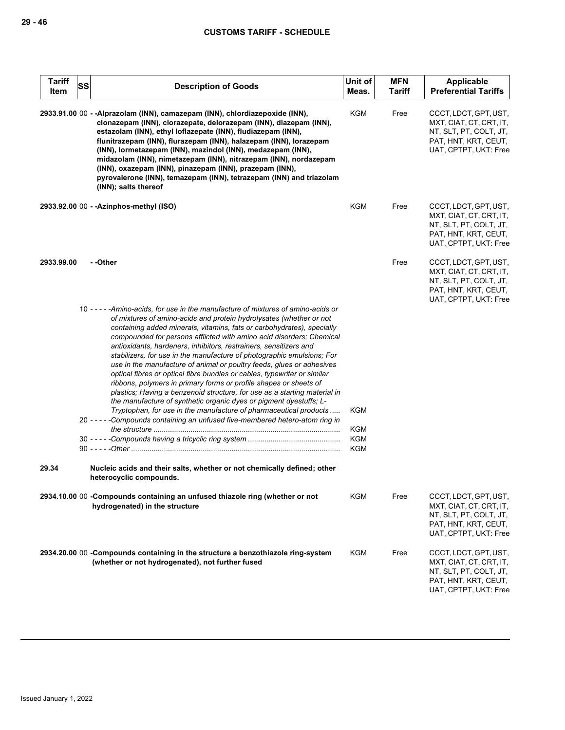| Tariff Item | SS | Description of Goods | Unit of Meas. | MFN Tariff | Applicable Preferential Tariffs |
|---|---|---|---|---|---|
| 2933.91.00 | 00 | - -Alprazolam (INN), camazepam (INN), chlordiazepoxide (INN), clonazepam (INN), clorazepate, delorazepam (INN), diazepam (INN), estazolam (INN), ethyl loflazepate (INN), fludiazepam (INN), flunitrazepam (INN), flurazepam (INN), halazepam (INN), lorazepam (INN), lormetazepam (INN), mazindol (INN), medazepam (INN), midazolam (INN), nimetazepam (INN), nitrazepam (INN), nordazepam (INN), oxazepam (INN), pinazepam (INN), prazepam (INN), pyrovalerone (INN), temazepam (INN), tetrazepam (INN) and triazolam (INN); salts thereof | KGM | Free | CCCT, LDCT, GPT, UST, MXT, CIAT, CT, CRT, IT, NT, SLT, PT, COLT, JT, PAT, HNT, KRT, CEUT, UAT, CPTPT, UKT: Free |
| 2933.92.00 | 00 | - -Azinphos-methyl (ISO) | KGM | Free | CCCT, LDCT, GPT, UST, MXT, CIAT, CT, CRT, IT, NT, SLT, PT, COLT, JT, PAT, HNT, KRT, CEUT, UAT, CPTPT, UKT: Free |
| 2933.99.00 | | - -Other | | Free | CCCT, LDCT, GPT, UST, MXT, CIAT, CT, CRT, IT, NT, SLT, PT, COLT, JT, PAT, HNT, KRT, CEUT, UAT, CPTPT, UKT: Free |
| | 10 | - - - - -*Amino-acids, for use in the manufacture of mixtures of amino-acids or of mixtures of amino-acids and protein hydrolysates (whether or not containing added minerals, vitamins, fats or carbohydrates), specially compounded for persons afflicted with amino acid disorders; Chemical antioxidants, hardeners, inhibitors, restrainers, sensitizers and stabilizers, for use in the manufacture of photographic emulsions; For use in the manufacture of animal or poultry feeds, glues or adhesives optical fibres or optical fibre bundles or cables, typewriter or similar ribbons, polymers in primary forms or profile shapes or sheets of plastics; Having a benzenoid structure, for use as a starting material in the manufacture of synthetic organic dyes or pigment dyestuffs; L-Tryptophan, for use in the manufacture of pharmaceutical products* | KGM | | |
| | 20 | - - - - -*Compounds containing an unfused five-membered hetero-atom ring in the structure* | KGM | | |
| | 30 | - - - - -*Compounds having a tricyclic ring system* | KGM | | |
| | 90 | - - - - -*Other* | KGM | | |
| **29.34** | | **Nucleic acids and their salts, whether or not chemically defined; other heterocyclic compounds.** | | | |
| 2934.10.00 | 00 | -Compounds containing an unfused thiazole ring (whether or not hydrogenated) in the structure | KGM | Free | CCCT, LDCT, GPT, UST, MXT, CIAT, CT, CRT, IT, NT, SLT, PT, COLT, JT, PAT, HNT, KRT, CEUT, UAT, CPTPT, UKT: Free |
| 2934.20.00 | 00 | -Compounds containing in the structure a benzothiazole ring-system (whether or not hydrogenated), not further fused | KGM | Free | CCCT, LDCT, GPT, UST, MXT, CIAT, CT, CRT, IT, NT, SLT, PT, COLT, JT, PAT, HNT, KRT, CEUT, UAT, CPTPT, UKT: Free |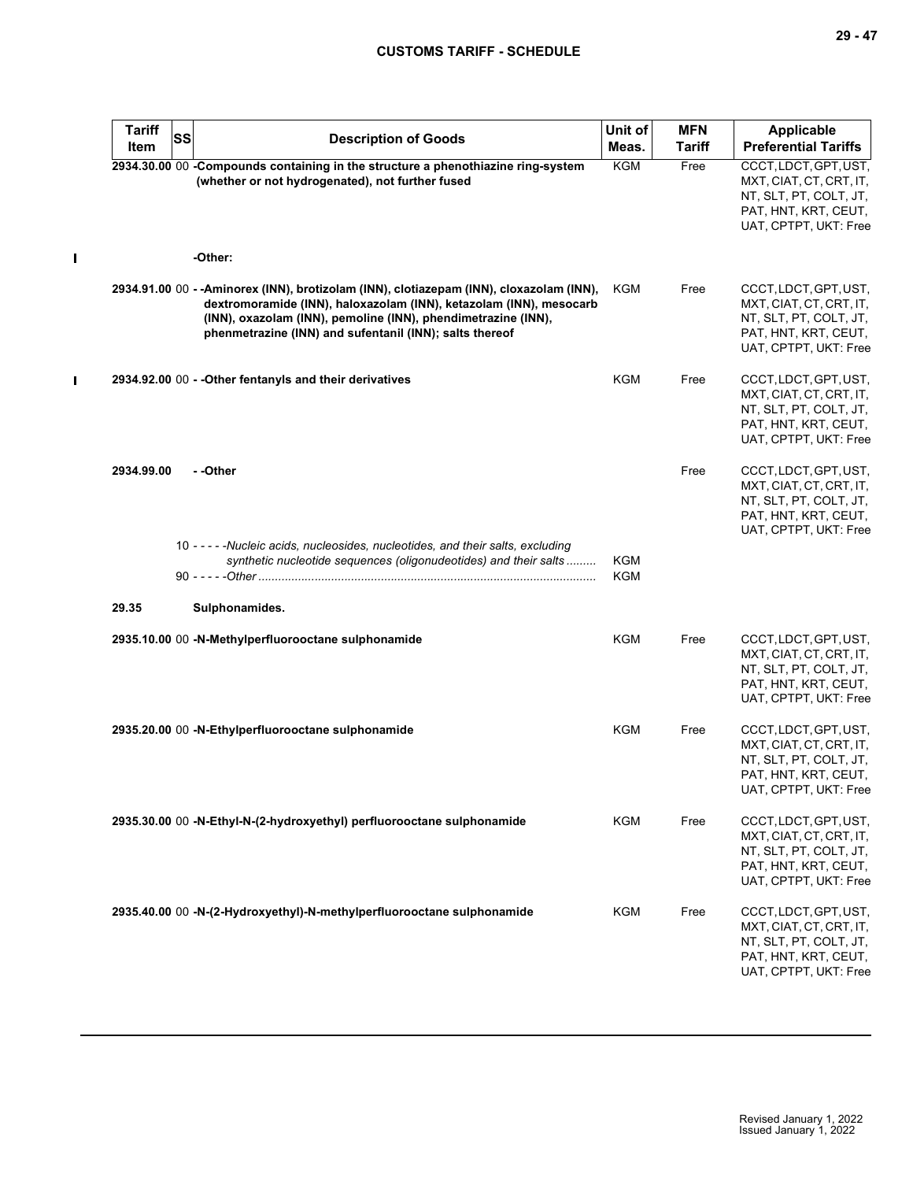| Tariff Item | SS | Description of Goods | Unit of Meas. | MFN Tariff | Applicable Preferential Tariffs |
|---|---|---|---|---|---|
| 2934.30.00 | 00 | **-Compounds containing in the structure a phenothiazine ring-system (whether or not hydrogenated), not further fused** | KGM | Free | CCCT, LDCT, GPT, UST, MXT, CIAT, CT, CRT, IT, NT, SLT, PT, COLT, JT, PAT, HNT, KRT, CEUT, UAT, CPTPT, UKT: Free |
| | | **-Other:** | | | |
| 2934.91.00 | 00 | **- -Aminorex (INN), brotizolam (INN), clotiazepam (INN), cloxazolam (INN), dextromoramide (INN), haloxazolam (INN), ketazolam (INN), mesocarb (INN), oxazolam (INN), pemoline (INN), phendimetrazine (INN), phenmetrazine (INN) and sufentanil (INN); salts thereof** | KGM | Free | CCCT, LDCT, GPT, UST, MXT, CIAT, CT, CRT, IT, NT, SLT, PT, COLT, JT, PAT, HNT, KRT, CEUT, UAT, CPTPT, UKT: Free |
| 2934.92.00 | 00 | **- -Other fentanyls and their derivatives** | KGM | Free | CCCT, LDCT, GPT, UST, MXT, CIAT, CT, CRT, IT, NT, SLT, PT, COLT, JT, PAT, HNT, KRT, CEUT, UAT, CPTPT, UKT: Free |
| 2934.99.00 | | **- -Other** | | Free | CCCT, LDCT, GPT, UST, MXT, CIAT, CT, CRT, IT, NT, SLT, PT, COLT, JT, PAT, HNT, KRT, CEUT, UAT, CPTPT, UKT: Free |
| | 10 | - - - - -*Nucleic acids, nucleosides, nucleotides, and their salts, excluding synthetic nucleotide sequences (oligonudeotides) and their salts* | KGM | | |
| | 90 | - - - - -*Other* | KGM | | |
| **29.35** | | **Sulphonamides.** | | | |
| 2935.10.00 | 00 | **-N-Methylperfluorooctane sulphonamide** | KGM | Free | CCCT, LDCT, GPT, UST, MXT, CIAT, CT, CRT, IT, NT, SLT, PT, COLT, JT, PAT, HNT, KRT, CEUT, UAT, CPTPT, UKT: Free |
| 2935.20.00 | 00 | **-N-Ethylperfluorooctane sulphonamide** | KGM | Free | CCCT, LDCT, GPT, UST, MXT, CIAT, CT, CRT, IT, NT, SLT, PT, COLT, JT, PAT, HNT, KRT, CEUT, UAT, CPTPT, UKT: Free |
| 2935.30.00 | 00 | **-N-Ethyl-N-(2-hydroxyethyl) perfluorooctane sulphonamide** | KGM | Free | CCCT, LDCT, GPT, UST, MXT, CIAT, CT, CRT, IT, NT, SLT, PT, COLT, JT, PAT, HNT, KRT, CEUT, UAT, CPTPT, UKT: Free |
| 2935.40.00 | 00 | **-N-(2-Hydroxyethyl)-N-methylperfluorooctane sulphonamide** | KGM | Free | CCCT, LDCT, GPT, UST, MXT, CIAT, CT, CRT, IT, NT, SLT, PT, COLT, JT, PAT, HNT, KRT, CEUT, UAT, CPTPT, UKT: Free |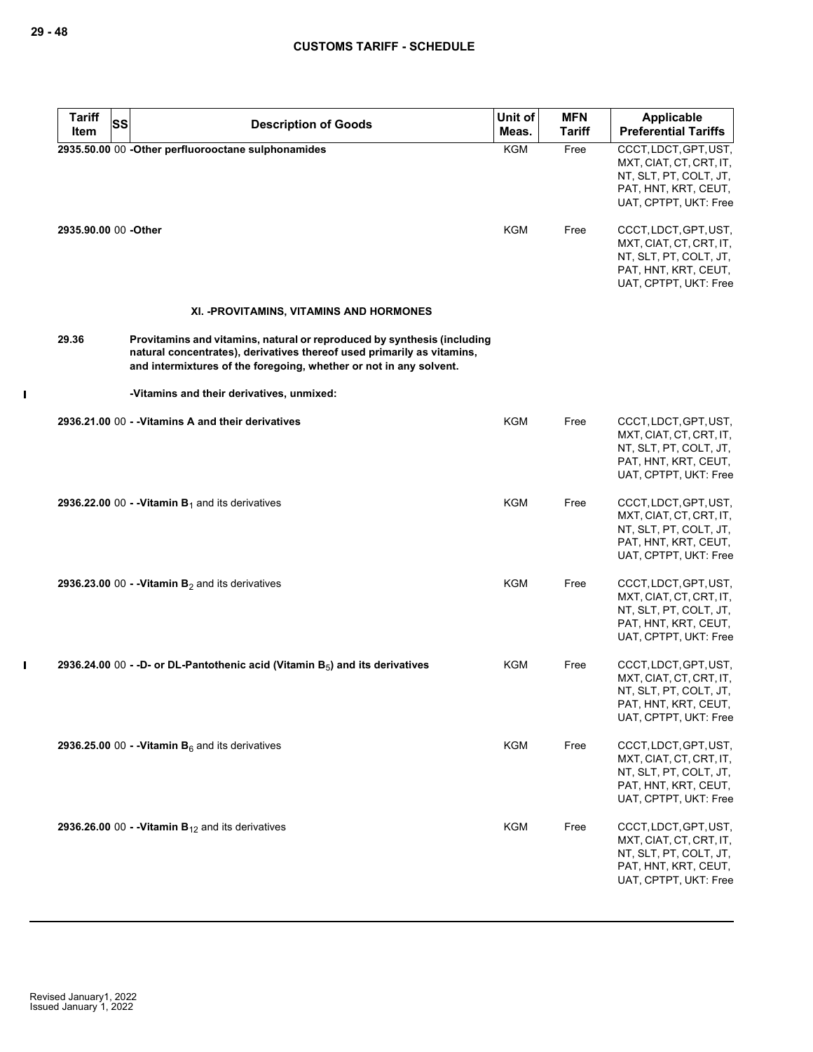| Tariff Item | SS | Description of Goods | Unit of Meas. | MFN Tariff | Applicable Preferential Tariffs |
|---|---|---|---|---|---|
| 2935.50.00 | 00 | **-Other perfluorooctane sulphonamides** | KGM | Free | CCCT, LDCT, GPT, UST, MXT, CIAT, CT, CRT, IT, NT, SLT, PT, COLT, JT, PAT, HNT, KRT, CEUT, UAT, CPTPT, UKT: Free |
| 2935.90.00 | 00 | **-Other** | KGM | Free | CCCT, LDCT, GPT, UST, MXT, CIAT, CT, CRT, IT, NT, SLT, PT, COLT, JT, PAT, HNT, KRT, CEUT, UAT, CPTPT, UKT: Free |
| | | **XI. -PROVITAMINS, VITAMINS AND HORMONES** | | | |
| 29.36 | | **Provitamins and vitamins, natural or reproduced by synthesis (including natural concentrates), derivatives thereof used primarily as vitamins, and intermixtures of the foregoing, whether or not in any solvent.** | | | |
| | | **-Vitamins and their derivatives, unmixed:** | | | |
| 2936.21.00 | 00 | **- -Vitamins A and their derivatives** | KGM | Free | CCCT, LDCT, GPT, UST, MXT, CIAT, CT, CRT, IT, NT, SLT, PT, COLT, JT, PAT, HNT, KRT, CEUT, UAT, CPTPT, UKT: Free |
| 2936.22.00 | 00 | **- -Vitamin $B_1$** and its derivatives | KGM | Free | CCCT, LDCT, GPT, UST, MXT, CIAT, CT, CRT, IT, NT, SLT, PT, COLT, JT, PAT, HNT, KRT, CEUT, UAT, CPTPT, UKT: Free |
| 2936.23.00 | 00 | **- -Vitamin $B_2$** and its derivatives | KGM | Free | CCCT, LDCT, GPT, UST, MXT, CIAT, CT, CRT, IT, NT, SLT, PT, COLT, JT, PAT, HNT, KRT, CEUT, UAT, CPTPT, UKT: Free |
| 2936.24.00 | 00 | **- -D- or DL-Pantothenic acid (Vitamin $B_5$) and its derivatives** | KGM | Free | CCCT, LDCT, GPT, UST, MXT, CIAT, CT, CRT, IT, NT, SLT, PT, COLT, JT, PAT, HNT, KRT, CEUT, UAT, CPTPT, UKT: Free |
| 2936.25.00 | 00 | **- -Vitamin $B_6$** and its derivatives | KGM | Free | CCCT, LDCT, GPT, UST, MXT, CIAT, CT, CRT, IT, NT, SLT, PT, COLT, JT, PAT, HNT, KRT, CEUT, UAT, CPTPT, UKT: Free |
| 2936.26.00 | 00 | **- -Vitamin $B_{12}$** and its derivatives | KGM | Free | CCCT, LDCT, GPT, UST, MXT, CIAT, CT, CRT, IT, NT, SLT, PT, COLT, JT, PAT, HNT, KRT, CEUT, UAT, CPTPT, UKT: Free |

Revised January1, 2022
Issued January 1, 2022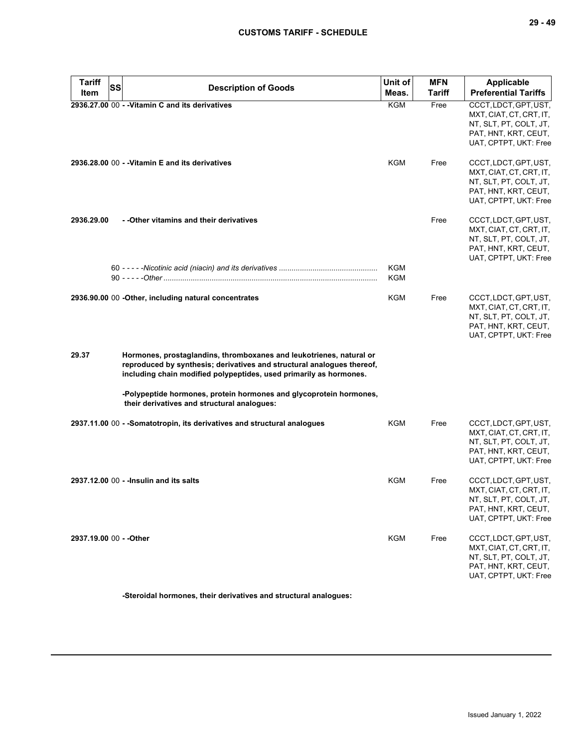| Tariff Item | SS | Description of Goods | Unit of Meas. | MFN Tariff | Applicable Preferential Tariffs |
|---|---|---|---|---|---|
| 2936.27.00 | 00 | - -Vitamin C and its derivatives | KGM | Free | CCCT, LDCT, GPT, UST, MXT, CIAT, CT, CRT, IT, NT, SLT, PT, COLT, JT, PAT, HNT, KRT, CEUT, UAT, CPTPT, UKT: Free |
| 2936.28.00 | 00 | - -Vitamin E and its derivatives | KGM | Free | CCCT, LDCT, GPT, UST, MXT, CIAT, CT, CRT, IT, NT, SLT, PT, COLT, JT, PAT, HNT, KRT, CEUT, UAT, CPTPT, UKT: Free |
| 2936.29.00 | | - -Other vitamins and their derivatives | | Free | CCCT, LDCT, GPT, UST, MXT, CIAT, CT, CRT, IT, NT, SLT, PT, COLT, JT, PAT, HNT, KRT, CEUT, UAT, CPTPT, UKT: Free |
| | 60 | - - - - -*Nicotinic acid (niacin) and its derivatives* | KGM | | |
| | 90 | - - - - -*Other* | KGM | | |
| 2936.90.00 | 00 | -Other, including natural concentrates | KGM | Free | CCCT, LDCT, GPT, UST, MXT, CIAT, CT, CRT, IT, NT, SLT, PT, COLT, JT, PAT, HNT, KRT, CEUT, UAT, CPTPT, UKT: Free |
| 29.37 | | **Hormones, prostaglandins, thromboxanes and leukotrienes, natural or reproduced by synthesis; derivatives and structural analogues thereof, including chain modified polypeptides, used primarily as hormones.** | | | |
| | | **-Polypeptide hormones, protein hormones and glycoprotein hormones, their derivatives and structural analogues:** | | | |
| 2937.11.00 | 00 | - -Somatotropin, its derivatives and structural analogues | KGM | Free | CCCT, LDCT, GPT, UST, MXT, CIAT, CT, CRT, IT, NT, SLT, PT, COLT, JT, PAT, HNT, KRT, CEUT, UAT, CPTPT, UKT: Free |
| 2937.12.00 | 00 | - -Insulin and its salts | KGM | Free | CCCT, LDCT, GPT, UST, MXT, CIAT, CT, CRT, IT, NT, SLT, PT, COLT, JT, PAT, HNT, KRT, CEUT, UAT, CPTPT, UKT: Free |
| 2937.19.00 | 00 | - -Other | KGM | Free | CCCT, LDCT, GPT, UST, MXT, CIAT, CT, CRT, IT, NT, SLT, PT, COLT, JT, PAT, HNT, KRT, CEUT, UAT, CPTPT, UKT: Free |
| | | **-Steroidal hormones, their derivatives and structural analogues:** | | | |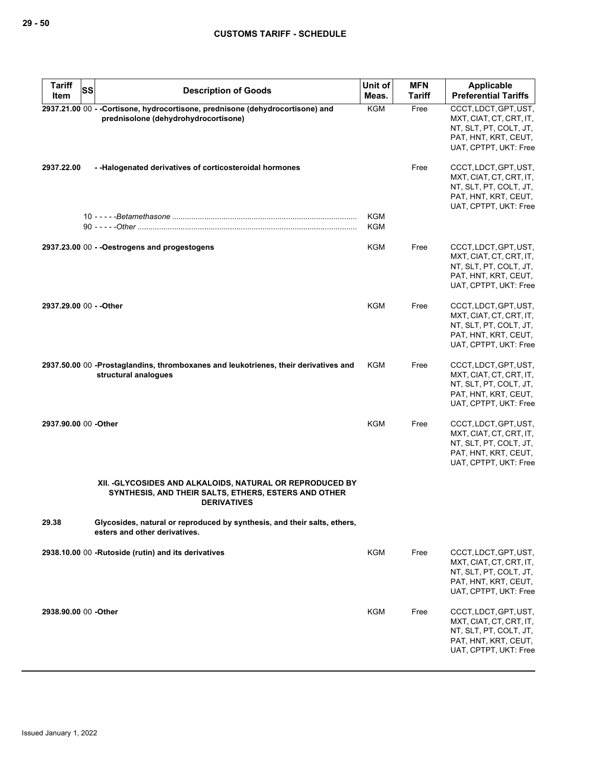| Tariff Item | SS | Description of Goods | Unit of Meas. | MFN Tariff | Applicable Preferential Tariffs |
|---|---|---|---|---|---|
| 2937.21.00 | 00 | **- -Cortisone, hydrocortisone, prednisone (dehydrocortisone) and prednisolone (dehydrohydrocortisone)** | KGM | Free | CCCT, LDCT, GPT, UST, MXT, CIAT, CT, CRT, IT, NT, SLT, PT, COLT, JT, PAT, HNT, KRT, CEUT, UAT, CPTPT, UKT: Free |
| 2937.22.00 | | **- -Halogenated derivatives of corticosteroidal hormones** | | Free | CCCT, LDCT, GPT, UST, MXT, CIAT, CT, CRT, IT, NT, SLT, PT, COLT, JT, PAT, HNT, KRT, CEUT, UAT, CPTPT, UKT: Free |
| | 10 | - - - - -*Betamethasone* | KGM | | |
| | 90 | - - - - -*Other* | KGM | | |
| 2937.23.00 | 00 | **- -Oestrogens and progestogens** | KGM | Free | CCCT, LDCT, GPT, UST, MXT, CIAT, CT, CRT, IT, NT, SLT, PT, COLT, JT, PAT, HNT, KRT, CEUT, UAT, CPTPT, UKT: Free |
| 2937.29.00 | 00 | **- -Other** | KGM | Free | CCCT, LDCT, GPT, UST, MXT, CIAT, CT, CRT, IT, NT, SLT, PT, COLT, JT, PAT, HNT, KRT, CEUT, UAT, CPTPT, UKT: Free |
| 2937.50.00 | 00 | **-Prostaglandins, thromboxanes and leukotrienes, their derivatives and structural analogues** | KGM | Free | CCCT, LDCT, GPT, UST, MXT, CIAT, CT, CRT, IT, NT, SLT, PT, COLT, JT, PAT, HNT, KRT, CEUT, UAT, CPTPT, UKT: Free |
| 2937.90.00 | 00 | **-Other** | KGM | Free | CCCT, LDCT, GPT, UST, MXT, CIAT, CT, CRT, IT, NT, SLT, PT, COLT, JT, PAT, HNT, KRT, CEUT, UAT, CPTPT, UKT: Free |
| | | **XII. -GLYCOSIDES AND ALKALOIDS, NATURAL OR REPRODUCED BY SYNTHESIS, AND THEIR SALTS, ETHERS, ESTERS AND OTHER DERIVATIVES** | | | |
| 29.38 | | **Glycosides, natural or reproduced by synthesis, and their salts, ethers, esters and other derivatives.** | | | |
| 2938.10.00 | 00 | **-Rutoside (rutin) and its derivatives** | KGM | Free | CCCT, LDCT, GPT, UST, MXT, CIAT, CT, CRT, IT, NT, SLT, PT, COLT, JT, PAT, HNT, KRT, CEUT, UAT, CPTPT, UKT: Free |
| 2938.90.00 | 00 | **-Other** | KGM | Free | CCCT, LDCT, GPT, UST, MXT, CIAT, CT, CRT, IT, NT, SLT, PT, COLT, JT, PAT, HNT, KRT, CEUT, UAT, CPTPT, UKT: Free |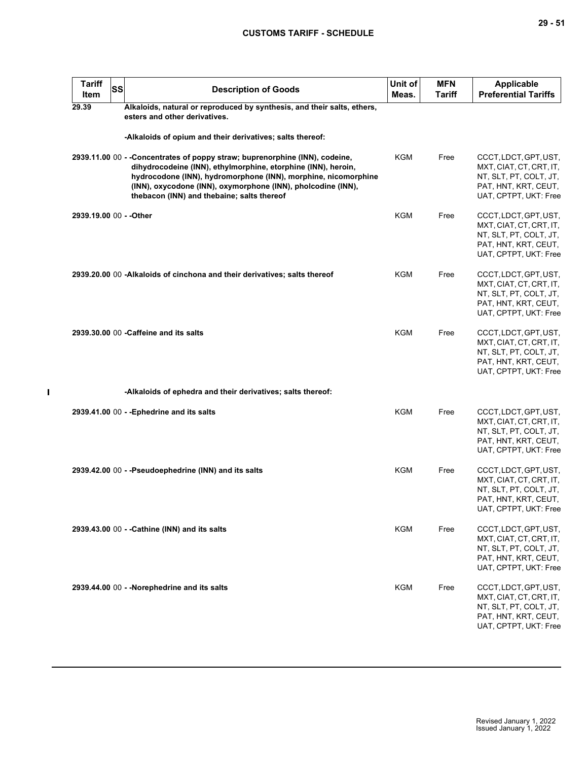| Tariff Item | SS | Description of Goods | Unit of Meas. | MFN Tariff | Applicable Preferential Tariffs |
|---|---|---|---|---|---|
| 29.39 | | **Alkaloids, natural or reproduced by synthesis, and their salts, ethers, esters and other derivatives.** | | | |
| | | **-Alkaloids of opium and their derivatives; salts thereof:** | | | |
| 2939.11.00 | 00 | **- -Concentrates of poppy straw; buprenorphine (INN), codeine, dihydrocodeine (INN), ethylmorphine, etorphine (INN), heroin, hydrocodone (INN), hydromorphone (INN), morphine, nicomorphine (INN), oxycodone (INN), oxymorphone (INN), pholcodine (INN), thebacon (INN) and thebaine; salts thereof** | KGM | Free | CCCT, LDCT, GPT, UST, MXT, CIAT, CT, CRT, IT, NT, SLT, PT, COLT, JT, PAT, HNT, KRT, CEUT, UAT, CPTPT, UKT: Free |
| 2939.19.00 | 00 | **- -Other** | KGM | Free | CCCT, LDCT, GPT, UST, MXT, CIAT, CT, CRT, IT, NT, SLT, PT, COLT, JT, PAT, HNT, KRT, CEUT, UAT, CPTPT, UKT: Free |
| 2939.20.00 | 00 | **-Alkaloids of cinchona and their derivatives; salts thereof** | KGM | Free | CCCT, LDCT, GPT, UST, MXT, CIAT, CT, CRT, IT, NT, SLT, PT, COLT, JT, PAT, HNT, KRT, CEUT, UAT, CPTPT, UKT: Free |
| 2939.30.00 | 00 | **-Caffeine and its salts** | KGM | Free | CCCT, LDCT, GPT, UST, MXT, CIAT, CT, CRT, IT, NT, SLT, PT, COLT, JT, PAT, HNT, KRT, CEUT, UAT, CPTPT, UKT: Free |
| | | **-Alkaloids of ephedra and their derivatives; salts thereof:** | | | |
| 2939.41.00 | 00 | **- -Ephedrine and its salts** | KGM | Free | CCCT, LDCT, GPT, UST, MXT, CIAT, CT, CRT, IT, NT, SLT, PT, COLT, JT, PAT, HNT, KRT, CEUT, UAT, CPTPT, UKT: Free |
| 2939.42.00 | 00 | **- -Pseudoephedrine (INN) and its salts** | KGM | Free | CCCT, LDCT, GPT, UST, MXT, CIAT, CT, CRT, IT, NT, SLT, PT, COLT, JT, PAT, HNT, KRT, CEUT, UAT, CPTPT, UKT: Free |
| 2939.43.00 | 00 | **- -Cathine (INN) and its salts** | KGM | Free | CCCT, LDCT, GPT, UST, MXT, CIAT, CT, CRT, IT, NT, SLT, PT, COLT, JT, PAT, HNT, KRT, CEUT, UAT, CPTPT, UKT: Free |
| 2939.44.00 | 00 | **- -Norephedrine and its salts** | KGM | Free | CCCT, LDCT, GPT, UST, MXT, CIAT, CT, CRT, IT, NT, SLT, PT, COLT, JT, PAT, HNT, KRT, CEUT, UAT, CPTPT, UKT: Free |

Revised January 1, 2022
Issued January 1, 2022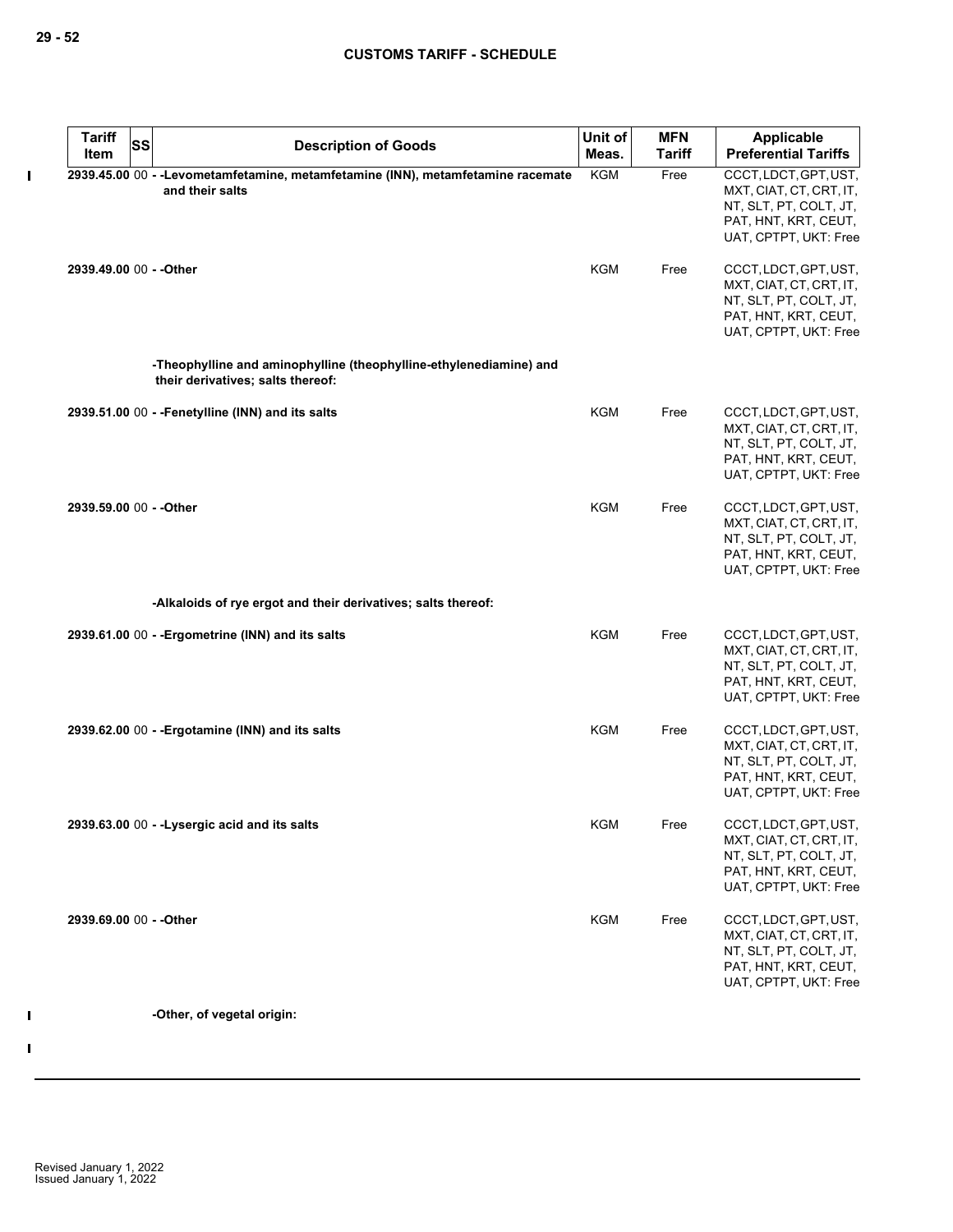| Tariff Item | SS | Description of Goods | Unit of Meas. | MFN Tariff | Applicable Preferential Tariffs |
|---|---|---|---|---|---|
| 2939.45.00 | 00 | - -Levometamfetamine, metamfetamine (INN), metamfetamine racemate and their salts | KGM | Free | CCCT, LDCT, GPT, UST, MXT, CIAT, CT, CRT, IT, NT, SLT, PT, COLT, JT, PAT, HNT, KRT, CEUT, UAT, CPTPT, UKT: Free |
| 2939.49.00 | 00 | - -Other | KGM | Free | CCCT, LDCT, GPT, UST, MXT, CIAT, CT, CRT, IT, NT, SLT, PT, COLT, JT, PAT, HNT, KRT, CEUT, UAT, CPTPT, UKT: Free |
| | | -Theophylline and aminophylline (theophylline-ethylenediamine) and their derivatives; salts thereof: | | | |
| 2939.51.00 | 00 | - -Fenetylline (INN) and its salts | KGM | Free | CCCT, LDCT, GPT, UST, MXT, CIAT, CT, CRT, IT, NT, SLT, PT, COLT, JT, PAT, HNT, KRT, CEUT, UAT, CPTPT, UKT: Free |
| 2939.59.00 | 00 | - -Other | KGM | Free | CCCT, LDCT, GPT, UST, MXT, CIAT, CT, CRT, IT, NT, SLT, PT, COLT, JT, PAT, HNT, KRT, CEUT, UAT, CPTPT, UKT: Free |
| | | -Alkaloids of rye ergot and their derivatives; salts thereof: | | | |
| 2939.61.00 | 00 | - -Ergometrine (INN) and its salts | KGM | Free | CCCT, LDCT, GPT, UST, MXT, CIAT, CT, CRT, IT, NT, SLT, PT, COLT, JT, PAT, HNT, KRT, CEUT, UAT, CPTPT, UKT: Free |
| 2939.62.00 | 00 | - -Ergotamine (INN) and its salts | KGM | Free | CCCT, LDCT, GPT, UST, MXT, CIAT, CT, CRT, IT, NT, SLT, PT, COLT, JT, PAT, HNT, KRT, CEUT, UAT, CPTPT, UKT: Free |
| 2939.63.00 | 00 | - -Lysergic acid and its salts | KGM | Free | CCCT, LDCT, GPT, UST, MXT, CIAT, CT, CRT, IT, NT, SLT, PT, COLT, JT, PAT, HNT, KRT, CEUT, UAT, CPTPT, UKT: Free |
| 2939.69.00 | 00 | - -Other | KGM | Free | CCCT, LDCT, GPT, UST, MXT, CIAT, CT, CRT, IT, NT, SLT, PT, COLT, JT, PAT, HNT, KRT, CEUT, UAT, CPTPT, UKT: Free |
| | | -Other, of vegetal origin: | | | |

Revised January 1, 2022
Issued January 1, 2022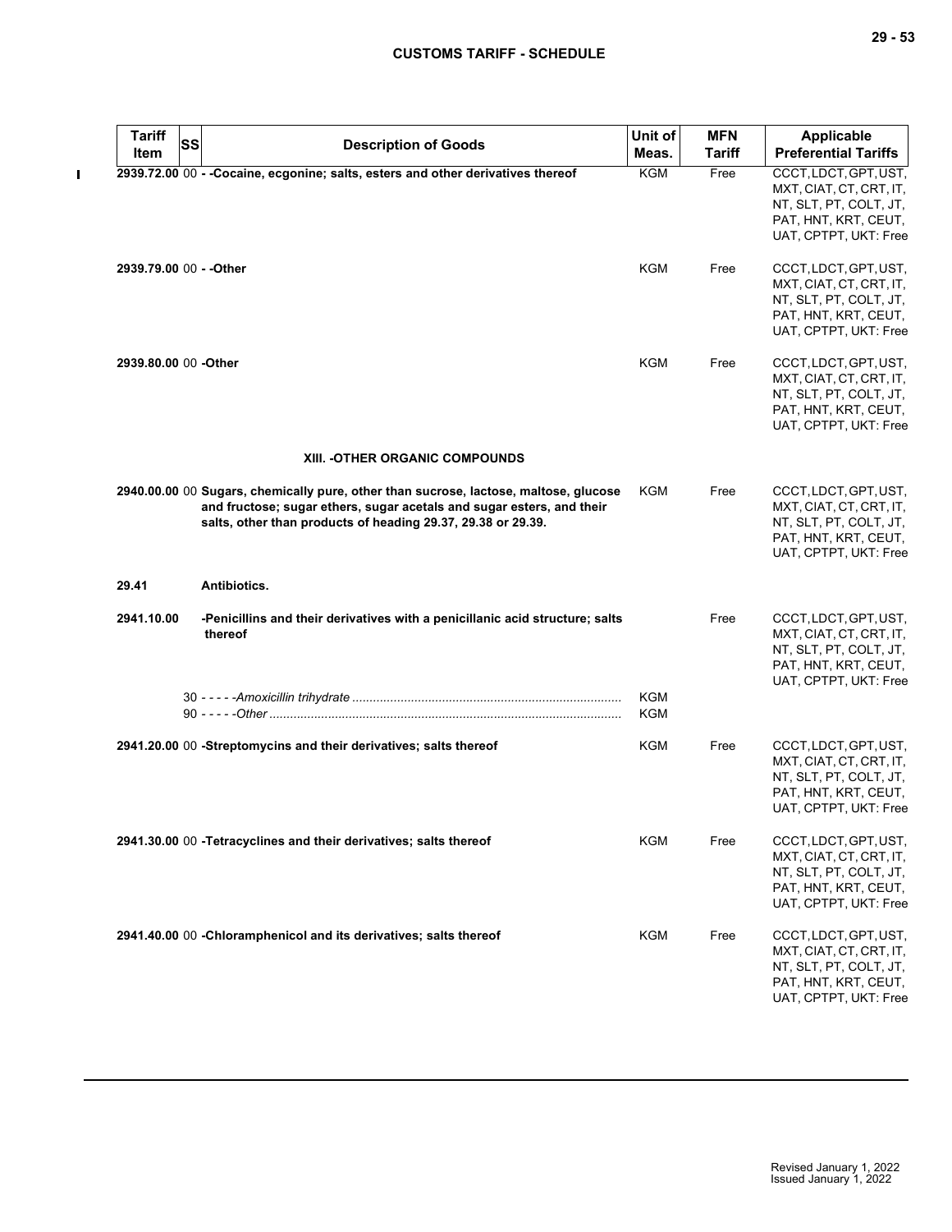| Tariff Item | SS | Description of Goods | Unit of Meas. | MFN Tariff | Applicable Preferential Tariffs |
|---|---|---|---|---|---|
| 2939.72.00 | 00 | - -Cocaine, ecgonine; salts, esters and other derivatives thereof | KGM | Free | CCCT, LDCT, GPT, UST, MXT, CIAT, CT, CRT, IT, NT, SLT, PT, COLT, JT, PAT, HNT, KRT, CEUT, UAT, CPTPT, UKT: Free |
| 2939.79.00 | 00 | - -Other | KGM | Free | CCCT, LDCT, GPT, UST, MXT, CIAT, CT, CRT, IT, NT, SLT, PT, COLT, JT, PAT, HNT, KRT, CEUT, UAT, CPTPT, UKT: Free |
| 2939.80.00 | 00 | -Other | KGM | Free | CCCT, LDCT, GPT, UST, MXT, CIAT, CT, CRT, IT, NT, SLT, PT, COLT, JT, PAT, HNT, KRT, CEUT, UAT, CPTPT, UKT: Free |
| | | **XIII. -OTHER ORGANIC COMPOUNDS** | | | |
| 2940.00.00 | 00 | Sugars, chemically pure, other than sucrose, lactose, maltose, glucose and fructose; sugar ethers, sugar acetals and sugar esters, and their salts, other than products of heading 29.37, 29.38 or 29.39. | KGM | Free | CCCT, LDCT, GPT, UST, MXT, CIAT, CT, CRT, IT, NT, SLT, PT, COLT, JT, PAT, HNT, KRT, CEUT, UAT, CPTPT, UKT: Free |
| 29.41 | | Antibiotics. | | | |
| 2941.10.00 | | -Penicillins and their derivatives with a penicillanic acid structure; salts thereof | | Free | CCCT, LDCT, GPT, UST, MXT, CIAT, CT, CRT, IT, NT, SLT, PT, COLT, JT, PAT, HNT, KRT, CEUT, UAT, CPTPT, UKT: Free |
| | 30 | - - - - -*Amoxicillin trihydrate* | KGM | | |
| | 90 | - - - - -*Other* | KGM | | |
| 2941.20.00 | 00 | -Streptomycins and their derivatives; salts thereof | KGM | Free | CCCT, LDCT, GPT, UST, MXT, CIAT, CT, CRT, IT, NT, SLT, PT, COLT, JT, PAT, HNT, KRT, CEUT, UAT, CPTPT, UKT: Free |
| 2941.30.00 | 00 | -Tetracyclines and their derivatives; salts thereof | KGM | Free | CCCT, LDCT, GPT, UST, MXT, CIAT, CT, CRT, IT, NT, SLT, PT, COLT, JT, PAT, HNT, KRT, CEUT, UAT, CPTPT, UKT: Free |
| 2941.40.00 | 00 | -Chloramphenicol and its derivatives; salts thereof | KGM | Free | CCCT, LDCT, GPT, UST, MXT, CIAT, CT, CRT, IT, NT, SLT, PT, COLT, JT, PAT, HNT, KRT, CEUT, UAT, CPTPT, UKT: Free |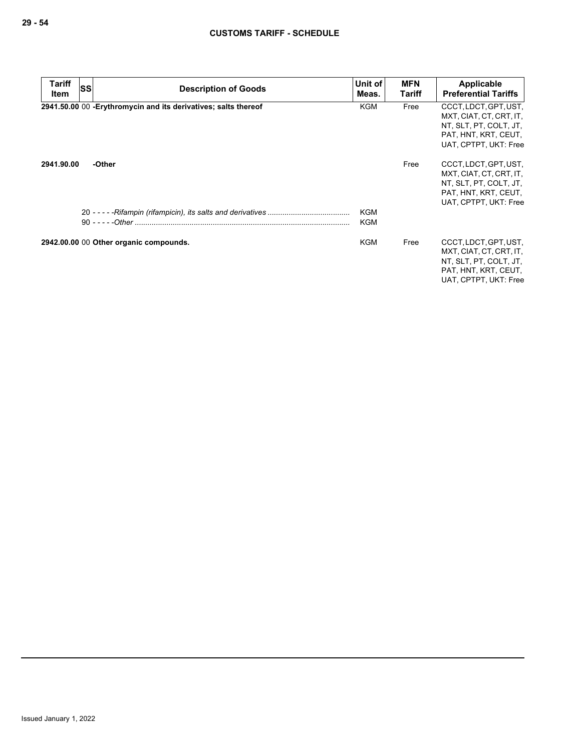| Tariff Item | SS | Description of Goods | Unit of Meas. | MFN Tariff | Applicable Preferential Tariffs |
|---|---|---|---|---|---|
| **2941.50.00** | 00 | **-Erythromycin and its derivatives; salts thereof** | KGM | Free | CCCT, LDCT, GPT, UST, MXT, CIAT, CT, CRT, IT, NT, SLT, PT, COLT, JT, PAT, HNT, KRT, CEUT, UAT, CPTPT, UKT: Free |
| **2941.90.00** | | **-Other** | | Free | CCCT, LDCT, GPT, UST, MXT, CIAT, CT, CRT, IT, NT, SLT, PT, COLT, JT, PAT, HNT, KRT, CEUT, UAT, CPTPT, UKT: Free |
| | 20 | - - - - -*Rifampin (rifampicin), its salts and derivatives* | KGM | | |
| | 90 | - - - - -*Other* | KGM | | |
| **2942.00.00** | 00 | **Other organic compounds.** | KGM | Free | CCCT, LDCT, GPT, UST, MXT, CIAT, CT, CRT, IT, NT, SLT, PT, COLT, JT, PAT, HNT, KRT, CEUT, UAT, CPTPT, UKT: Free |